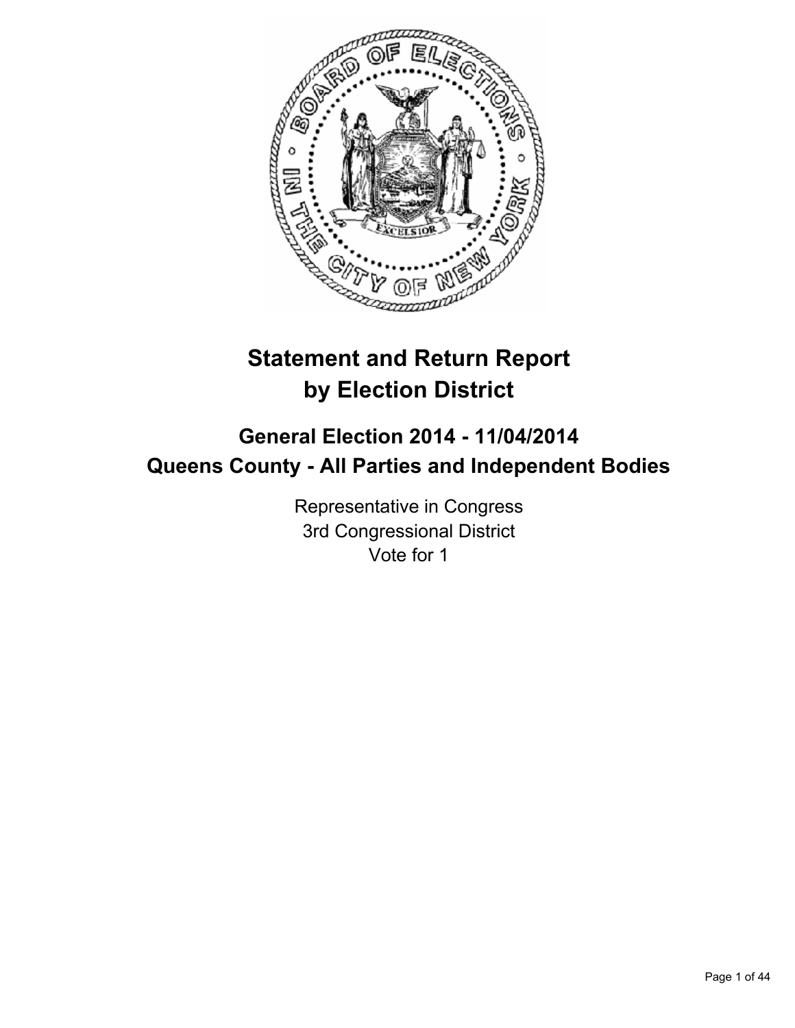# Statement and Return Report by Election District

## General Election 2014 - 11/04/2014
## Queens County - All Parties and Independent Bodies

Representative in Congress
3rd Congressional District
Vote for 1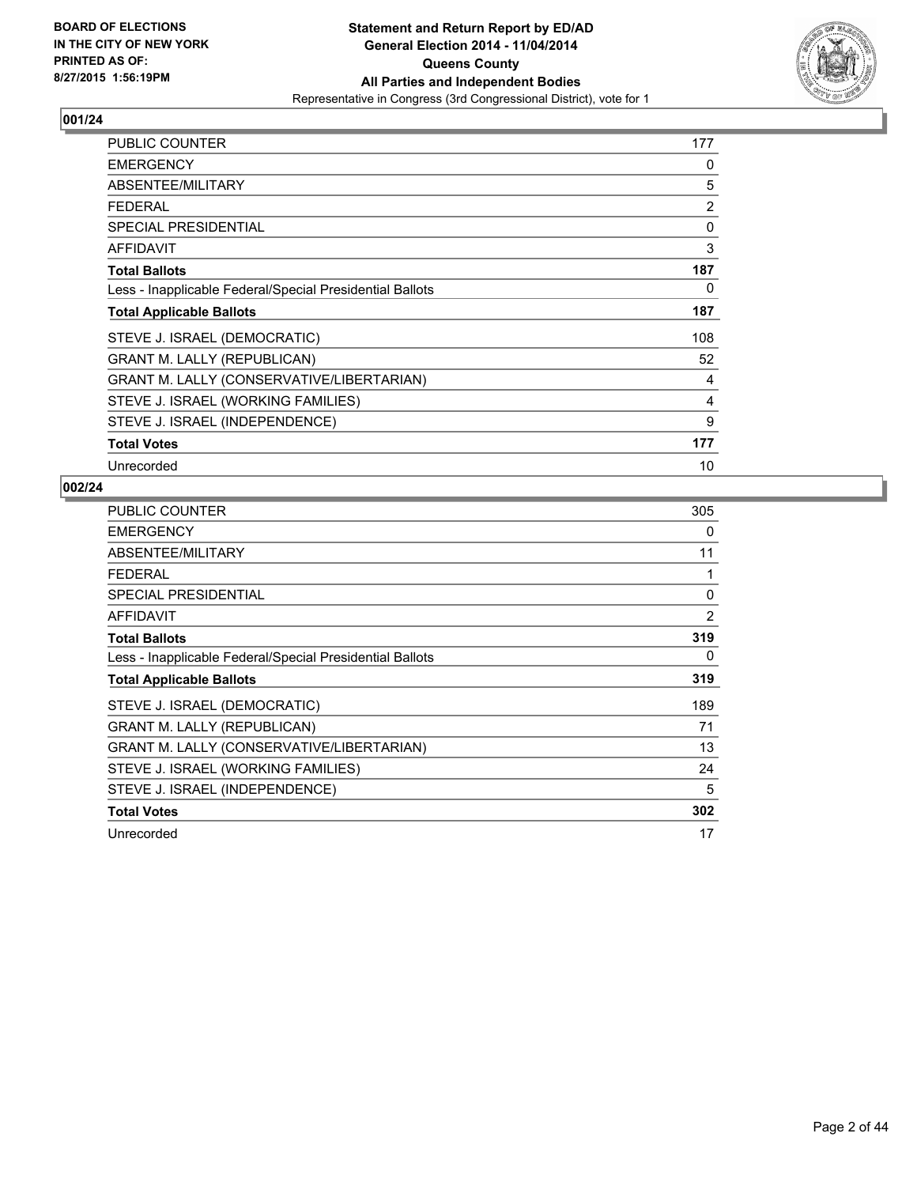**BOARD OF ELECTIONS IN THE CITY OF NEW YORK PRINTED AS OF: 8/27/2015 1:56:19PM**

**Statement and Return Report by ED/AD General Election 2014 - 11/04/2014 Queens County All Parties and Independent Bodies**

Representative in Congress (3rd Congressional District), vote for 1

## 001/24

| | |
|---|---|
| PUBLIC COUNTER | 177 |
| EMERGENCY | 0 |
| ABSENTEE/MILITARY | 5 |
| FEDERAL | 2 |
| SPECIAL PRESIDENTIAL | 0 |
| AFFIDAVIT | 3 |
| **Total Ballots** | **187** |
| Less - Inapplicable Federal/Special Presidential Ballots | 0 |
| **Total Applicable Ballots** | **187** |
| STEVE J. ISRAEL (DEMOCRATIC) | 108 |
| GRANT M. LALLY (REPUBLICAN) | 52 |
| GRANT M. LALLY (CONSERVATIVE/LIBERTARIAN) | 4 |
| STEVE J. ISRAEL (WORKING FAMILIES) | 4 |
| STEVE J. ISRAEL (INDEPENDENCE) | 9 |
| **Total Votes** | **177** |
| Unrecorded | 10 |

## 002/24

| | |
|---|---|
| PUBLIC COUNTER | 305 |
| EMERGENCY | 0 |
| ABSENTEE/MILITARY | 11 |
| FEDERAL | 1 |
| SPECIAL PRESIDENTIAL | 0 |
| AFFIDAVIT | 2 |
| **Total Ballots** | **319** |
| Less - Inapplicable Federal/Special Presidential Ballots | 0 |
| **Total Applicable Ballots** | **319** |
| STEVE J. ISRAEL (DEMOCRATIC) | 189 |
| GRANT M. LALLY (REPUBLICAN) | 71 |
| GRANT M. LALLY (CONSERVATIVE/LIBERTARIAN) | 13 |
| STEVE J. ISRAEL (WORKING FAMILIES) | 24 |
| STEVE J. ISRAEL (INDEPENDENCE) | 5 |
| **Total Votes** | **302** |
| Unrecorded | 17 |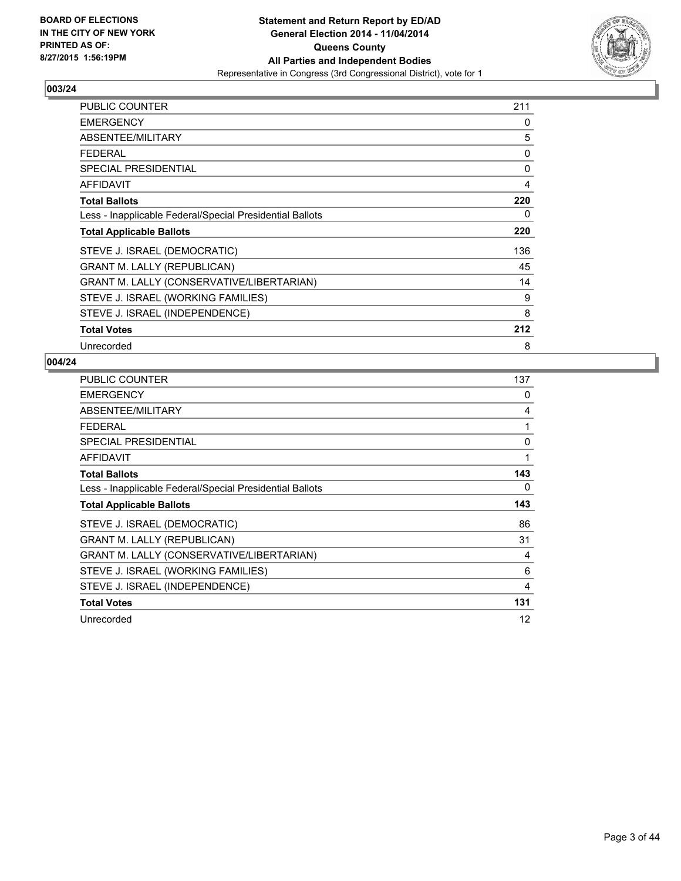**BOARD OF ELECTIONS IN THE CITY OF NEW YORK PRINTED AS OF: 8/27/2015 1:56:19PM**

**Statement and Return Report by ED/AD General Election 2014 - 11/04/2014 Queens County All Parties and Independent Bodies**
Representative in Congress (3rd Congressional District), vote for 1

## 003/24

| | |
|---|---|
| PUBLIC COUNTER | 211 |
| EMERGENCY | 0 |
| ABSENTEE/MILITARY | 5 |
| FEDERAL | 0 |
| SPECIAL PRESIDENTIAL | 0 |
| AFFIDAVIT | 4 |
| **Total Ballots** | **220** |
| Less - Inapplicable Federal/Special Presidential Ballots | 0 |
| **Total Applicable Ballots** | **220** |
| STEVE J. ISRAEL (DEMOCRATIC) | 136 |
| GRANT M. LALLY (REPUBLICAN) | 45 |
| GRANT M. LALLY (CONSERVATIVE/LIBERTARIAN) | 14 |
| STEVE J. ISRAEL (WORKING FAMILIES) | 9 |
| STEVE J. ISRAEL (INDEPENDENCE) | 8 |
| **Total Votes** | **212** |
| Unrecorded | 8 |

## 004/24

| | |
|---|---|
| PUBLIC COUNTER | 137 |
| EMERGENCY | 0 |
| ABSENTEE/MILITARY | 4 |
| FEDERAL | 1 |
| SPECIAL PRESIDENTIAL | 0 |
| AFFIDAVIT | 1 |
| **Total Ballots** | **143** |
| Less - Inapplicable Federal/Special Presidential Ballots | 0 |
| **Total Applicable Ballots** | **143** |
| STEVE J. ISRAEL (DEMOCRATIC) | 86 |
| GRANT M. LALLY (REPUBLICAN) | 31 |
| GRANT M. LALLY (CONSERVATIVE/LIBERTARIAN) | 4 |
| STEVE J. ISRAEL (WORKING FAMILIES) | 6 |
| STEVE J. ISRAEL (INDEPENDENCE) | 4 |
| **Total Votes** | **131** |
| Unrecorded | 12 |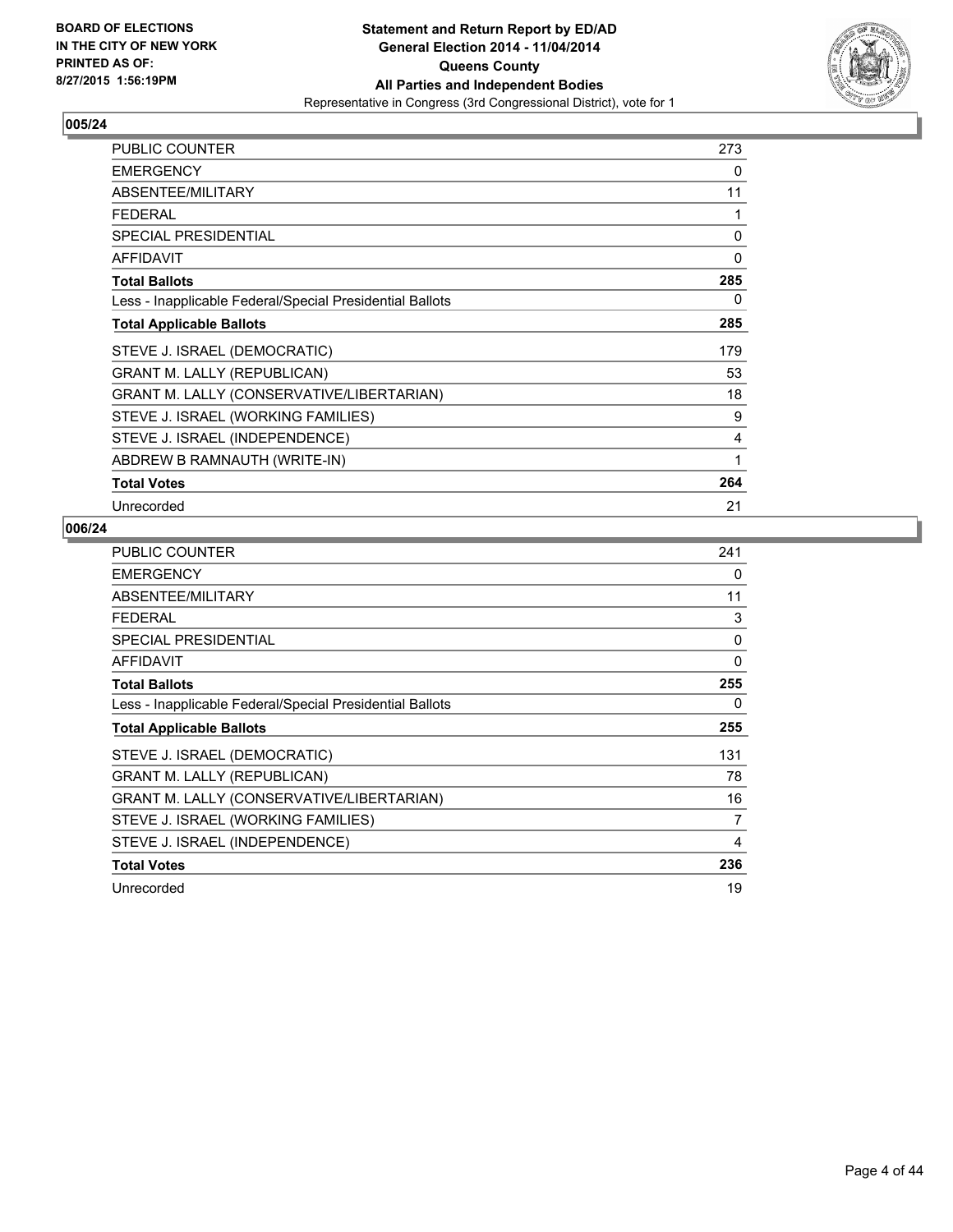BOARD OF ELECTIONS
IN THE CITY OF NEW YORK
PRINTED AS OF:
8/27/2015 1:56:19PM

**Statement and Return Report by ED/AD**
**General Election 2014 - 11/04/2014**
**Queens County**
**All Parties and Independent Bodies**
Representative in Congress (3rd Congressional District), vote for 1

### 005/24

| | |
|---|---|
| PUBLIC COUNTER | 273 |
| EMERGENCY | 0 |
| ABSENTEE/MILITARY | 11 |
| FEDERAL | 1 |
| SPECIAL PRESIDENTIAL | 0 |
| AFFIDAVIT | 0 |
| **Total Ballots** | **285** |
| Less - Inapplicable Federal/Special Presidential Ballots | 0 |
| **Total Applicable Ballots** | **285** |
| STEVE J. ISRAEL (DEMOCRATIC) | 179 |
| GRANT M. LALLY (REPUBLICAN) | 53 |
| GRANT M. LALLY (CONSERVATIVE/LIBERTARIAN) | 18 |
| STEVE J. ISRAEL (WORKING FAMILIES) | 9 |
| STEVE J. ISRAEL (INDEPENDENCE) | 4 |
| ABDREW B RAMNAUTH (WRITE-IN) | 1 |
| **Total Votes** | **264** |
| Unrecorded | 21 |

### 006/24

| | |
|---|---|
| PUBLIC COUNTER | 241 |
| EMERGENCY | 0 |
| ABSENTEE/MILITARY | 11 |
| FEDERAL | 3 |
| SPECIAL PRESIDENTIAL | 0 |
| AFFIDAVIT | 0 |
| **Total Ballots** | **255** |
| Less - Inapplicable Federal/Special Presidential Ballots | 0 |
| **Total Applicable Ballots** | **255** |
| STEVE J. ISRAEL (DEMOCRATIC) | 131 |
| GRANT M. LALLY (REPUBLICAN) | 78 |
| GRANT M. LALLY (CONSERVATIVE/LIBERTARIAN) | 16 |
| STEVE J. ISRAEL (WORKING FAMILIES) | 7 |
| STEVE J. ISRAEL (INDEPENDENCE) | 4 |
| **Total Votes** | **236** |
| Unrecorded | 19 |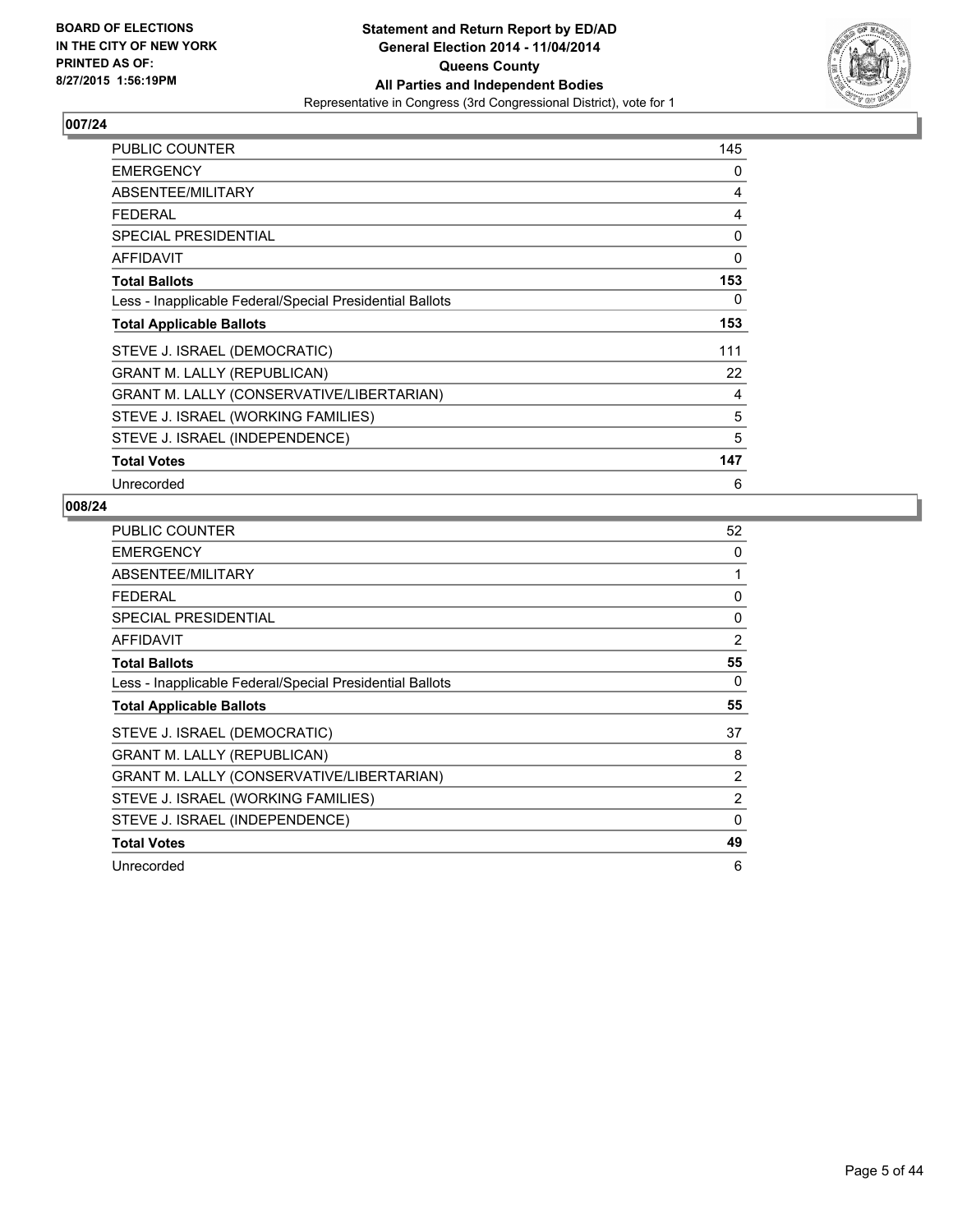**BOARD OF ELECTIONS IN THE CITY OF NEW YORK PRINTED AS OF: 8/27/2015 1:56:19PM**

**Statement and Return Report by ED/AD General Election 2014 - 11/04/2014 Queens County All Parties and Independent Bodies**
Representative in Congress (3rd Congressional District), vote for 1

### 007/24

| | |
|---|---|
| PUBLIC COUNTER | 145 |
| EMERGENCY | 0 |
| ABSENTEE/MILITARY | 4 |
| FEDERAL | 4 |
| SPECIAL PRESIDENTIAL | 0 |
| AFFIDAVIT | 0 |
| **Total Ballots** | **153** |
| Less - Inapplicable Federal/Special Presidential Ballots | 0 |
| **Total Applicable Ballots** | **153** |
| STEVE J. ISRAEL (DEMOCRATIC) | 111 |
| GRANT M. LALLY (REPUBLICAN) | 22 |
| GRANT M. LALLY (CONSERVATIVE/LIBERTARIAN) | 4 |
| STEVE J. ISRAEL (WORKING FAMILIES) | 5 |
| STEVE J. ISRAEL (INDEPENDENCE) | 5 |
| **Total Votes** | **147** |
| Unrecorded | 6 |

### 008/24

| | |
|---|---|
| PUBLIC COUNTER | 52 |
| EMERGENCY | 0 |
| ABSENTEE/MILITARY | 1 |
| FEDERAL | 0 |
| SPECIAL PRESIDENTIAL | 0 |
| AFFIDAVIT | 2 |
| **Total Ballots** | **55** |
| Less - Inapplicable Federal/Special Presidential Ballots | 0 |
| **Total Applicable Ballots** | **55** |
| STEVE J. ISRAEL (DEMOCRATIC) | 37 |
| GRANT M. LALLY (REPUBLICAN) | 8 |
| GRANT M. LALLY (CONSERVATIVE/LIBERTARIAN) | 2 |
| STEVE J. ISRAEL (WORKING FAMILIES) | 2 |
| STEVE J. ISRAEL (INDEPENDENCE) | 0 |
| **Total Votes** | **49** |
| Unrecorded | 6 |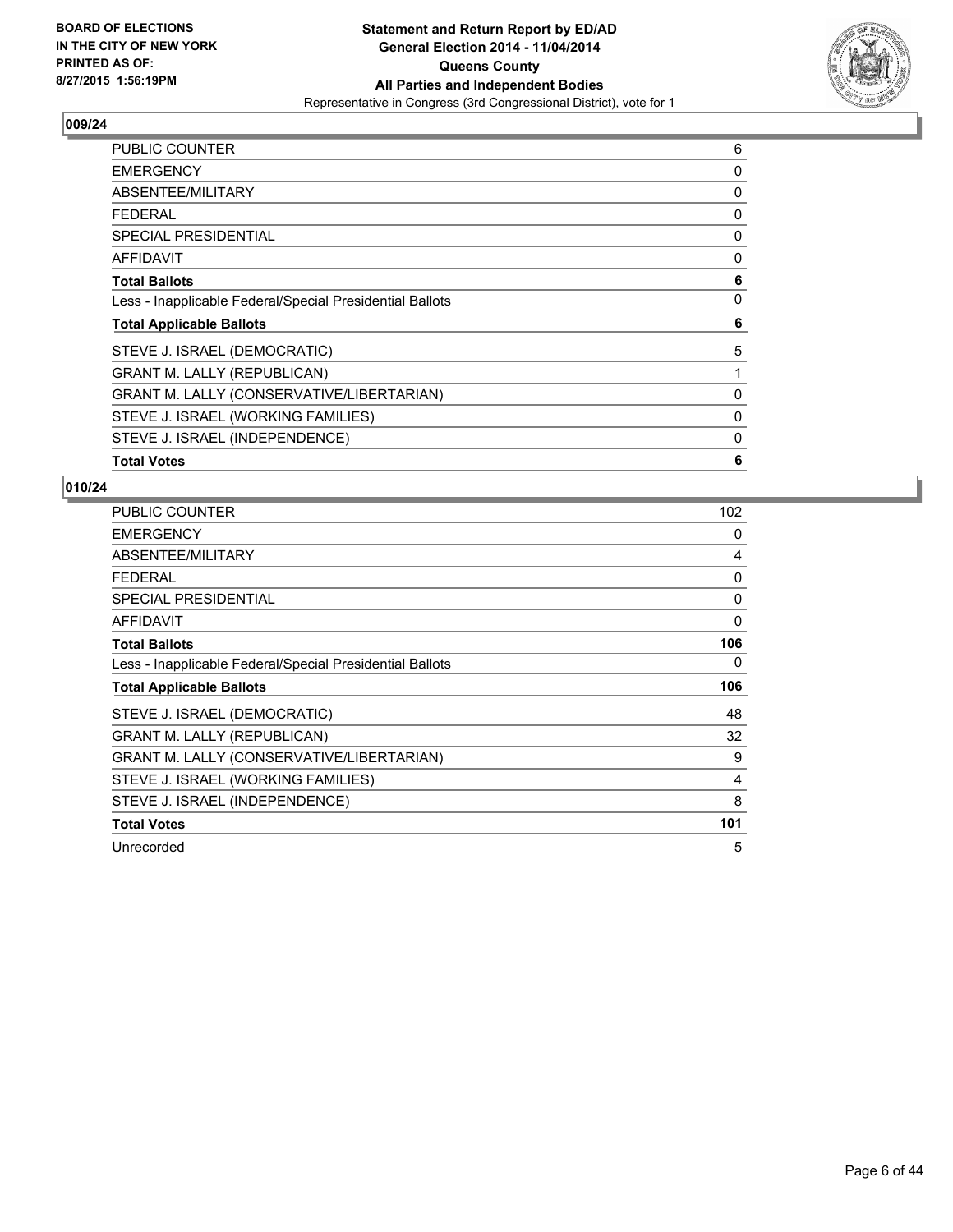**BOARD OF ELECTIONS IN THE CITY OF NEW YORK PRINTED AS OF: 8/27/2015 1:56:19PM**

**Statement and Return Report by ED/AD General Election 2014 - 11/04/2014 Queens County All Parties and Independent Bodies**

Representative in Congress (3rd Congressional District), vote for 1

## 009/24

| | |
|---|---|
| PUBLIC COUNTER | 6 |
| EMERGENCY | 0 |
| ABSENTEE/MILITARY | 0 |
| FEDERAL | 0 |
| SPECIAL PRESIDENTIAL | 0 |
| AFFIDAVIT | 0 |
| **Total Ballots** | **6** |
| Less - Inapplicable Federal/Special Presidential Ballots | 0 |
| **Total Applicable Ballots** | **6** |
| STEVE J. ISRAEL (DEMOCRATIC) | 5 |
| GRANT M. LALLY (REPUBLICAN) | 1 |
| GRANT M. LALLY (CONSERVATIVE/LIBERTARIAN) | 0 |
| STEVE J. ISRAEL (WORKING FAMILIES) | 0 |
| STEVE J. ISRAEL (INDEPENDENCE) | 0 |
| **Total Votes** | **6** |

## 010/24

| | |
|---|---|
| PUBLIC COUNTER | 102 |
| EMERGENCY | 0 |
| ABSENTEE/MILITARY | 4 |
| FEDERAL | 0 |
| SPECIAL PRESIDENTIAL | 0 |
| AFFIDAVIT | 0 |
| **Total Ballots** | **106** |
| Less - Inapplicable Federal/Special Presidential Ballots | 0 |
| **Total Applicable Ballots** | **106** |
| STEVE J. ISRAEL (DEMOCRATIC) | 48 |
| GRANT M. LALLY (REPUBLICAN) | 32 |
| GRANT M. LALLY (CONSERVATIVE/LIBERTARIAN) | 9 |
| STEVE J. ISRAEL (WORKING FAMILIES) | 4 |
| STEVE J. ISRAEL (INDEPENDENCE) | 8 |
| **Total Votes** | **101** |
| Unrecorded | 5 |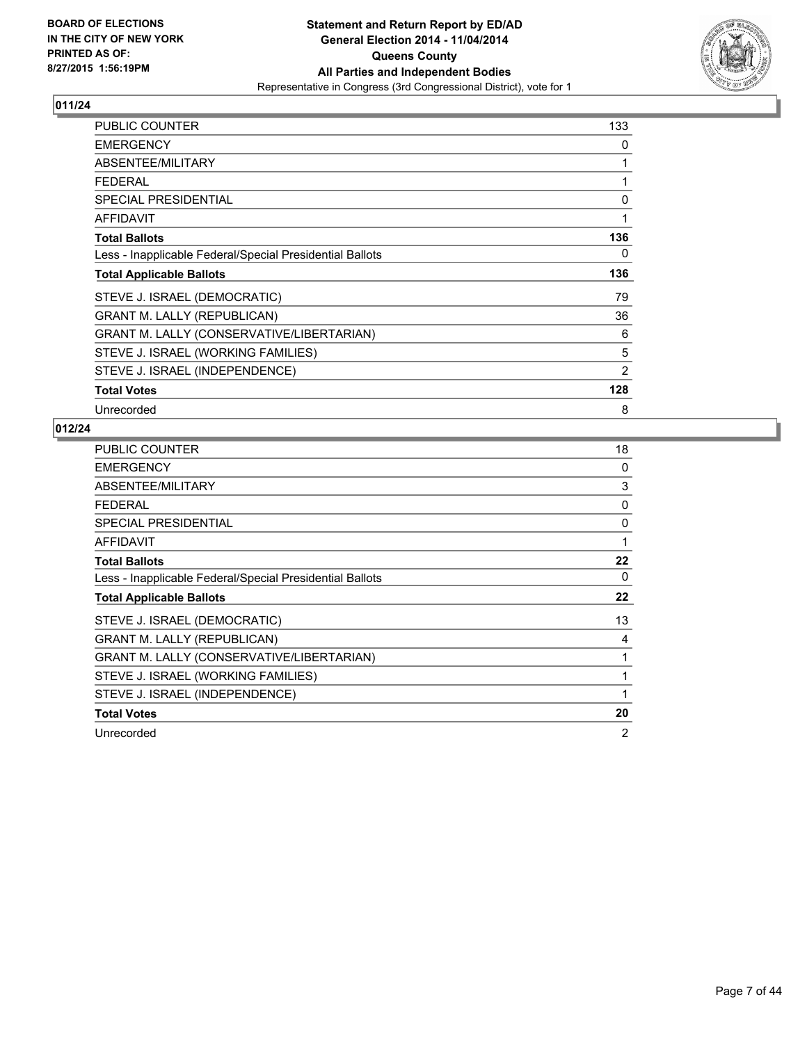**BOARD OF ELECTIONS IN THE CITY OF NEW YORK PRINTED AS OF: 8/27/2015 1:56:19PM**

**Statement and Return Report by ED/AD General Election 2014 - 11/04/2014 Queens County All Parties and Independent Bodies**
Representative in Congress (3rd Congressional District), vote for 1

## 011/24

| | |
|---|---|
| PUBLIC COUNTER | 133 |
| EMERGENCY | 0 |
| ABSENTEE/MILITARY | 1 |
| FEDERAL | 1 |
| SPECIAL PRESIDENTIAL | 0 |
| AFFIDAVIT | 1 |
| **Total Ballots** | **136** |
| Less - Inapplicable Federal/Special Presidential Ballots | 0 |
| **Total Applicable Ballots** | **136** |
| STEVE J. ISRAEL (DEMOCRATIC) | 79 |
| GRANT M. LALLY (REPUBLICAN) | 36 |
| GRANT M. LALLY (CONSERVATIVE/LIBERTARIAN) | 6 |
| STEVE J. ISRAEL (WORKING FAMILIES) | 5 |
| STEVE J. ISRAEL (INDEPENDENCE) | 2 |
| **Total Votes** | **128** |
| Unrecorded | 8 |

## 012/24

| | |
|---|---|
| PUBLIC COUNTER | 18 |
| EMERGENCY | 0 |
| ABSENTEE/MILITARY | 3 |
| FEDERAL | 0 |
| SPECIAL PRESIDENTIAL | 0 |
| AFFIDAVIT | 1 |
| **Total Ballots** | **22** |
| Less - Inapplicable Federal/Special Presidential Ballots | 0 |
| **Total Applicable Ballots** | **22** |
| STEVE J. ISRAEL (DEMOCRATIC) | 13 |
| GRANT M. LALLY (REPUBLICAN) | 4 |
| GRANT M. LALLY (CONSERVATIVE/LIBERTARIAN) | 1 |
| STEVE J. ISRAEL (WORKING FAMILIES) | 1 |
| STEVE J. ISRAEL (INDEPENDENCE) | 1 |
| **Total Votes** | **20** |
| Unrecorded | 2 |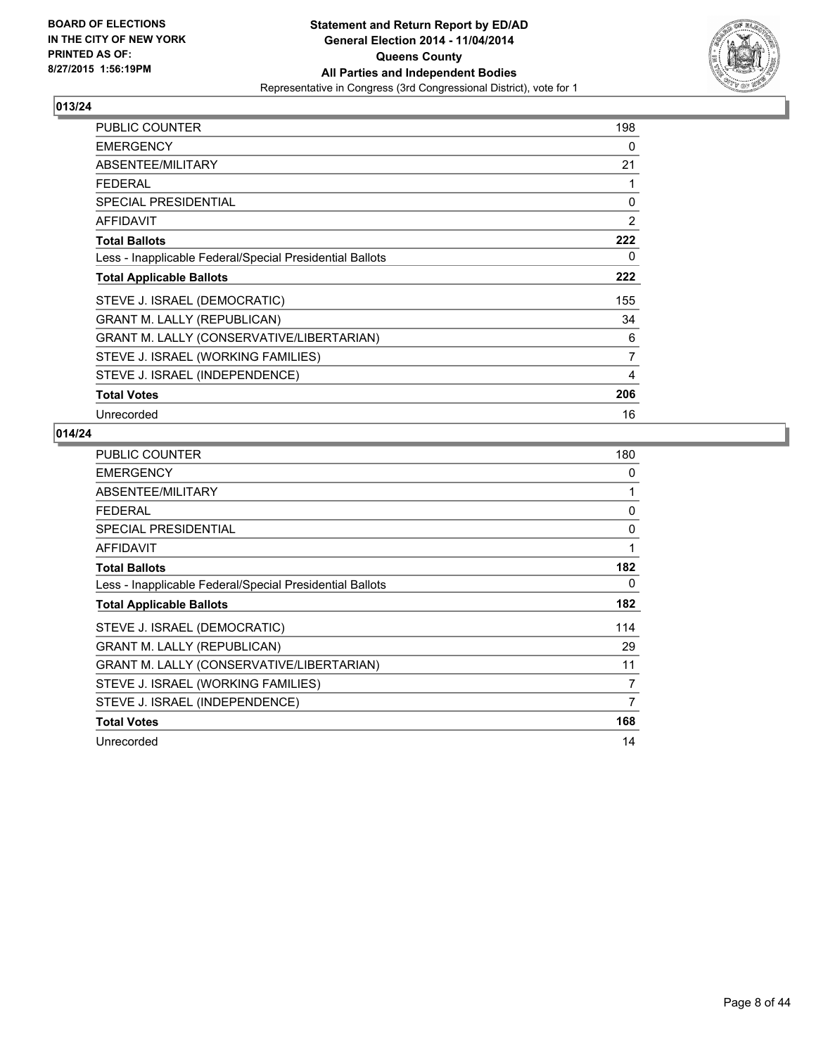**BOARD OF ELECTIONS IN THE CITY OF NEW YORK PRINTED AS OF: 8/27/2015 1:56:19PM**

**Statement and Return Report by ED/AD General Election 2014 - 11/04/2014 Queens County All Parties and Independent Bodies**

Representative in Congress (3rd Congressional District), vote for 1

## 013/24

| | |
|---|---|
| PUBLIC COUNTER | 198 |
| EMERGENCY | 0 |
| ABSENTEE/MILITARY | 21 |
| FEDERAL | 1 |
| SPECIAL PRESIDENTIAL | 0 |
| AFFIDAVIT | 2 |
| **Total Ballots** | **222** |
| Less - Inapplicable Federal/Special Presidential Ballots | 0 |
| **Total Applicable Ballots** | **222** |
| STEVE J. ISRAEL (DEMOCRATIC) | 155 |
| GRANT M. LALLY (REPUBLICAN) | 34 |
| GRANT M. LALLY (CONSERVATIVE/LIBERTARIAN) | 6 |
| STEVE J. ISRAEL (WORKING FAMILIES) | 7 |
| STEVE J. ISRAEL (INDEPENDENCE) | 4 |
| **Total Votes** | **206** |
| Unrecorded | 16 |

## 014/24

| | |
|---|---|
| PUBLIC COUNTER | 180 |
| EMERGENCY | 0 |
| ABSENTEE/MILITARY | 1 |
| FEDERAL | 0 |
| SPECIAL PRESIDENTIAL | 0 |
| AFFIDAVIT | 1 |
| **Total Ballots** | **182** |
| Less - Inapplicable Federal/Special Presidential Ballots | 0 |
| **Total Applicable Ballots** | **182** |
| STEVE J. ISRAEL (DEMOCRATIC) | 114 |
| GRANT M. LALLY (REPUBLICAN) | 29 |
| GRANT M. LALLY (CONSERVATIVE/LIBERTARIAN) | 11 |
| STEVE J. ISRAEL (WORKING FAMILIES) | 7 |
| STEVE J. ISRAEL (INDEPENDENCE) | 7 |
| **Total Votes** | **168** |
| Unrecorded | 14 |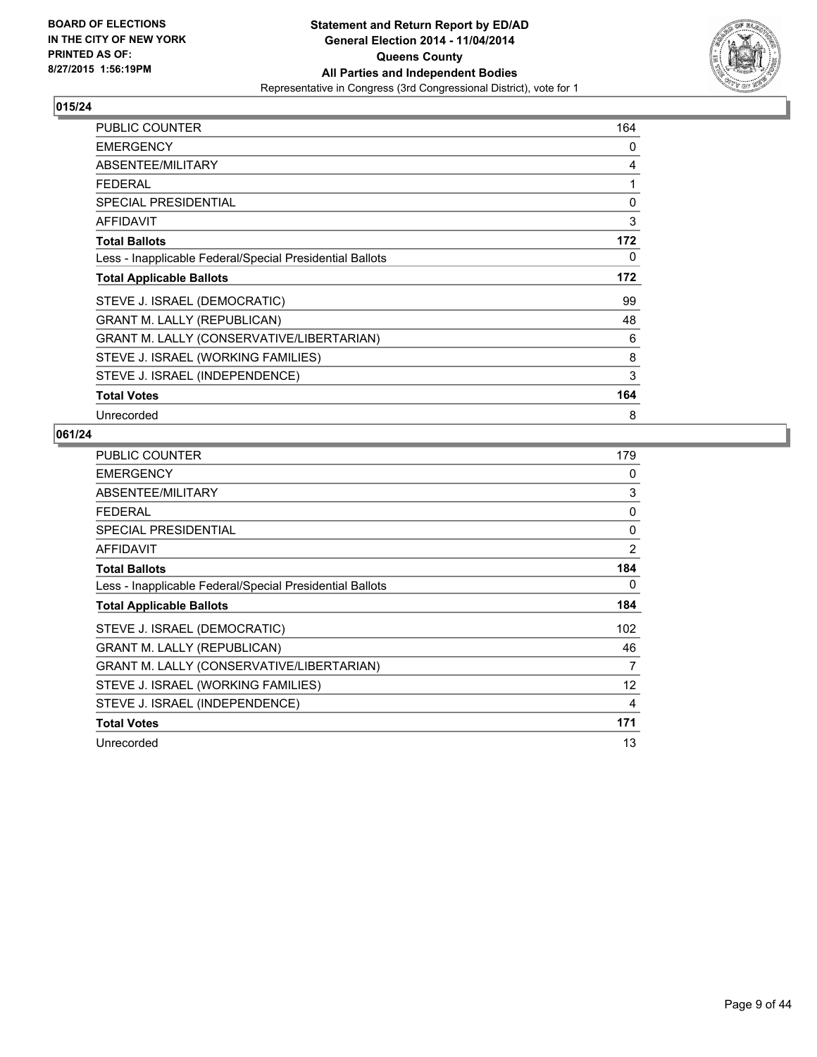**BOARD OF ELECTIONS IN THE CITY OF NEW YORK PRINTED AS OF: 8/27/2015 1:56:19PM**

**Statement and Return Report by ED/AD General Election 2014 - 11/04/2014 Queens County All Parties and Independent Bodies**
Representative in Congress (3rd Congressional District), vote for 1

## 015/24

| | |
|---|---|
| PUBLIC COUNTER | 164 |
| EMERGENCY | 0 |
| ABSENTEE/MILITARY | 4 |
| FEDERAL | 1 |
| SPECIAL PRESIDENTIAL | 0 |
| AFFIDAVIT | 3 |
| **Total Ballots** | **172** |
| Less - Inapplicable Federal/Special Presidential Ballots | 0 |
| **Total Applicable Ballots** | **172** |
| STEVE J. ISRAEL (DEMOCRATIC) | 99 |
| GRANT M. LALLY (REPUBLICAN) | 48 |
| GRANT M. LALLY (CONSERVATIVE/LIBERTARIAN) | 6 |
| STEVE J. ISRAEL (WORKING FAMILIES) | 8 |
| STEVE J. ISRAEL (INDEPENDENCE) | 3 |
| **Total Votes** | **164** |
| Unrecorded | 8 |

## 061/24

| | |
|---|---|
| PUBLIC COUNTER | 179 |
| EMERGENCY | 0 |
| ABSENTEE/MILITARY | 3 |
| FEDERAL | 0 |
| SPECIAL PRESIDENTIAL | 0 |
| AFFIDAVIT | 2 |
| **Total Ballots** | **184** |
| Less - Inapplicable Federal/Special Presidential Ballots | 0 |
| **Total Applicable Ballots** | **184** |
| STEVE J. ISRAEL (DEMOCRATIC) | 102 |
| GRANT M. LALLY (REPUBLICAN) | 46 |
| GRANT M. LALLY (CONSERVATIVE/LIBERTARIAN) | 7 |
| STEVE J. ISRAEL (WORKING FAMILIES) | 12 |
| STEVE J. ISRAEL (INDEPENDENCE) | 4 |
| **Total Votes** | **171** |
| Unrecorded | 13 |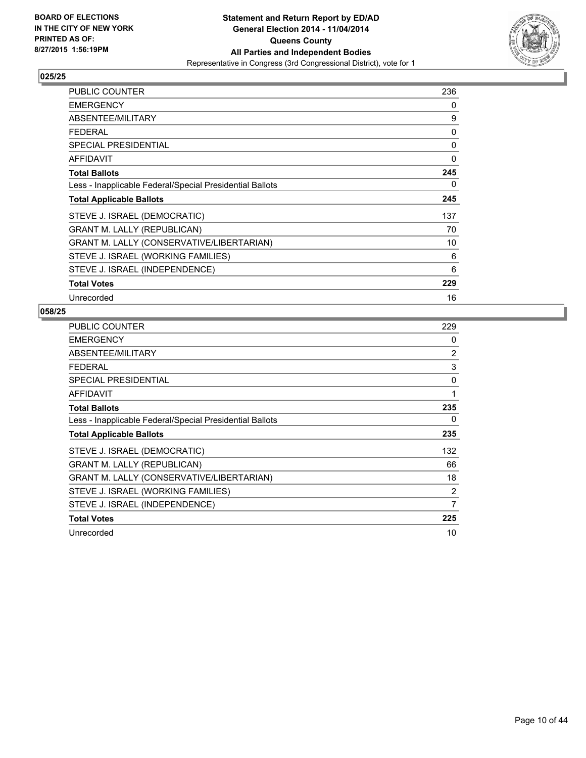BOARD OF ELECTIONS
IN THE CITY OF NEW YORK
PRINTED AS OF:
8/27/2015 1:56:19PM

**Statement and Return Report by ED/AD**
**General Election 2014 - 11/04/2014**
**Queens County**
**All Parties and Independent Bodies**
Representative in Congress (3rd Congressional District), vote for 1

## 025/25

| | |
|---|---|
| PUBLIC COUNTER | 236 |
| EMERGENCY | 0 |
| ABSENTEE/MILITARY | 9 |
| FEDERAL | 0 |
| SPECIAL PRESIDENTIAL | 0 |
| AFFIDAVIT | 0 |
| **Total Ballots** | **245** |
| Less - Inapplicable Federal/Special Presidential Ballots | 0 |
| **Total Applicable Ballots** | **245** |
| STEVE J. ISRAEL (DEMOCRATIC) | 137 |
| GRANT M. LALLY (REPUBLICAN) | 70 |
| GRANT M. LALLY (CONSERVATIVE/LIBERTARIAN) | 10 |
| STEVE J. ISRAEL (WORKING FAMILIES) | 6 |
| STEVE J. ISRAEL (INDEPENDENCE) | 6 |
| **Total Votes** | **229** |
| Unrecorded | 16 |

## 058/25

| | |
|---|---|
| PUBLIC COUNTER | 229 |
| EMERGENCY | 0 |
| ABSENTEE/MILITARY | 2 |
| FEDERAL | 3 |
| SPECIAL PRESIDENTIAL | 0 |
| AFFIDAVIT | 1 |
| **Total Ballots** | **235** |
| Less - Inapplicable Federal/Special Presidential Ballots | 0 |
| **Total Applicable Ballots** | **235** |
| STEVE J. ISRAEL (DEMOCRATIC) | 132 |
| GRANT M. LALLY (REPUBLICAN) | 66 |
| GRANT M. LALLY (CONSERVATIVE/LIBERTARIAN) | 18 |
| STEVE J. ISRAEL (WORKING FAMILIES) | 2 |
| STEVE J. ISRAEL (INDEPENDENCE) | 7 |
| **Total Votes** | **225** |
| Unrecorded | 10 |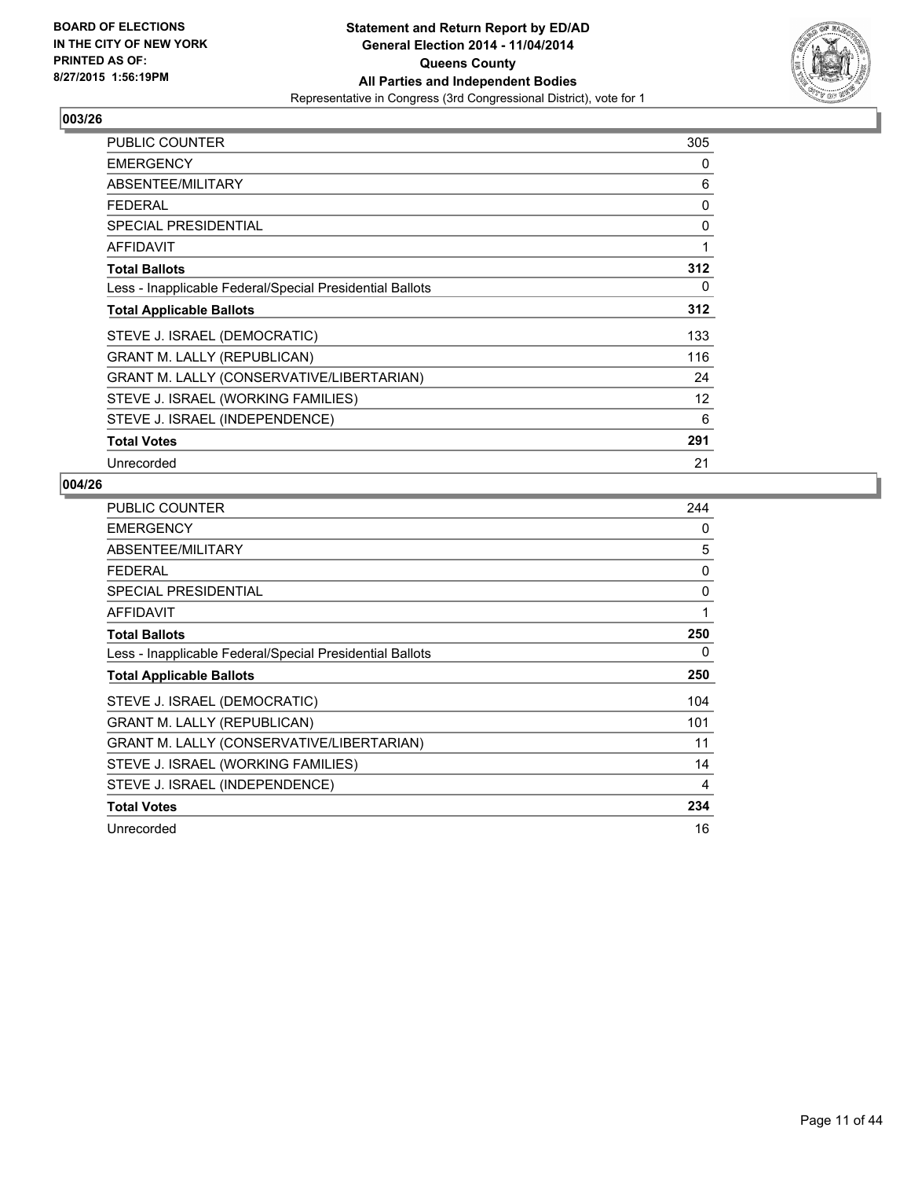BOARD OF ELECTIONS
IN THE CITY OF NEW YORK
PRINTED AS OF:
8/27/2015 1:56:19PM

**Statement and Return Report by ED/AD**
**General Election 2014 - 11/04/2014**
**Queens County**
**All Parties and Independent Bodies**
Representative in Congress (3rd Congressional District), vote for 1

## 003/26

| | |
|---|---|
| PUBLIC COUNTER | 305 |
| EMERGENCY | 0 |
| ABSENTEE/MILITARY | 6 |
| FEDERAL | 0 |
| SPECIAL PRESIDENTIAL | 0 |
| AFFIDAVIT | 1 |
| **Total Ballots** | **312** |
| Less - Inapplicable Federal/Special Presidential Ballots | 0 |
| **Total Applicable Ballots** | **312** |
| STEVE J. ISRAEL (DEMOCRATIC) | 133 |
| GRANT M. LALLY (REPUBLICAN) | 116 |
| GRANT M. LALLY (CONSERVATIVE/LIBERTARIAN) | 24 |
| STEVE J. ISRAEL (WORKING FAMILIES) | 12 |
| STEVE J. ISRAEL (INDEPENDENCE) | 6 |
| **Total Votes** | **291** |
| Unrecorded | 21 |

## 004/26

| | |
|---|---|
| PUBLIC COUNTER | 244 |
| EMERGENCY | 0 |
| ABSENTEE/MILITARY | 5 |
| FEDERAL | 0 |
| SPECIAL PRESIDENTIAL | 0 |
| AFFIDAVIT | 1 |
| **Total Ballots** | **250** |
| Less - Inapplicable Federal/Special Presidential Ballots | 0 |
| **Total Applicable Ballots** | **250** |
| STEVE J. ISRAEL (DEMOCRATIC) | 104 |
| GRANT M. LALLY (REPUBLICAN) | 101 |
| GRANT M. LALLY (CONSERVATIVE/LIBERTARIAN) | 11 |
| STEVE J. ISRAEL (WORKING FAMILIES) | 14 |
| STEVE J. ISRAEL (INDEPENDENCE) | 4 |
| **Total Votes** | **234** |
| Unrecorded | 16 |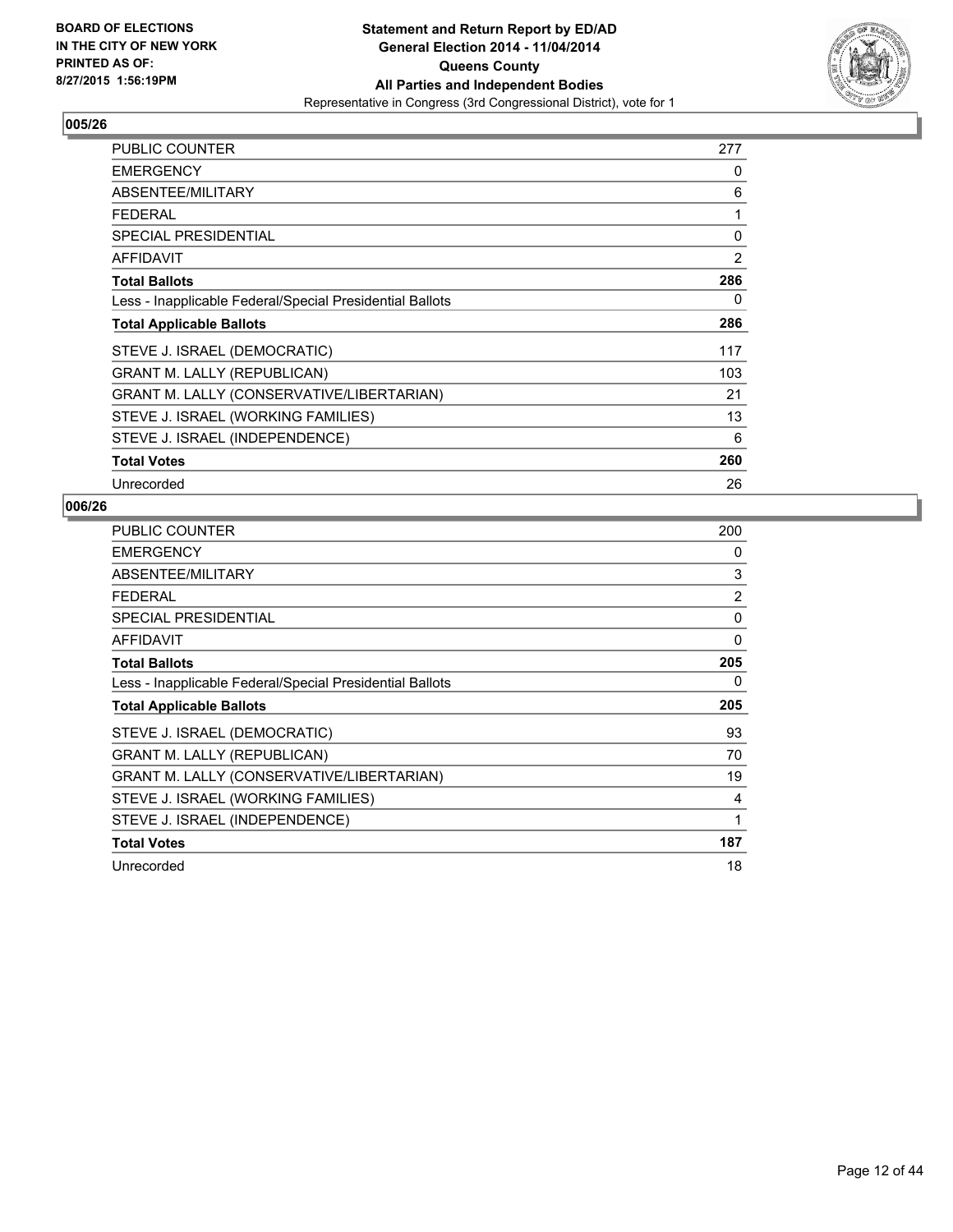BOARD OF ELECTIONS
IN THE CITY OF NEW YORK
PRINTED AS OF:
8/27/2015 1:56:19PM

**Statement and Return Report by ED/AD**
**General Election 2014 - 11/04/2014**
**Queens County**
**All Parties and Independent Bodies**
Representative in Congress (3rd Congressional District), vote for 1

## 005/26

| | |
|---|---|
| PUBLIC COUNTER | 277 |
| EMERGENCY | 0 |
| ABSENTEE/MILITARY | 6 |
| FEDERAL | 1 |
| SPECIAL PRESIDENTIAL | 0 |
| AFFIDAVIT | 2 |
| **Total Ballots** | **286** |
| Less - Inapplicable Federal/Special Presidential Ballots | 0 |
| **Total Applicable Ballots** | **286** |
| STEVE J. ISRAEL (DEMOCRATIC) | 117 |
| GRANT M. LALLY (REPUBLICAN) | 103 |
| GRANT M. LALLY (CONSERVATIVE/LIBERTARIAN) | 21 |
| STEVE J. ISRAEL (WORKING FAMILIES) | 13 |
| STEVE J. ISRAEL (INDEPENDENCE) | 6 |
| **Total Votes** | **260** |
| Unrecorded | 26 |

## 006/26

| | |
|---|---|
| PUBLIC COUNTER | 200 |
| EMERGENCY | 0 |
| ABSENTEE/MILITARY | 3 |
| FEDERAL | 2 |
| SPECIAL PRESIDENTIAL | 0 |
| AFFIDAVIT | 0 |
| **Total Ballots** | **205** |
| Less - Inapplicable Federal/Special Presidential Ballots | 0 |
| **Total Applicable Ballots** | **205** |
| STEVE J. ISRAEL (DEMOCRATIC) | 93 |
| GRANT M. LALLY (REPUBLICAN) | 70 |
| GRANT M. LALLY (CONSERVATIVE/LIBERTARIAN) | 19 |
| STEVE J. ISRAEL (WORKING FAMILIES) | 4 |
| STEVE J. ISRAEL (INDEPENDENCE) | 1 |
| **Total Votes** | **187** |
| Unrecorded | 18 |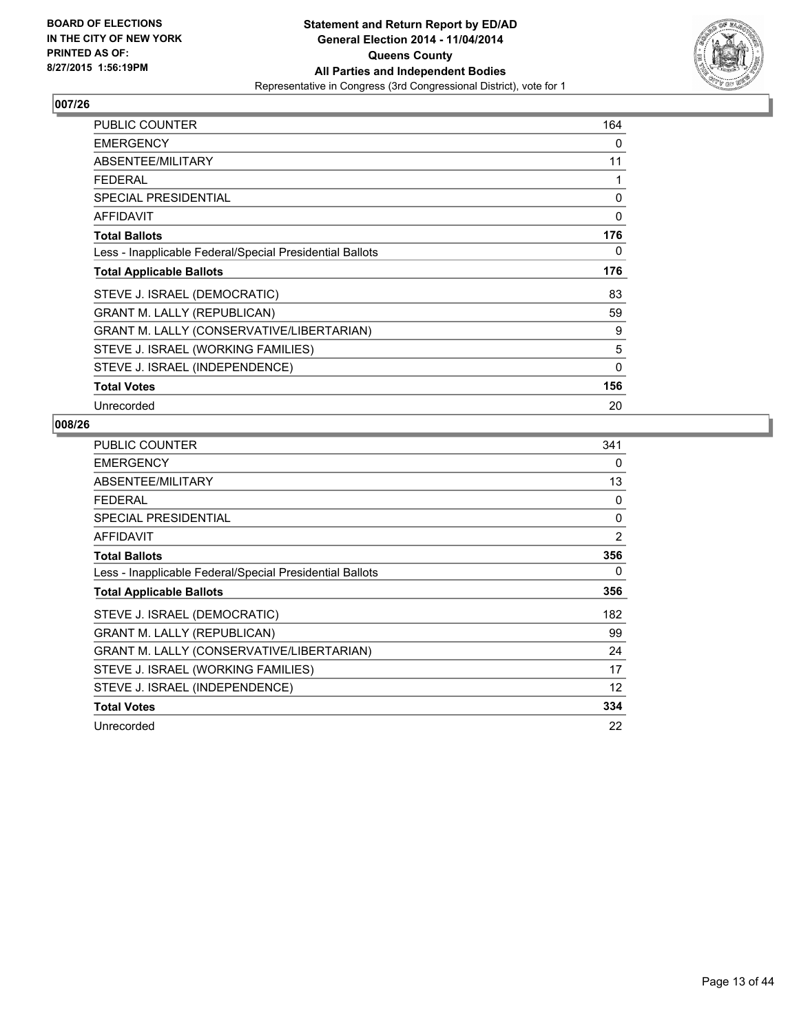BOARD OF ELECTIONS
IN THE CITY OF NEW YORK
PRINTED AS OF:
8/27/2015 1:56:19PM

**Statement and Return Report by ED/AD**
**General Election 2014 - 11/04/2014**
**Queens County**
**All Parties and Independent Bodies**
Representative in Congress (3rd Congressional District), vote for 1

## 007/26

| | |
|---|---|
| PUBLIC COUNTER | 164 |
| EMERGENCY | 0 |
| ABSENTEE/MILITARY | 11 |
| FEDERAL | 1 |
| SPECIAL PRESIDENTIAL | 0 |
| AFFIDAVIT | 0 |
| **Total Ballots** | **176** |
| Less - Inapplicable Federal/Special Presidential Ballots | 0 |
| **Total Applicable Ballots** | **176** |
| STEVE J. ISRAEL (DEMOCRATIC) | 83 |
| GRANT M. LALLY (REPUBLICAN) | 59 |
| GRANT M. LALLY (CONSERVATIVE/LIBERTARIAN) | 9 |
| STEVE J. ISRAEL (WORKING FAMILIES) | 5 |
| STEVE J. ISRAEL (INDEPENDENCE) | 0 |
| **Total Votes** | **156** |
| Unrecorded | 20 |

## 008/26

| | |
|---|---|
| PUBLIC COUNTER | 341 |
| EMERGENCY | 0 |
| ABSENTEE/MILITARY | 13 |
| FEDERAL | 0 |
| SPECIAL PRESIDENTIAL | 0 |
| AFFIDAVIT | 2 |
| **Total Ballots** | **356** |
| Less - Inapplicable Federal/Special Presidential Ballots | 0 |
| **Total Applicable Ballots** | **356** |
| STEVE J. ISRAEL (DEMOCRATIC) | 182 |
| GRANT M. LALLY (REPUBLICAN) | 99 |
| GRANT M. LALLY (CONSERVATIVE/LIBERTARIAN) | 24 |
| STEVE J. ISRAEL (WORKING FAMILIES) | 17 |
| STEVE J. ISRAEL (INDEPENDENCE) | 12 |
| **Total Votes** | **334** |
| Unrecorded | 22 |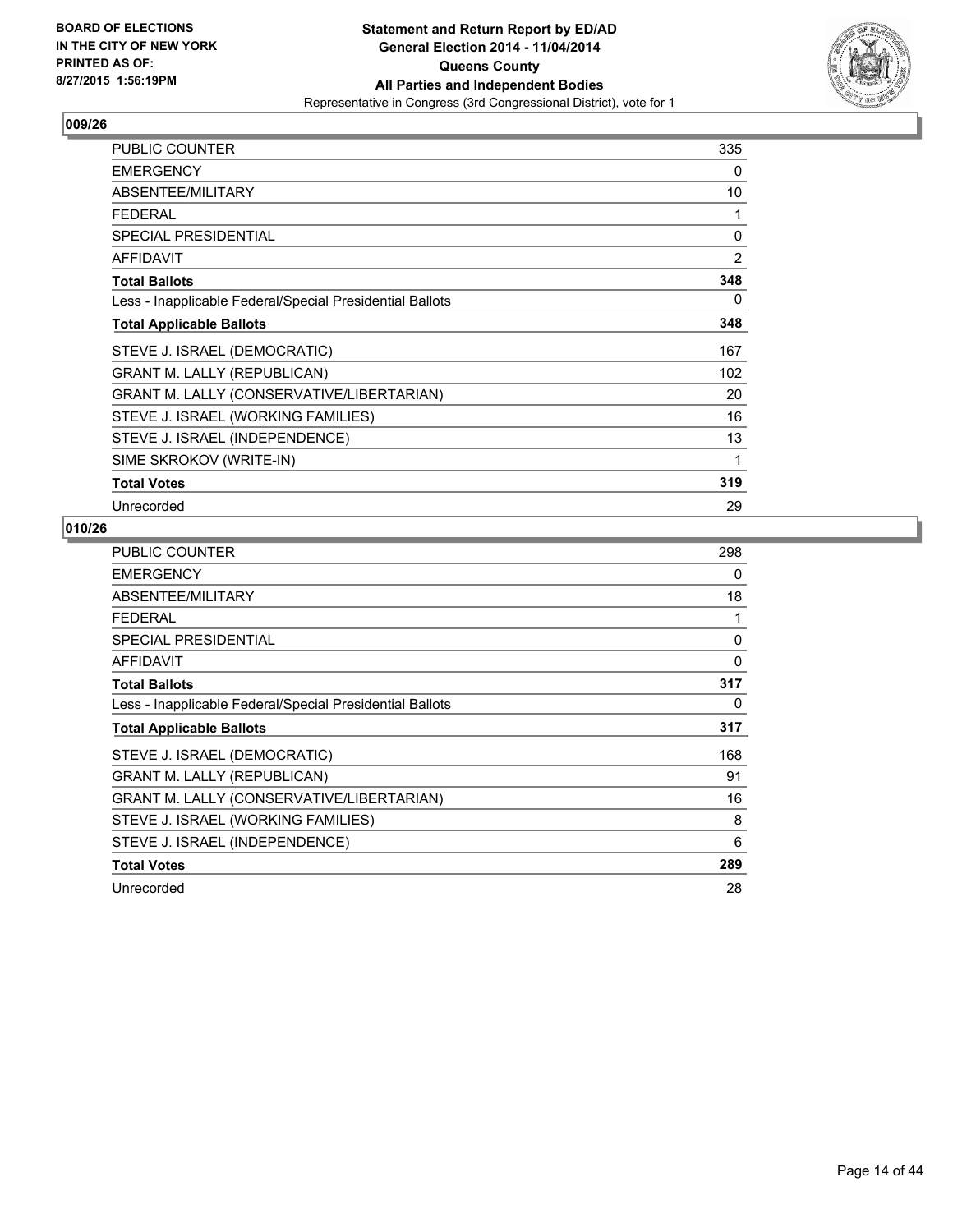**BOARD OF ELECTIONS IN THE CITY OF NEW YORK PRINTED AS OF: 8/27/2015 1:56:19PM**

**Statement and Return Report by ED/AD**
**General Election 2014 - 11/04/2014**
**Queens County**
**All Parties and Independent Bodies**
Representative in Congress (3rd Congressional District), vote for 1

## 009/26

| | |
|---|---|
| PUBLIC COUNTER | 335 |
| EMERGENCY | 0 |
| ABSENTEE/MILITARY | 10 |
| FEDERAL | 1 |
| SPECIAL PRESIDENTIAL | 0 |
| AFFIDAVIT | 2 |
| **Total Ballots** | **348** |
| Less - Inapplicable Federal/Special Presidential Ballots | 0 |
| **Total Applicable Ballots** | **348** |
| STEVE J. ISRAEL (DEMOCRATIC) | 167 |
| GRANT M. LALLY (REPUBLICAN) | 102 |
| GRANT M. LALLY (CONSERVATIVE/LIBERTARIAN) | 20 |
| STEVE J. ISRAEL (WORKING FAMILIES) | 16 |
| STEVE J. ISRAEL (INDEPENDENCE) | 13 |
| SIME SKROKOV (WRITE-IN) | 1 |
| **Total Votes** | **319** |
| Unrecorded | 29 |

## 010/26

| | |
|---|---|
| PUBLIC COUNTER | 298 |
| EMERGENCY | 0 |
| ABSENTEE/MILITARY | 18 |
| FEDERAL | 1 |
| SPECIAL PRESIDENTIAL | 0 |
| AFFIDAVIT | 0 |
| **Total Ballots** | **317** |
| Less - Inapplicable Federal/Special Presidential Ballots | 0 |
| **Total Applicable Ballots** | **317** |
| STEVE J. ISRAEL (DEMOCRATIC) | 168 |
| GRANT M. LALLY (REPUBLICAN) | 91 |
| GRANT M. LALLY (CONSERVATIVE/LIBERTARIAN) | 16 |
| STEVE J. ISRAEL (WORKING FAMILIES) | 8 |
| STEVE J. ISRAEL (INDEPENDENCE) | 6 |
| **Total Votes** | **289** |
| Unrecorded | 28 |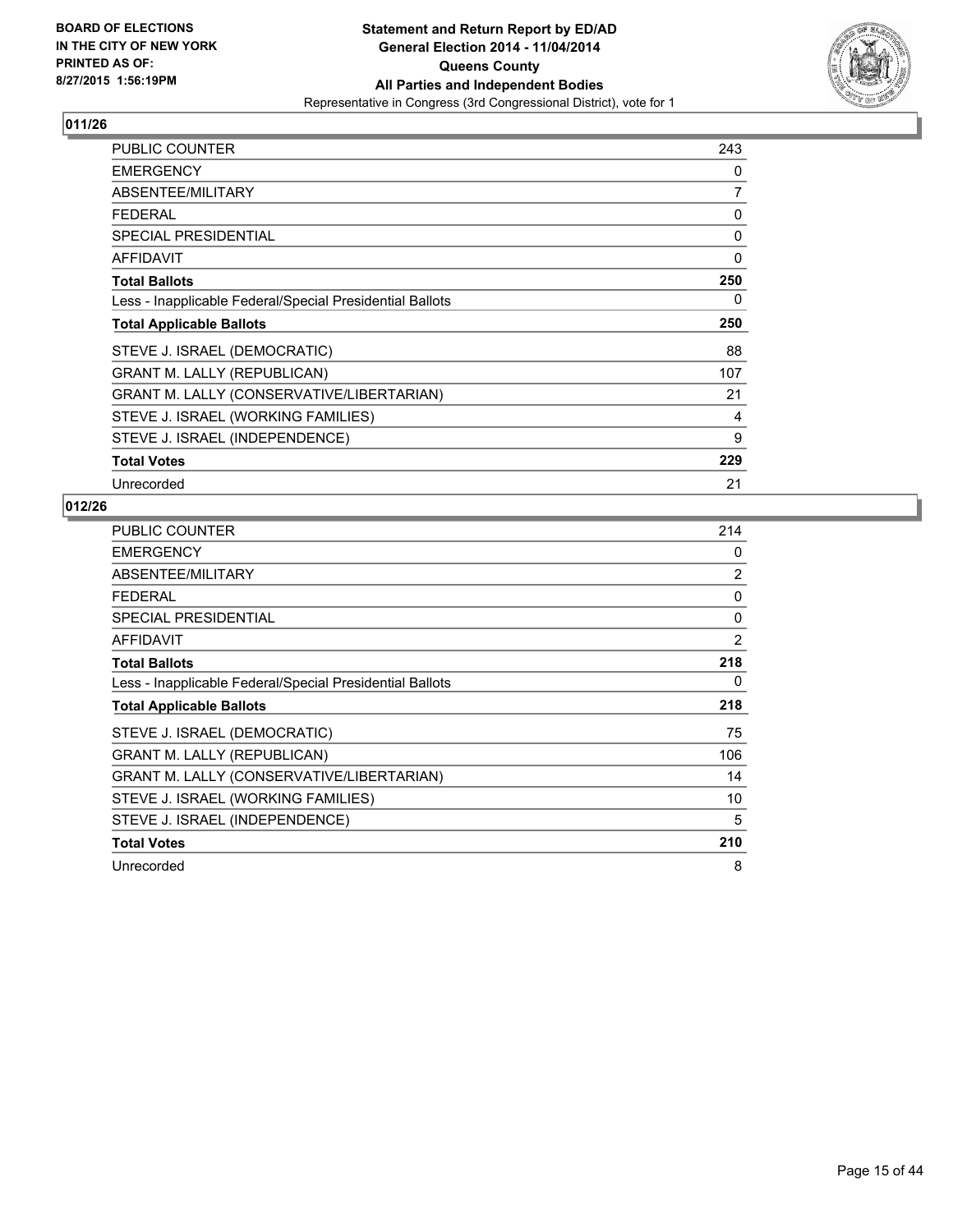BOARD OF ELECTIONS
IN THE CITY OF NEW YORK
PRINTED AS OF:
8/27/2015 1:56:19PM

**Statement and Return Report by ED/AD**
**General Election 2014 - 11/04/2014**
**Queens County**
**All Parties and Independent Bodies**
Representative in Congress (3rd Congressional District), vote for 1

## 011/26

| | |
|---|---|
| PUBLIC COUNTER | 243 |
| EMERGENCY | 0 |
| ABSENTEE/MILITARY | 7 |
| FEDERAL | 0 |
| SPECIAL PRESIDENTIAL | 0 |
| AFFIDAVIT | 0 |
| **Total Ballots** | **250** |
| Less - Inapplicable Federal/Special Presidential Ballots | 0 |
| **Total Applicable Ballots** | **250** |
| STEVE J. ISRAEL (DEMOCRATIC) | 88 |
| GRANT M. LALLY (REPUBLICAN) | 107 |
| GRANT M. LALLY (CONSERVATIVE/LIBERTARIAN) | 21 |
| STEVE J. ISRAEL (WORKING FAMILIES) | 4 |
| STEVE J. ISRAEL (INDEPENDENCE) | 9 |
| **Total Votes** | **229** |
| Unrecorded | 21 |

## 012/26

| | |
|---|---|
| PUBLIC COUNTER | 214 |
| EMERGENCY | 0 |
| ABSENTEE/MILITARY | 2 |
| FEDERAL | 0 |
| SPECIAL PRESIDENTIAL | 0 |
| AFFIDAVIT | 2 |
| **Total Ballots** | **218** |
| Less - Inapplicable Federal/Special Presidential Ballots | 0 |
| **Total Applicable Ballots** | **218** |
| STEVE J. ISRAEL (DEMOCRATIC) | 75 |
| GRANT M. LALLY (REPUBLICAN) | 106 |
| GRANT M. LALLY (CONSERVATIVE/LIBERTARIAN) | 14 |
| STEVE J. ISRAEL (WORKING FAMILIES) | 10 |
| STEVE J. ISRAEL (INDEPENDENCE) | 5 |
| **Total Votes** | **210** |
| Unrecorded | 8 |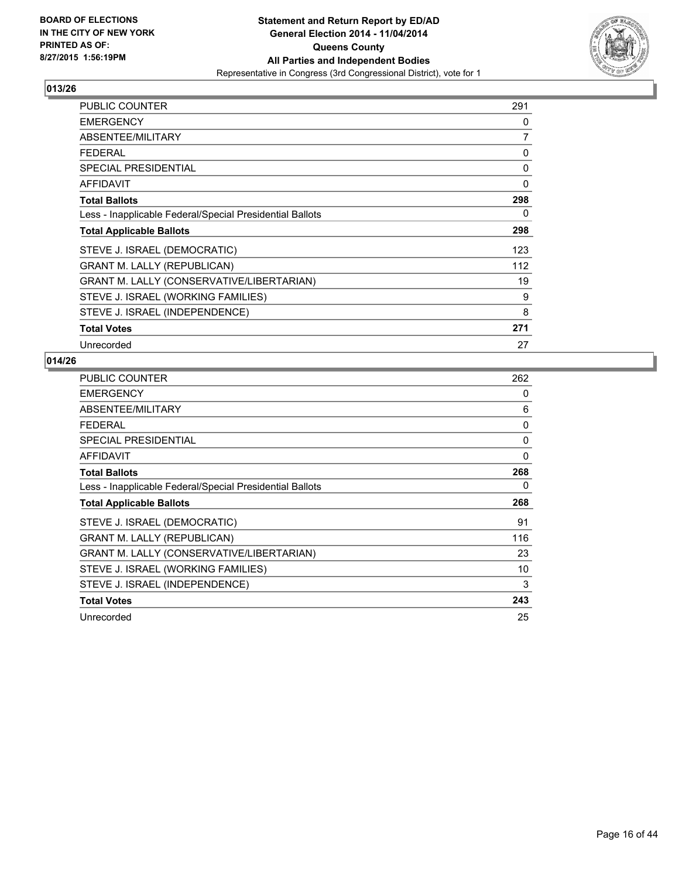BOARD OF ELECTIONS
IN THE CITY OF NEW YORK
PRINTED AS OF:
8/27/2015 1:56:19PM

**Statement and Return Report by ED/AD**
**General Election 2014 - 11/04/2014**
**Queens County**
**All Parties and Independent Bodies**
Representative in Congress (3rd Congressional District), vote for 1

## 013/26

| | |
|---|---|
| PUBLIC COUNTER | 291 |
| EMERGENCY | 0 |
| ABSENTEE/MILITARY | 7 |
| FEDERAL | 0 |
| SPECIAL PRESIDENTIAL | 0 |
| AFFIDAVIT | 0 |
| **Total Ballots** | **298** |
| Less - Inapplicable Federal/Special Presidential Ballots | 0 |
| **Total Applicable Ballots** | **298** |
| STEVE J. ISRAEL (DEMOCRATIC) | 123 |
| GRANT M. LALLY (REPUBLICAN) | 112 |
| GRANT M. LALLY (CONSERVATIVE/LIBERTARIAN) | 19 |
| STEVE J. ISRAEL (WORKING FAMILIES) | 9 |
| STEVE J. ISRAEL (INDEPENDENCE) | 8 |
| **Total Votes** | **271** |
| Unrecorded | 27 |

## 014/26

| | |
|---|---|
| PUBLIC COUNTER | 262 |
| EMERGENCY | 0 |
| ABSENTEE/MILITARY | 6 |
| FEDERAL | 0 |
| SPECIAL PRESIDENTIAL | 0 |
| AFFIDAVIT | 0 |
| **Total Ballots** | **268** |
| Less - Inapplicable Federal/Special Presidential Ballots | 0 |
| **Total Applicable Ballots** | **268** |
| STEVE J. ISRAEL (DEMOCRATIC) | 91 |
| GRANT M. LALLY (REPUBLICAN) | 116 |
| GRANT M. LALLY (CONSERVATIVE/LIBERTARIAN) | 23 |
| STEVE J. ISRAEL (WORKING FAMILIES) | 10 |
| STEVE J. ISRAEL (INDEPENDENCE) | 3 |
| **Total Votes** | **243** |
| Unrecorded | 25 |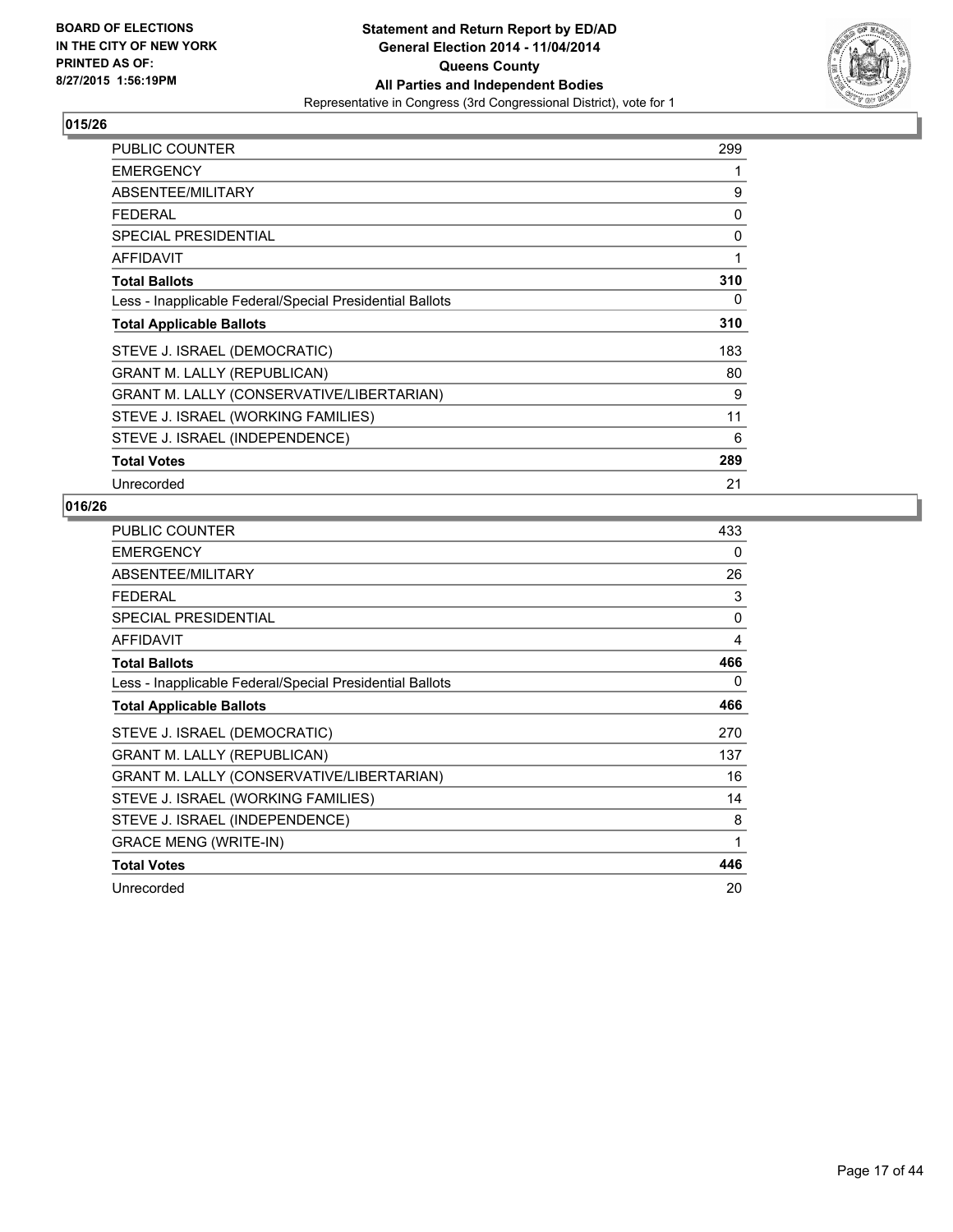**BOARD OF ELECTIONS IN THE CITY OF NEW YORK PRINTED AS OF: 8/27/2015 1:56:19PM**

**Statement and Return Report by ED/AD**
**General Election 2014 - 11/04/2014**
**Queens County**
**All Parties and Independent Bodies**
Representative in Congress (3rd Congressional District), vote for 1

## 015/26

| | |
|---|---|
| PUBLIC COUNTER | 299 |
| EMERGENCY | 1 |
| ABSENTEE/MILITARY | 9 |
| FEDERAL | 0 |
| SPECIAL PRESIDENTIAL | 0 |
| AFFIDAVIT | 1 |
| **Total Ballots** | **310** |
| Less - Inapplicable Federal/Special Presidential Ballots | 0 |
| **Total Applicable Ballots** | **310** |
| STEVE J. ISRAEL (DEMOCRATIC) | 183 |
| GRANT M. LALLY (REPUBLICAN) | 80 |
| GRANT M. LALLY (CONSERVATIVE/LIBERTARIAN) | 9 |
| STEVE J. ISRAEL (WORKING FAMILIES) | 11 |
| STEVE J. ISRAEL (INDEPENDENCE) | 6 |
| **Total Votes** | **289** |
| Unrecorded | 21 |

## 016/26

| | |
|---|---|
| PUBLIC COUNTER | 433 |
| EMERGENCY | 0 |
| ABSENTEE/MILITARY | 26 |
| FEDERAL | 3 |
| SPECIAL PRESIDENTIAL | 0 |
| AFFIDAVIT | 4 |
| **Total Ballots** | **466** |
| Less - Inapplicable Federal/Special Presidential Ballots | 0 |
| **Total Applicable Ballots** | **466** |
| STEVE J. ISRAEL (DEMOCRATIC) | 270 |
| GRANT M. LALLY (REPUBLICAN) | 137 |
| GRANT M. LALLY (CONSERVATIVE/LIBERTARIAN) | 16 |
| STEVE J. ISRAEL (WORKING FAMILIES) | 14 |
| STEVE J. ISRAEL (INDEPENDENCE) | 8 |
| GRACE MENG (WRITE-IN) | 1 |
| **Total Votes** | **446** |
| Unrecorded | 20 |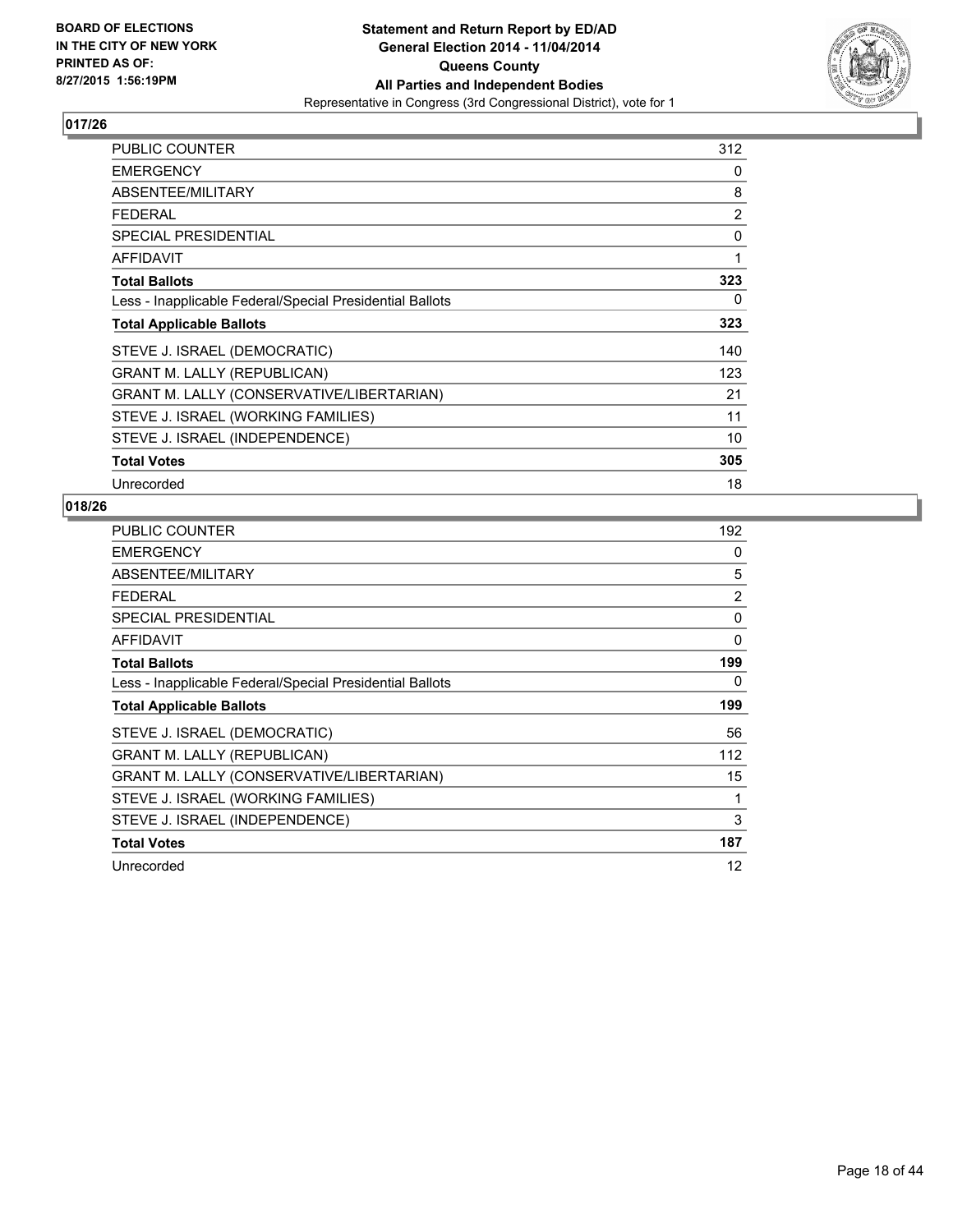BOARD OF ELECTIONS
IN THE CITY OF NEW YORK
PRINTED AS OF:
8/27/2015 1:56:19PM

**Statement and Return Report by ED/AD**
**General Election 2014 - 11/04/2014**
**Queens County**
**All Parties and Independent Bodies**
Representative in Congress (3rd Congressional District), vote for 1

## 017/26

| | |
|---|---|
| PUBLIC COUNTER | 312 |
| EMERGENCY | 0 |
| ABSENTEE/MILITARY | 8 |
| FEDERAL | 2 |
| SPECIAL PRESIDENTIAL | 0 |
| AFFIDAVIT | 1 |
| **Total Ballots** | **323** |
| Less - Inapplicable Federal/Special Presidential Ballots | 0 |
| **Total Applicable Ballots** | **323** |
| STEVE J. ISRAEL (DEMOCRATIC) | 140 |
| GRANT M. LALLY (REPUBLICAN) | 123 |
| GRANT M. LALLY (CONSERVATIVE/LIBERTARIAN) | 21 |
| STEVE J. ISRAEL (WORKING FAMILIES) | 11 |
| STEVE J. ISRAEL (INDEPENDENCE) | 10 |
| **Total Votes** | **305** |
| Unrecorded | 18 |

## 018/26

| | |
|---|---|
| PUBLIC COUNTER | 192 |
| EMERGENCY | 0 |
| ABSENTEE/MILITARY | 5 |
| FEDERAL | 2 |
| SPECIAL PRESIDENTIAL | 0 |
| AFFIDAVIT | 0 |
| **Total Ballots** | **199** |
| Less - Inapplicable Federal/Special Presidential Ballots | 0 |
| **Total Applicable Ballots** | **199** |
| STEVE J. ISRAEL (DEMOCRATIC) | 56 |
| GRANT M. LALLY (REPUBLICAN) | 112 |
| GRANT M. LALLY (CONSERVATIVE/LIBERTARIAN) | 15 |
| STEVE J. ISRAEL (WORKING FAMILIES) | 1 |
| STEVE J. ISRAEL (INDEPENDENCE) | 3 |
| **Total Votes** | **187** |
| Unrecorded | 12 |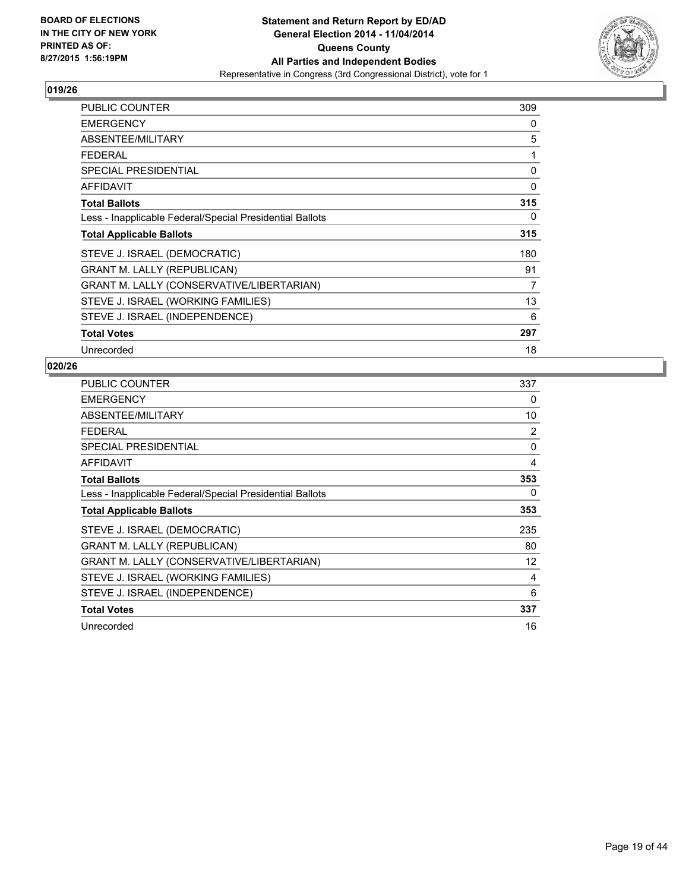**BOARD OF ELECTIONS IN THE CITY OF NEW YORK PRINTED AS OF: 8/27/2015 1:56:19PM**

**Statement and Return Report by ED/AD General Election 2014 - 11/04/2014 Queens County All Parties and Independent Bodies**
Representative in Congress (3rd Congressional District), vote for 1

## 019/26

| | |
|---|---|
| PUBLIC COUNTER | 309 |
| EMERGENCY | 0 |
| ABSENTEE/MILITARY | 5 |
| FEDERAL | 1 |
| SPECIAL PRESIDENTIAL | 0 |
| AFFIDAVIT | 0 |
| **Total Ballots** | **315** |
| Less - Inapplicable Federal/Special Presidential Ballots | 0 |
| **Total Applicable Ballots** | **315** |
| STEVE J. ISRAEL (DEMOCRATIC) | 180 |
| GRANT M. LALLY (REPUBLICAN) | 91 |
| GRANT M. LALLY (CONSERVATIVE/LIBERTARIAN) | 7 |
| STEVE J. ISRAEL (WORKING FAMILIES) | 13 |
| STEVE J. ISRAEL (INDEPENDENCE) | 6 |
| **Total Votes** | **297** |
| Unrecorded | 18 |

## 020/26

| | |
|---|---|
| PUBLIC COUNTER | 337 |
| EMERGENCY | 0 |
| ABSENTEE/MILITARY | 10 |
| FEDERAL | 2 |
| SPECIAL PRESIDENTIAL | 0 |
| AFFIDAVIT | 4 |
| **Total Ballots** | **353** |
| Less - Inapplicable Federal/Special Presidential Ballots | 0 |
| **Total Applicable Ballots** | **353** |
| STEVE J. ISRAEL (DEMOCRATIC) | 235 |
| GRANT M. LALLY (REPUBLICAN) | 80 |
| GRANT M. LALLY (CONSERVATIVE/LIBERTARIAN) | 12 |
| STEVE J. ISRAEL (WORKING FAMILIES) | 4 |
| STEVE J. ISRAEL (INDEPENDENCE) | 6 |
| **Total Votes** | **337** |
| Unrecorded | 16 |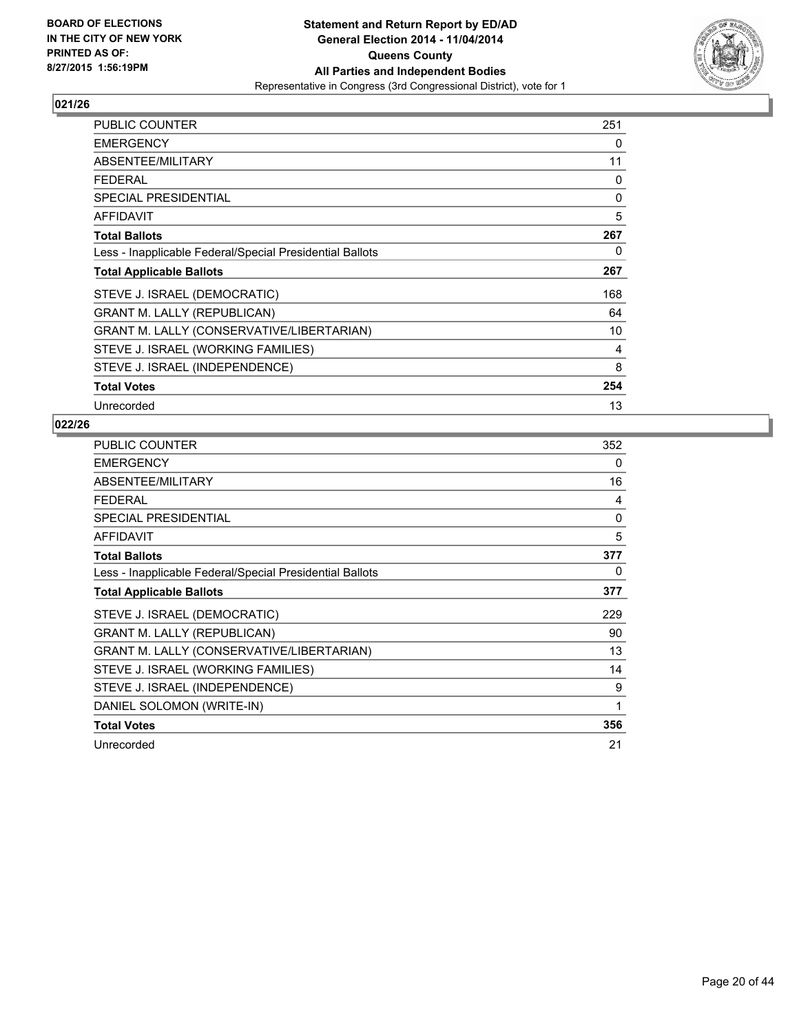**BOARD OF ELECTIONS IN THE CITY OF NEW YORK PRINTED AS OF: 8/27/2015 1:56:19PM**

**Statement and Return Report by ED/AD**
**General Election 2014 - 11/04/2014**
**Queens County**
**All Parties and Independent Bodies**
Representative in Congress (3rd Congressional District), vote for 1

### 021/26

| | |
|---|---|
| PUBLIC COUNTER | 251 |
| EMERGENCY | 0 |
| ABSENTEE/MILITARY | 11 |
| FEDERAL | 0 |
| SPECIAL PRESIDENTIAL | 0 |
| AFFIDAVIT | 5 |
| **Total Ballots** | **267** |
| Less - Inapplicable Federal/Special Presidential Ballots | 0 |
| **Total Applicable Ballots** | **267** |
| STEVE J. ISRAEL (DEMOCRATIC) | 168 |
| GRANT M. LALLY (REPUBLICAN) | 64 |
| GRANT M. LALLY (CONSERVATIVE/LIBERTARIAN) | 10 |
| STEVE J. ISRAEL (WORKING FAMILIES) | 4 |
| STEVE J. ISRAEL (INDEPENDENCE) | 8 |
| **Total Votes** | **254** |
| Unrecorded | 13 |

### 022/26

| | |
|---|---|
| PUBLIC COUNTER | 352 |
| EMERGENCY | 0 |
| ABSENTEE/MILITARY | 16 |
| FEDERAL | 4 |
| SPECIAL PRESIDENTIAL | 0 |
| AFFIDAVIT | 5 |
| **Total Ballots** | **377** |
| Less - Inapplicable Federal/Special Presidential Ballots | 0 |
| **Total Applicable Ballots** | **377** |
| STEVE J. ISRAEL (DEMOCRATIC) | 229 |
| GRANT M. LALLY (REPUBLICAN) | 90 |
| GRANT M. LALLY (CONSERVATIVE/LIBERTARIAN) | 13 |
| STEVE J. ISRAEL (WORKING FAMILIES) | 14 |
| STEVE J. ISRAEL (INDEPENDENCE) | 9 |
| DANIEL SOLOMON (WRITE-IN) | 1 |
| **Total Votes** | **356** |
| Unrecorded | 21 |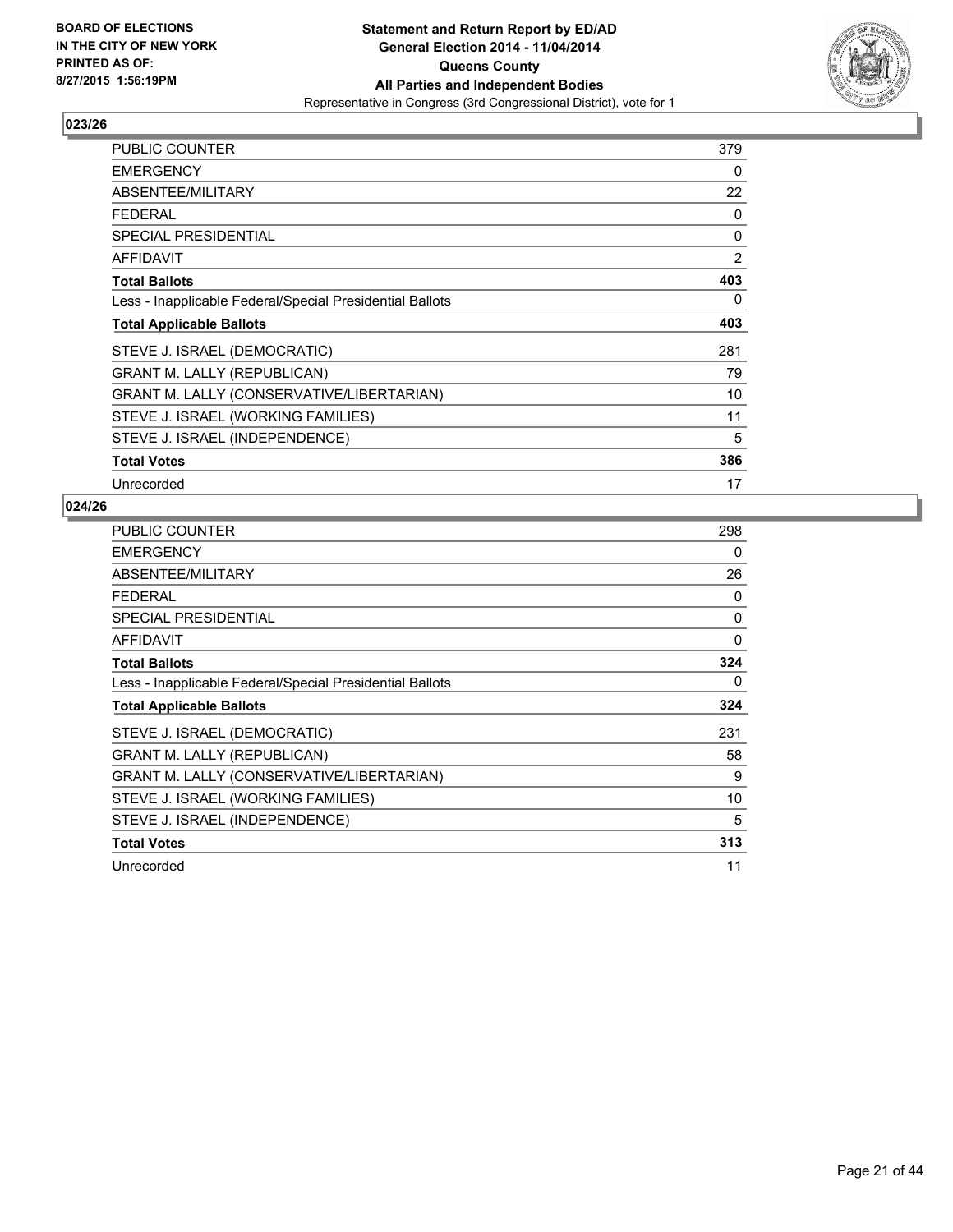**BOARD OF ELECTIONS IN THE CITY OF NEW YORK PRINTED AS OF: 8/27/2015 1:56:19PM**

**Statement and Return Report by ED/AD General Election 2014 - 11/04/2014 Queens County All Parties and Independent Bodies**

Representative in Congress (3rd Congressional District), vote for 1

## 023/26

| | |
|---|---|
| PUBLIC COUNTER | 379 |
| EMERGENCY | 0 |
| ABSENTEE/MILITARY | 22 |
| FEDERAL | 0 |
| SPECIAL PRESIDENTIAL | 0 |
| AFFIDAVIT | 2 |
| **Total Ballots** | **403** |
| Less - Inapplicable Federal/Special Presidential Ballots | 0 |
| **Total Applicable Ballots** | **403** |
| STEVE J. ISRAEL (DEMOCRATIC) | 281 |
| GRANT M. LALLY (REPUBLICAN) | 79 |
| GRANT M. LALLY (CONSERVATIVE/LIBERTARIAN) | 10 |
| STEVE J. ISRAEL (WORKING FAMILIES) | 11 |
| STEVE J. ISRAEL (INDEPENDENCE) | 5 |
| **Total Votes** | **386** |
| Unrecorded | 17 |

## 024/26

| | |
|---|---|
| PUBLIC COUNTER | 298 |
| EMERGENCY | 0 |
| ABSENTEE/MILITARY | 26 |
| FEDERAL | 0 |
| SPECIAL PRESIDENTIAL | 0 |
| AFFIDAVIT | 0 |
| **Total Ballots** | **324** |
| Less - Inapplicable Federal/Special Presidential Ballots | 0 |
| **Total Applicable Ballots** | **324** |
| STEVE J. ISRAEL (DEMOCRATIC) | 231 |
| GRANT M. LALLY (REPUBLICAN) | 58 |
| GRANT M. LALLY (CONSERVATIVE/LIBERTARIAN) | 9 |
| STEVE J. ISRAEL (WORKING FAMILIES) | 10 |
| STEVE J. ISRAEL (INDEPENDENCE) | 5 |
| **Total Votes** | **313** |
| Unrecorded | 11 |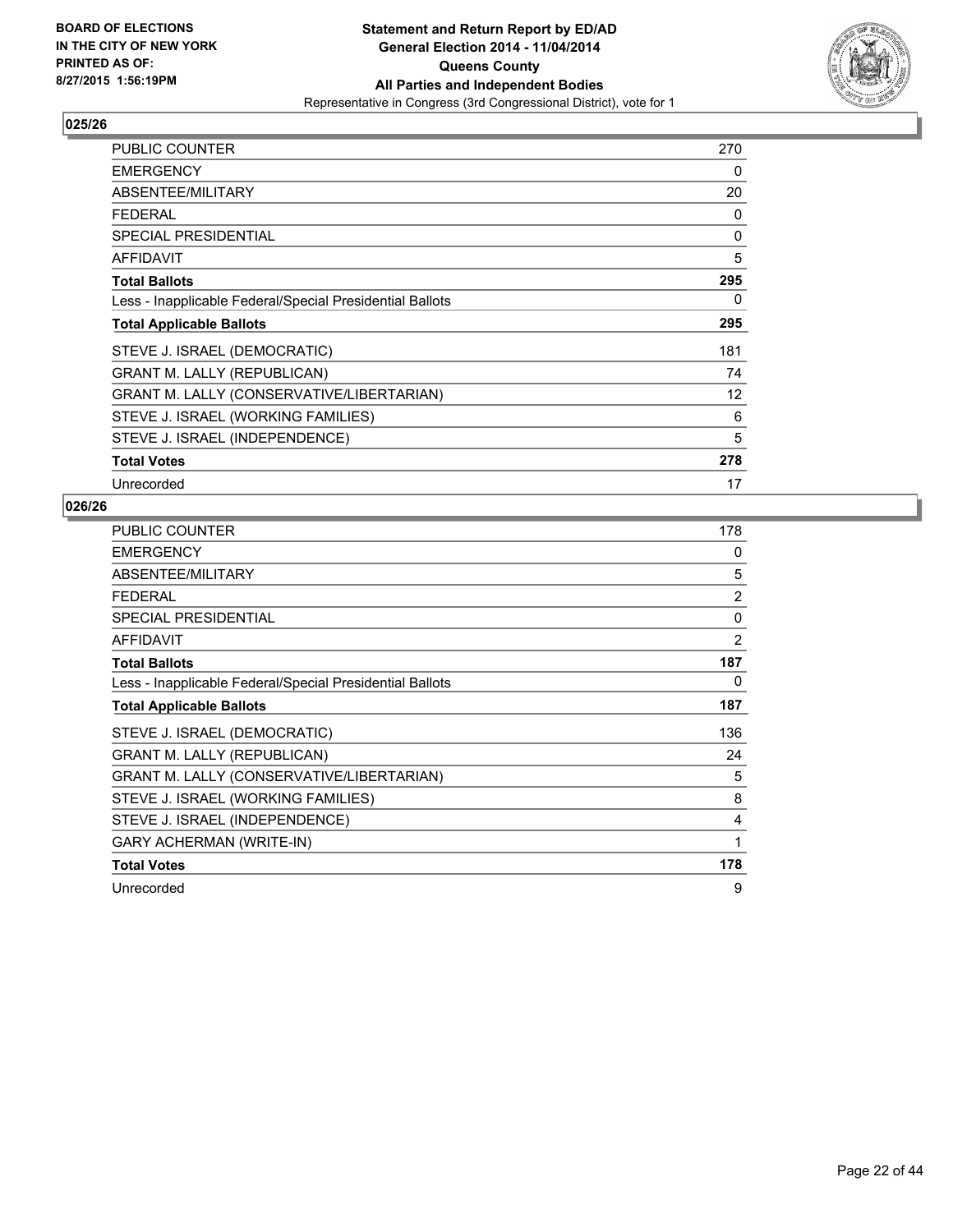**BOARD OF ELECTIONS IN THE CITY OF NEW YORK PRINTED AS OF: 8/27/2015 1:56:19PM**

**Statement and Return Report by ED/AD General Election 2014 - 11/04/2014 Queens County All Parties and Independent Bodies**
Representative in Congress (3rd Congressional District), vote for 1

### 025/26

| | |
|---|---|
| PUBLIC COUNTER | 270 |
| EMERGENCY | 0 |
| ABSENTEE/MILITARY | 20 |
| FEDERAL | 0 |
| SPECIAL PRESIDENTIAL | 0 |
| AFFIDAVIT | 5 |
| **Total Ballots** | **295** |
| Less - Inapplicable Federal/Special Presidential Ballots | 0 |
| **Total Applicable Ballots** | **295** |
| STEVE J. ISRAEL (DEMOCRATIC) | 181 |
| GRANT M. LALLY (REPUBLICAN) | 74 |
| GRANT M. LALLY (CONSERVATIVE/LIBERTARIAN) | 12 |
| STEVE J. ISRAEL (WORKING FAMILIES) | 6 |
| STEVE J. ISRAEL (INDEPENDENCE) | 5 |
| **Total Votes** | **278** |
| Unrecorded | 17 |

### 026/26

| | |
|---|---|
| PUBLIC COUNTER | 178 |
| EMERGENCY | 0 |
| ABSENTEE/MILITARY | 5 |
| FEDERAL | 2 |
| SPECIAL PRESIDENTIAL | 0 |
| AFFIDAVIT | 2 |
| **Total Ballots** | **187** |
| Less - Inapplicable Federal/Special Presidential Ballots | 0 |
| **Total Applicable Ballots** | **187** |
| STEVE J. ISRAEL (DEMOCRATIC) | 136 |
| GRANT M. LALLY (REPUBLICAN) | 24 |
| GRANT M. LALLY (CONSERVATIVE/LIBERTARIAN) | 5 |
| STEVE J. ISRAEL (WORKING FAMILIES) | 8 |
| STEVE J. ISRAEL (INDEPENDENCE) | 4 |
| GARY ACHERMAN (WRITE-IN) | 1 |
| **Total Votes** | **178** |
| Unrecorded | 9 |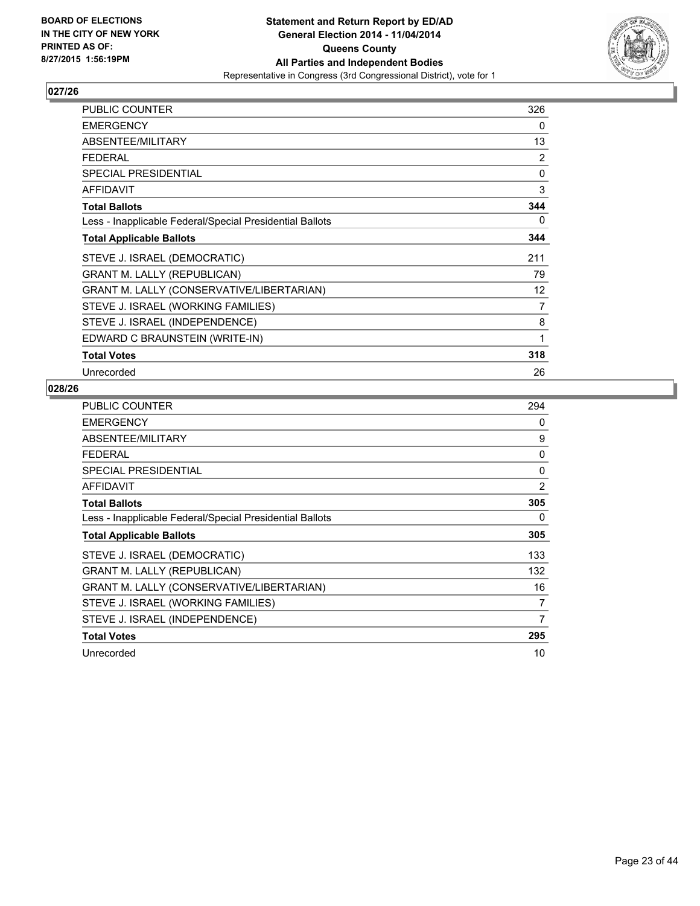BOARD OF ELECTIONS
IN THE CITY OF NEW YORK
PRINTED AS OF:
8/27/2015 1:56:19PM

**Statement and Return Report by ED/AD**
**General Election 2014 - 11/04/2014**
**Queens County**
**All Parties and Independent Bodies**
Representative in Congress (3rd Congressional District), vote for 1

## 027/26

| | |
|---|---|
| PUBLIC COUNTER | 326 |
| EMERGENCY | 0 |
| ABSENTEE/MILITARY | 13 |
| FEDERAL | 2 |
| SPECIAL PRESIDENTIAL | 0 |
| AFFIDAVIT | 3 |
| **Total Ballots** | **344** |
| Less - Inapplicable Federal/Special Presidential Ballots | 0 |
| **Total Applicable Ballots** | **344** |
| STEVE J. ISRAEL (DEMOCRATIC) | 211 |
| GRANT M. LALLY (REPUBLICAN) | 79 |
| GRANT M. LALLY (CONSERVATIVE/LIBERTARIAN) | 12 |
| STEVE J. ISRAEL (WORKING FAMILIES) | 7 |
| STEVE J. ISRAEL (INDEPENDENCE) | 8 |
| EDWARD C BRAUNSTEIN (WRITE-IN) | 1 |
| **Total Votes** | **318** |
| Unrecorded | 26 |

## 028/26

| | |
|---|---|
| PUBLIC COUNTER | 294 |
| EMERGENCY | 0 |
| ABSENTEE/MILITARY | 9 |
| FEDERAL | 0 |
| SPECIAL PRESIDENTIAL | 0 |
| AFFIDAVIT | 2 |
| **Total Ballots** | **305** |
| Less - Inapplicable Federal/Special Presidential Ballots | 0 |
| **Total Applicable Ballots** | **305** |
| STEVE J. ISRAEL (DEMOCRATIC) | 133 |
| GRANT M. LALLY (REPUBLICAN) | 132 |
| GRANT M. LALLY (CONSERVATIVE/LIBERTARIAN) | 16 |
| STEVE J. ISRAEL (WORKING FAMILIES) | 7 |
| STEVE J. ISRAEL (INDEPENDENCE) | 7 |
| **Total Votes** | **295** |
| Unrecorded | 10 |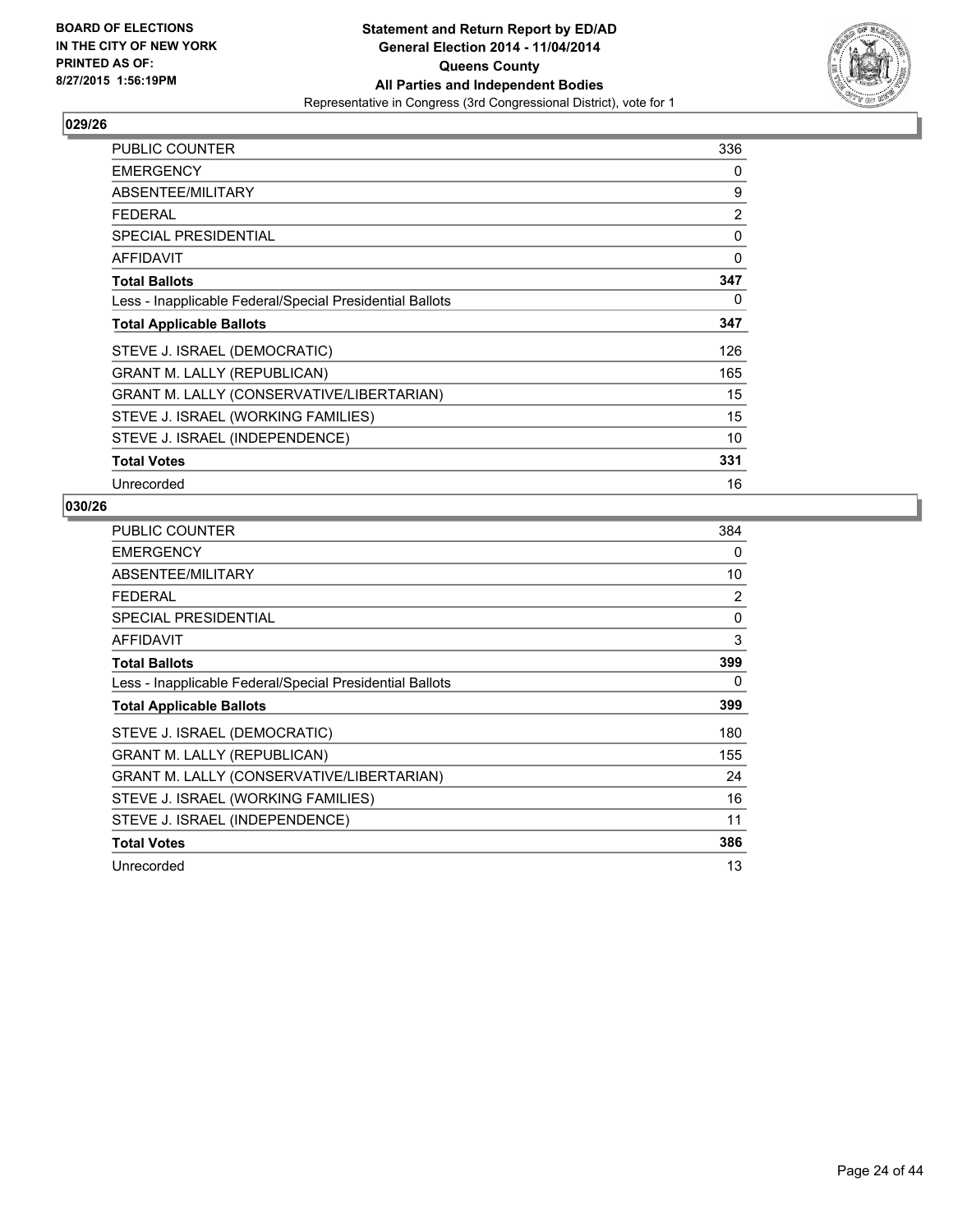BOARD OF ELECTIONS
IN THE CITY OF NEW YORK
PRINTED AS OF:
8/27/2015 1:56:19PM

**Statement and Return Report by ED/AD**
**General Election 2014 - 11/04/2014**
**Queens County**
**All Parties and Independent Bodies**
Representative in Congress (3rd Congressional District), vote for 1

### 029/26

| | |
|---|---|
| PUBLIC COUNTER | 336 |
| EMERGENCY | 0 |
| ABSENTEE/MILITARY | 9 |
| FEDERAL | 2 |
| SPECIAL PRESIDENTIAL | 0 |
| AFFIDAVIT | 0 |
| **Total Ballots** | **347** |
| Less - Inapplicable Federal/Special Presidential Ballots | 0 |
| **Total Applicable Ballots** | **347** |
| STEVE J. ISRAEL (DEMOCRATIC) | 126 |
| GRANT M. LALLY (REPUBLICAN) | 165 |
| GRANT M. LALLY (CONSERVATIVE/LIBERTARIAN) | 15 |
| STEVE J. ISRAEL (WORKING FAMILIES) | 15 |
| STEVE J. ISRAEL (INDEPENDENCE) | 10 |
| **Total Votes** | **331** |
| Unrecorded | 16 |

### 030/26

| | |
|---|---|
| PUBLIC COUNTER | 384 |
| EMERGENCY | 0 |
| ABSENTEE/MILITARY | 10 |
| FEDERAL | 2 |
| SPECIAL PRESIDENTIAL | 0 |
| AFFIDAVIT | 3 |
| **Total Ballots** | **399** |
| Less - Inapplicable Federal/Special Presidential Ballots | 0 |
| **Total Applicable Ballots** | **399** |
| STEVE J. ISRAEL (DEMOCRATIC) | 180 |
| GRANT M. LALLY (REPUBLICAN) | 155 |
| GRANT M. LALLY (CONSERVATIVE/LIBERTARIAN) | 24 |
| STEVE J. ISRAEL (WORKING FAMILIES) | 16 |
| STEVE J. ISRAEL (INDEPENDENCE) | 11 |
| **Total Votes** | **386** |
| Unrecorded | 13 |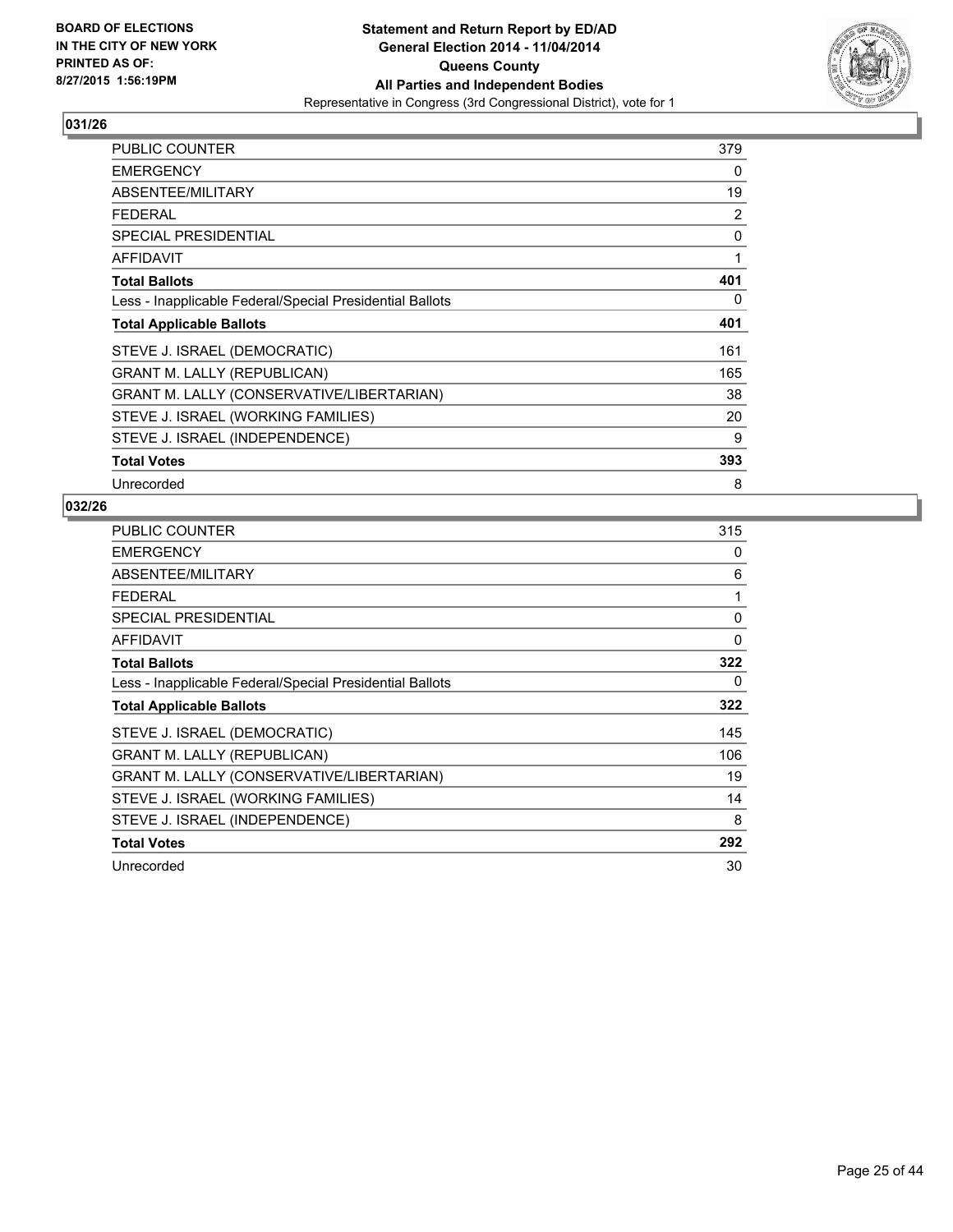## 031/26

| | |
|---|---|
| PUBLIC COUNTER | 379 |
| EMERGENCY | 0 |
| ABSENTEE/MILITARY | 19 |
| FEDERAL | 2 |
| SPECIAL PRESIDENTIAL | 0 |
| AFFIDAVIT | 1 |
| **Total Ballots** | **401** |
| Less - Inapplicable Federal/Special Presidential Ballots | 0 |
| **Total Applicable Ballots** | **401** |
| STEVE J. ISRAEL (DEMOCRATIC) | 161 |
| GRANT M. LALLY (REPUBLICAN) | 165 |
| GRANT M. LALLY (CONSERVATIVE/LIBERTARIAN) | 38 |
| STEVE J. ISRAEL (WORKING FAMILIES) | 20 |
| STEVE J. ISRAEL (INDEPENDENCE) | 9 |
| **Total Votes** | **393** |
| Unrecorded | 8 |

## 032/26

| | |
|---|---|
| PUBLIC COUNTER | 315 |
| EMERGENCY | 0 |
| ABSENTEE/MILITARY | 6 |
| FEDERAL | 1 |
| SPECIAL PRESIDENTIAL | 0 |
| AFFIDAVIT | 0 |
| **Total Ballots** | **322** |
| Less - Inapplicable Federal/Special Presidential Ballots | 0 |
| **Total Applicable Ballots** | **322** |
| STEVE J. ISRAEL (DEMOCRATIC) | 145 |
| GRANT M. LALLY (REPUBLICAN) | 106 |
| GRANT M. LALLY (CONSERVATIVE/LIBERTARIAN) | 19 |
| STEVE J. ISRAEL (WORKING FAMILIES) | 14 |
| STEVE J. ISRAEL (INDEPENDENCE) | 8 |
| **Total Votes** | **292** |
| Unrecorded | 30 |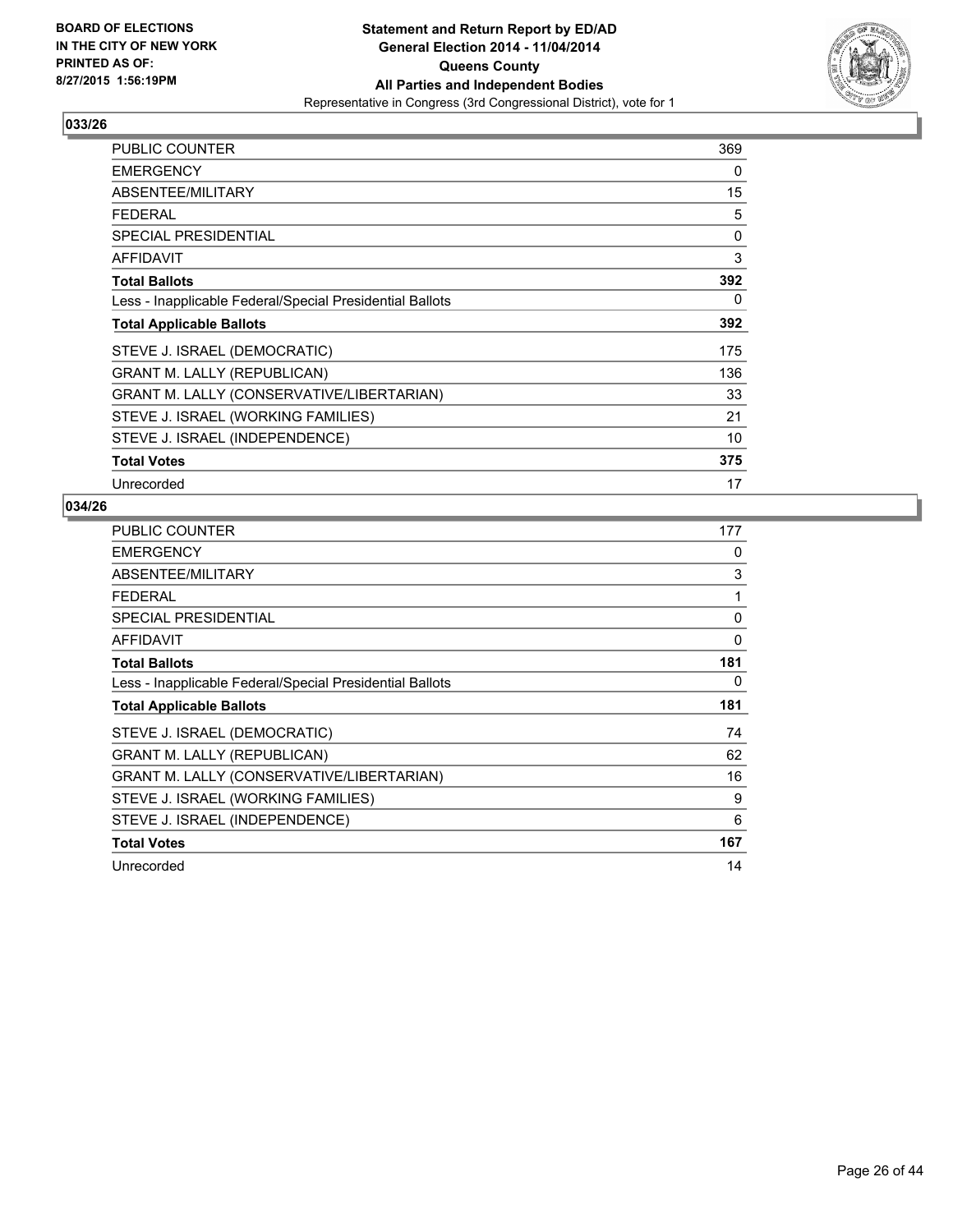BOARD OF ELECTIONS
IN THE CITY OF NEW YORK
PRINTED AS OF:
8/27/2015 1:56:19PM

**Statement and Return Report by ED/AD**
**General Election 2014 - 11/04/2014**
**Queens County**
**All Parties and Independent Bodies**
Representative in Congress (3rd Congressional District), vote for 1

## 033/26

| | |
|---|---|
| PUBLIC COUNTER | 369 |
| EMERGENCY | 0 |
| ABSENTEE/MILITARY | 15 |
| FEDERAL | 5 |
| SPECIAL PRESIDENTIAL | 0 |
| AFFIDAVIT | 3 |
| **Total Ballots** | **392** |
| Less - Inapplicable Federal/Special Presidential Ballots | 0 |
| **Total Applicable Ballots** | **392** |
| STEVE J. ISRAEL (DEMOCRATIC) | 175 |
| GRANT M. LALLY (REPUBLICAN) | 136 |
| GRANT M. LALLY (CONSERVATIVE/LIBERTARIAN) | 33 |
| STEVE J. ISRAEL (WORKING FAMILIES) | 21 |
| STEVE J. ISRAEL (INDEPENDENCE) | 10 |
| **Total Votes** | **375** |
| Unrecorded | 17 |

## 034/26

| | |
|---|---|
| PUBLIC COUNTER | 177 |
| EMERGENCY | 0 |
| ABSENTEE/MILITARY | 3 |
| FEDERAL | 1 |
| SPECIAL PRESIDENTIAL | 0 |
| AFFIDAVIT | 0 |
| **Total Ballots** | **181** |
| Less - Inapplicable Federal/Special Presidential Ballots | 0 |
| **Total Applicable Ballots** | **181** |
| STEVE J. ISRAEL (DEMOCRATIC) | 74 |
| GRANT M. LALLY (REPUBLICAN) | 62 |
| GRANT M. LALLY (CONSERVATIVE/LIBERTARIAN) | 16 |
| STEVE J. ISRAEL (WORKING FAMILIES) | 9 |
| STEVE J. ISRAEL (INDEPENDENCE) | 6 |
| **Total Votes** | **167** |
| Unrecorded | 14 |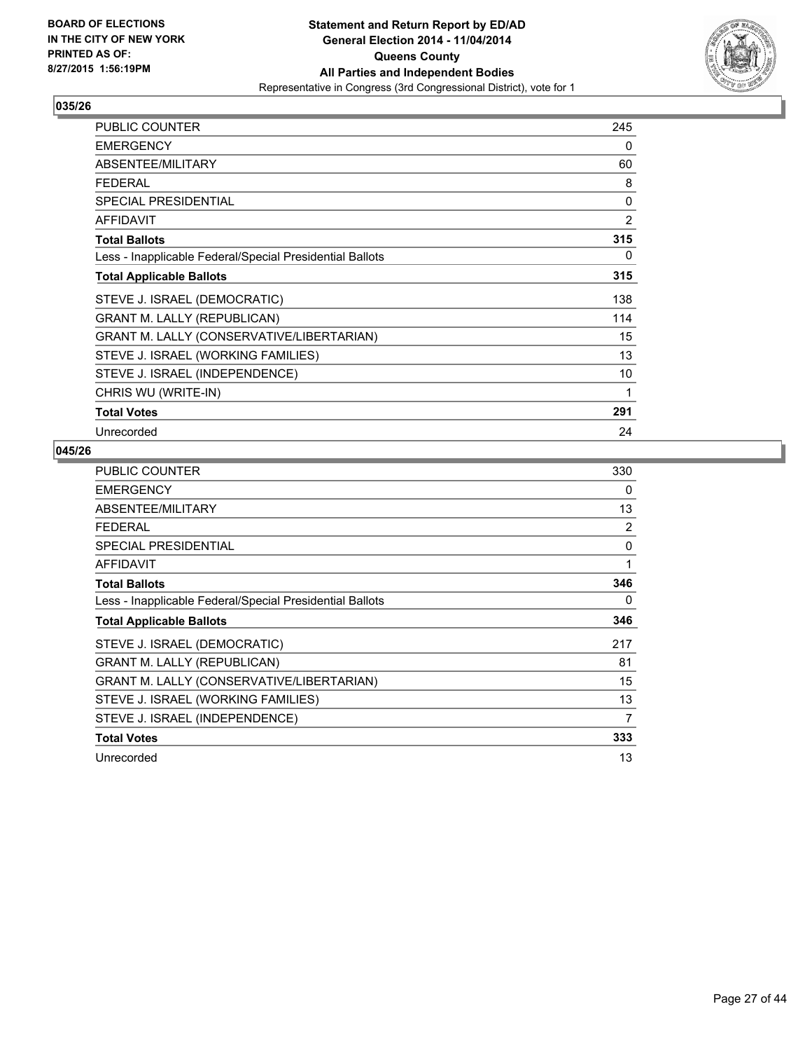**BOARD OF ELECTIONS IN THE CITY OF NEW YORK PRINTED AS OF: 8/27/2015 1:56:19PM**

**Statement and Return Report by ED/AD General Election 2014 - 11/04/2014 Queens County All Parties and Independent Bodies**

Representative in Congress (3rd Congressional District), vote for 1

### 035/26

| | |
|---|---|
| PUBLIC COUNTER | 245 |
| EMERGENCY | 0 |
| ABSENTEE/MILITARY | 60 |
| FEDERAL | 8 |
| SPECIAL PRESIDENTIAL | 0 |
| AFFIDAVIT | 2 |
| **Total Ballots** | **315** |
| Less - Inapplicable Federal/Special Presidential Ballots | 0 |
| **Total Applicable Ballots** | **315** |
| STEVE J. ISRAEL (DEMOCRATIC) | 138 |
| GRANT M. LALLY (REPUBLICAN) | 114 |
| GRANT M. LALLY (CONSERVATIVE/LIBERTARIAN) | 15 |
| STEVE J. ISRAEL (WORKING FAMILIES) | 13 |
| STEVE J. ISRAEL (INDEPENDENCE) | 10 |
| CHRIS WU (WRITE-IN) | 1 |
| **Total Votes** | **291** |
| Unrecorded | 24 |

### 045/26

| | |
|---|---|
| PUBLIC COUNTER | 330 |
| EMERGENCY | 0 |
| ABSENTEE/MILITARY | 13 |
| FEDERAL | 2 |
| SPECIAL PRESIDENTIAL | 0 |
| AFFIDAVIT | 1 |
| **Total Ballots** | **346** |
| Less - Inapplicable Federal/Special Presidential Ballots | 0 |
| **Total Applicable Ballots** | **346** |
| STEVE J. ISRAEL (DEMOCRATIC) | 217 |
| GRANT M. LALLY (REPUBLICAN) | 81 |
| GRANT M. LALLY (CONSERVATIVE/LIBERTARIAN) | 15 |
| STEVE J. ISRAEL (WORKING FAMILIES) | 13 |
| STEVE J. ISRAEL (INDEPENDENCE) | 7 |
| **Total Votes** | **333** |
| Unrecorded | 13 |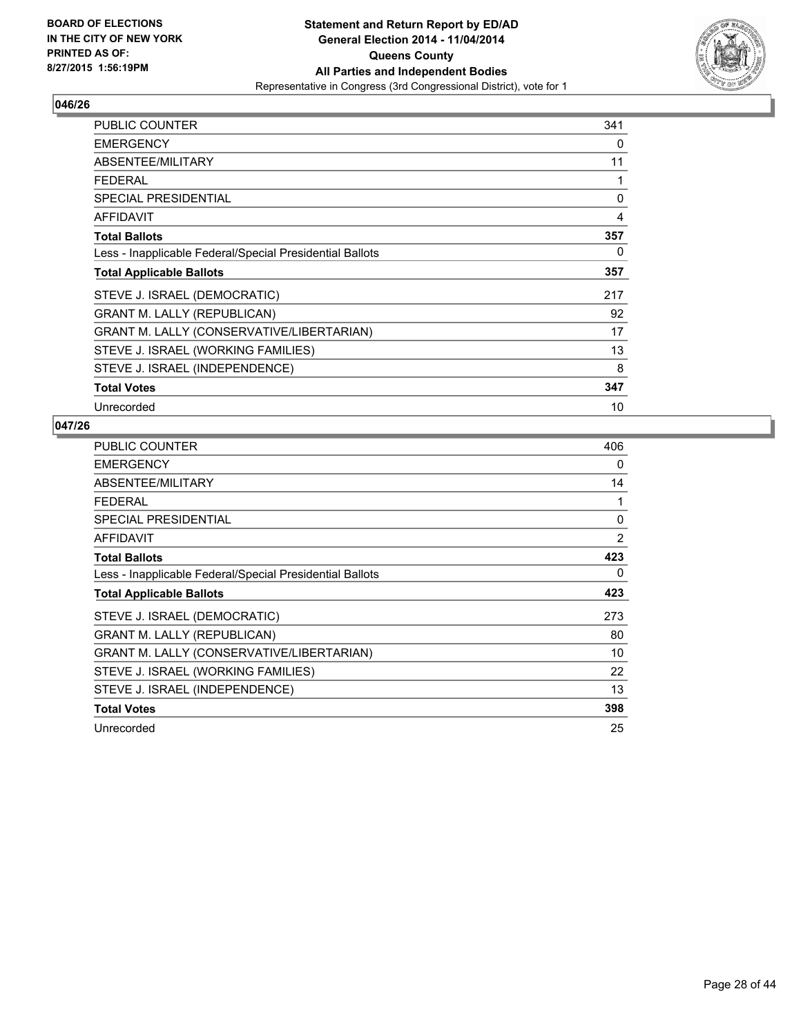**BOARD OF ELECTIONS IN THE CITY OF NEW YORK PRINTED AS OF: 8/27/2015 1:56:19PM**

**Statement and Return Report by ED/AD General Election 2014 - 11/04/2014 Queens County All Parties and Independent Bodies**
Representative in Congress (3rd Congressional District), vote for 1

### 046/26

| | |
|---|---|
| PUBLIC COUNTER | 341 |
| EMERGENCY | 0 |
| ABSENTEE/MILITARY | 11 |
| FEDERAL | 1 |
| SPECIAL PRESIDENTIAL | 0 |
| AFFIDAVIT | 4 |
| **Total Ballots** | **357** |
| Less - Inapplicable Federal/Special Presidential Ballots | 0 |
| **Total Applicable Ballots** | **357** |
| STEVE J. ISRAEL (DEMOCRATIC) | 217 |
| GRANT M. LALLY (REPUBLICAN) | 92 |
| GRANT M. LALLY (CONSERVATIVE/LIBERTARIAN) | 17 |
| STEVE J. ISRAEL (WORKING FAMILIES) | 13 |
| STEVE J. ISRAEL (INDEPENDENCE) | 8 |
| **Total Votes** | **347** |
| Unrecorded | 10 |

### 047/26

| | |
|---|---|
| PUBLIC COUNTER | 406 |
| EMERGENCY | 0 |
| ABSENTEE/MILITARY | 14 |
| FEDERAL | 1 |
| SPECIAL PRESIDENTIAL | 0 |
| AFFIDAVIT | 2 |
| **Total Ballots** | **423** |
| Less - Inapplicable Federal/Special Presidential Ballots | 0 |
| **Total Applicable Ballots** | **423** |
| STEVE J. ISRAEL (DEMOCRATIC) | 273 |
| GRANT M. LALLY (REPUBLICAN) | 80 |
| GRANT M. LALLY (CONSERVATIVE/LIBERTARIAN) | 10 |
| STEVE J. ISRAEL (WORKING FAMILIES) | 22 |
| STEVE J. ISRAEL (INDEPENDENCE) | 13 |
| **Total Votes** | **398** |
| Unrecorded | 25 |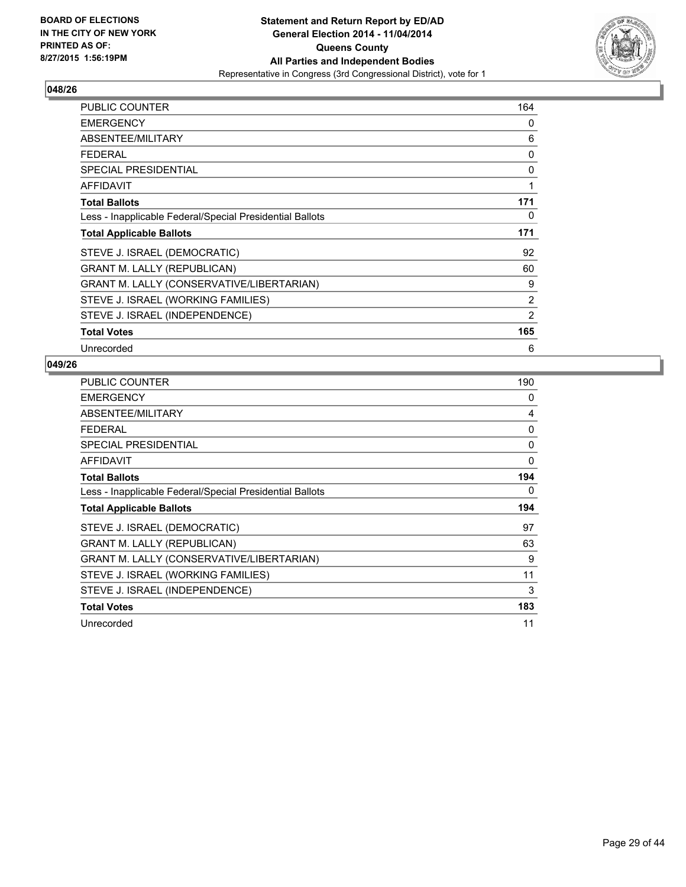**BOARD OF ELECTIONS**
**IN THE CITY OF NEW YORK**
**PRINTED AS OF:**
**8/27/2015 1:56:19PM**

**Statement and Return Report by ED/AD**
**General Election 2014 - 11/04/2014**
**Queens County**
**All Parties and Independent Bodies**
Representative in Congress (3rd Congressional District), vote for 1

## 048/26

| | |
|---|---|
| PUBLIC COUNTER | 164 |
| EMERGENCY | 0 |
| ABSENTEE/MILITARY | 6 |
| FEDERAL | 0 |
| SPECIAL PRESIDENTIAL | 0 |
| AFFIDAVIT | 1 |
| **Total Ballots** | **171** |
| Less - Inapplicable Federal/Special Presidential Ballots | 0 |
| **Total Applicable Ballots** | **171** |
| STEVE J. ISRAEL (DEMOCRATIC) | 92 |
| GRANT M. LALLY (REPUBLICAN) | 60 |
| GRANT M. LALLY (CONSERVATIVE/LIBERTARIAN) | 9 |
| STEVE J. ISRAEL (WORKING FAMILIES) | 2 |
| STEVE J. ISRAEL (INDEPENDENCE) | 2 |
| **Total Votes** | **165** |
| Unrecorded | 6 |

## 049/26

| | |
|---|---|
| PUBLIC COUNTER | 190 |
| EMERGENCY | 0 |
| ABSENTEE/MILITARY | 4 |
| FEDERAL | 0 |
| SPECIAL PRESIDENTIAL | 0 |
| AFFIDAVIT | 0 |
| **Total Ballots** | **194** |
| Less - Inapplicable Federal/Special Presidential Ballots | 0 |
| **Total Applicable Ballots** | **194** |
| STEVE J. ISRAEL (DEMOCRATIC) | 97 |
| GRANT M. LALLY (REPUBLICAN) | 63 |
| GRANT M. LALLY (CONSERVATIVE/LIBERTARIAN) | 9 |
| STEVE J. ISRAEL (WORKING FAMILIES) | 11 |
| STEVE J. ISRAEL (INDEPENDENCE) | 3 |
| **Total Votes** | **183** |
| Unrecorded | 11 |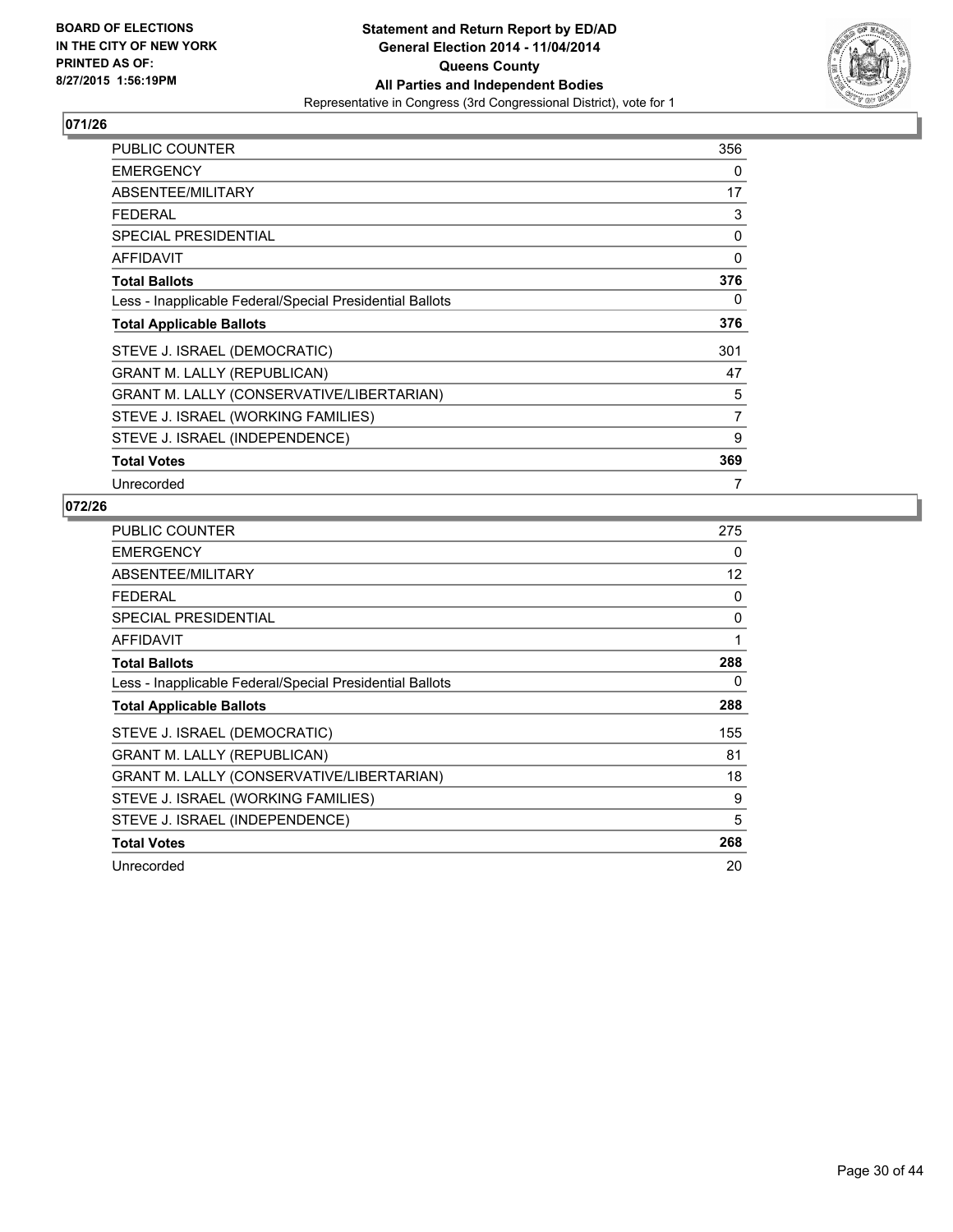**BOARD OF ELECTIONS IN THE CITY OF NEW YORK PRINTED AS OF: 8/27/2015 1:56:19PM**

**Statement and Return Report by ED/AD General Election 2014 - 11/04/2014 Queens County All Parties and Independent Bodies**
Representative in Congress (3rd Congressional District), vote for 1

## 071/26

| | |
|---|---|
| PUBLIC COUNTER | 356 |
| EMERGENCY | 0 |
| ABSENTEE/MILITARY | 17 |
| FEDERAL | 3 |
| SPECIAL PRESIDENTIAL | 0 |
| AFFIDAVIT | 0 |
| **Total Ballots** | **376** |
| Less - Inapplicable Federal/Special Presidential Ballots | 0 |
| **Total Applicable Ballots** | **376** |
| STEVE J. ISRAEL (DEMOCRATIC) | 301 |
| GRANT M. LALLY (REPUBLICAN) | 47 |
| GRANT M. LALLY (CONSERVATIVE/LIBERTARIAN) | 5 |
| STEVE J. ISRAEL (WORKING FAMILIES) | 7 |
| STEVE J. ISRAEL (INDEPENDENCE) | 9 |
| **Total Votes** | **369** |
| Unrecorded | 7 |

## 072/26

| | |
|---|---|
| PUBLIC COUNTER | 275 |
| EMERGENCY | 0 |
| ABSENTEE/MILITARY | 12 |
| FEDERAL | 0 |
| SPECIAL PRESIDENTIAL | 0 |
| AFFIDAVIT | 1 |
| **Total Ballots** | **288** |
| Less - Inapplicable Federal/Special Presidential Ballots | 0 |
| **Total Applicable Ballots** | **288** |
| STEVE J. ISRAEL (DEMOCRATIC) | 155 |
| GRANT M. LALLY (REPUBLICAN) | 81 |
| GRANT M. LALLY (CONSERVATIVE/LIBERTARIAN) | 18 |
| STEVE J. ISRAEL (WORKING FAMILIES) | 9 |
| STEVE J. ISRAEL (INDEPENDENCE) | 5 |
| **Total Votes** | **268** |
| Unrecorded | 20 |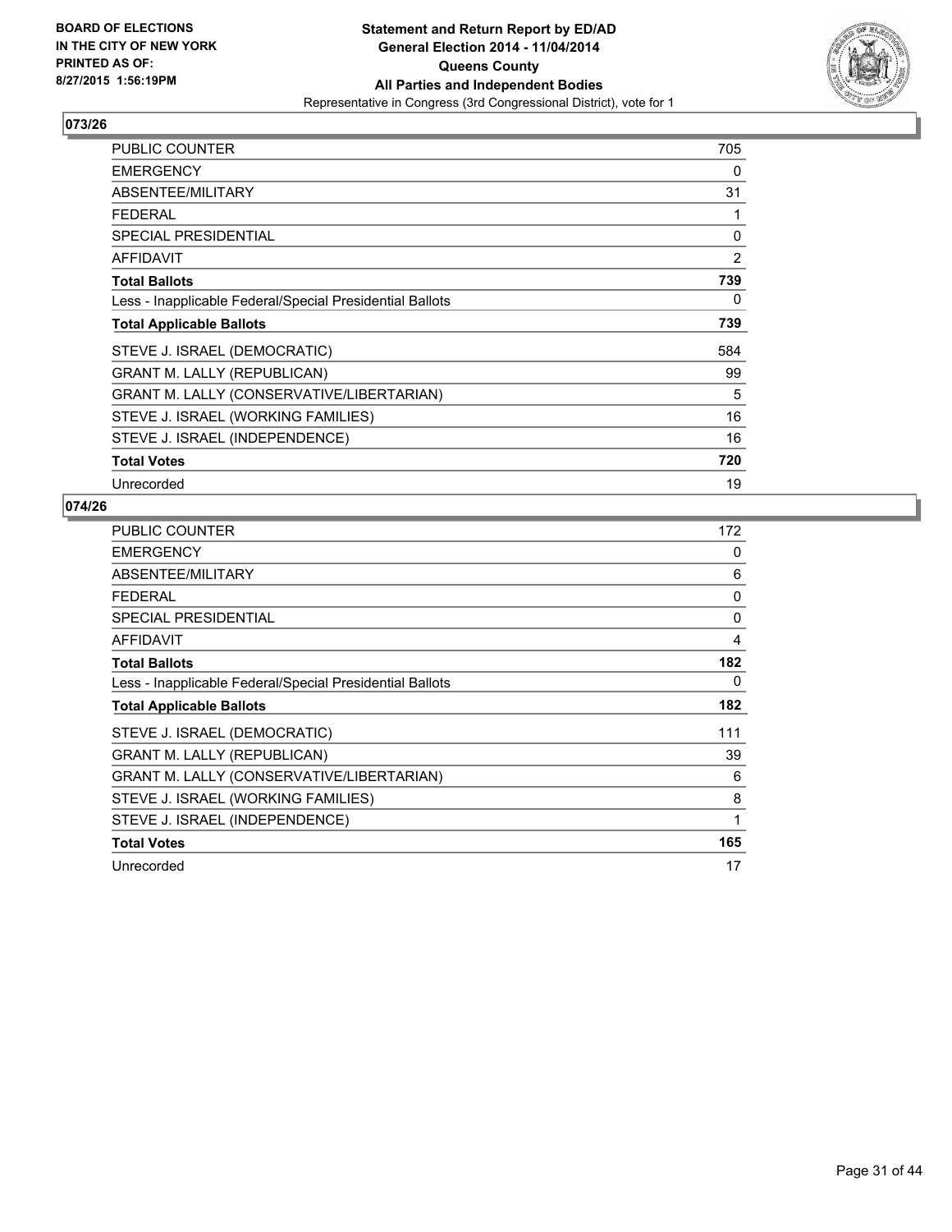**BOARD OF ELECTIONS IN THE CITY OF NEW YORK PRINTED AS OF: 8/27/2015 1:56:19PM**

**Statement and Return Report by ED/AD General Election 2014 - 11/04/2014 Queens County All Parties and Independent Bodies**
Representative in Congress (3rd Congressional District), vote for 1

## 073/26

| | |
|---|---|
| PUBLIC COUNTER | 705 |
| EMERGENCY | 0 |
| ABSENTEE/MILITARY | 31 |
| FEDERAL | 1 |
| SPECIAL PRESIDENTIAL | 0 |
| AFFIDAVIT | 2 |
| **Total Ballots** | **739** |
| Less - Inapplicable Federal/Special Presidential Ballots | 0 |
| **Total Applicable Ballots** | **739** |
| STEVE J. ISRAEL (DEMOCRATIC) | 584 |
| GRANT M. LALLY (REPUBLICAN) | 99 |
| GRANT M. LALLY (CONSERVATIVE/LIBERTARIAN) | 5 |
| STEVE J. ISRAEL (WORKING FAMILIES) | 16 |
| STEVE J. ISRAEL (INDEPENDENCE) | 16 |
| **Total Votes** | **720** |
| Unrecorded | 19 |

## 074/26

| | |
|---|---|
| PUBLIC COUNTER | 172 |
| EMERGENCY | 0 |
| ABSENTEE/MILITARY | 6 |
| FEDERAL | 0 |
| SPECIAL PRESIDENTIAL | 0 |
| AFFIDAVIT | 4 |
| **Total Ballots** | **182** |
| Less - Inapplicable Federal/Special Presidential Ballots | 0 |
| **Total Applicable Ballots** | **182** |
| STEVE J. ISRAEL (DEMOCRATIC) | 111 |
| GRANT M. LALLY (REPUBLICAN) | 39 |
| GRANT M. LALLY (CONSERVATIVE/LIBERTARIAN) | 6 |
| STEVE J. ISRAEL (WORKING FAMILIES) | 8 |
| STEVE J. ISRAEL (INDEPENDENCE) | 1 |
| **Total Votes** | **165** |
| Unrecorded | 17 |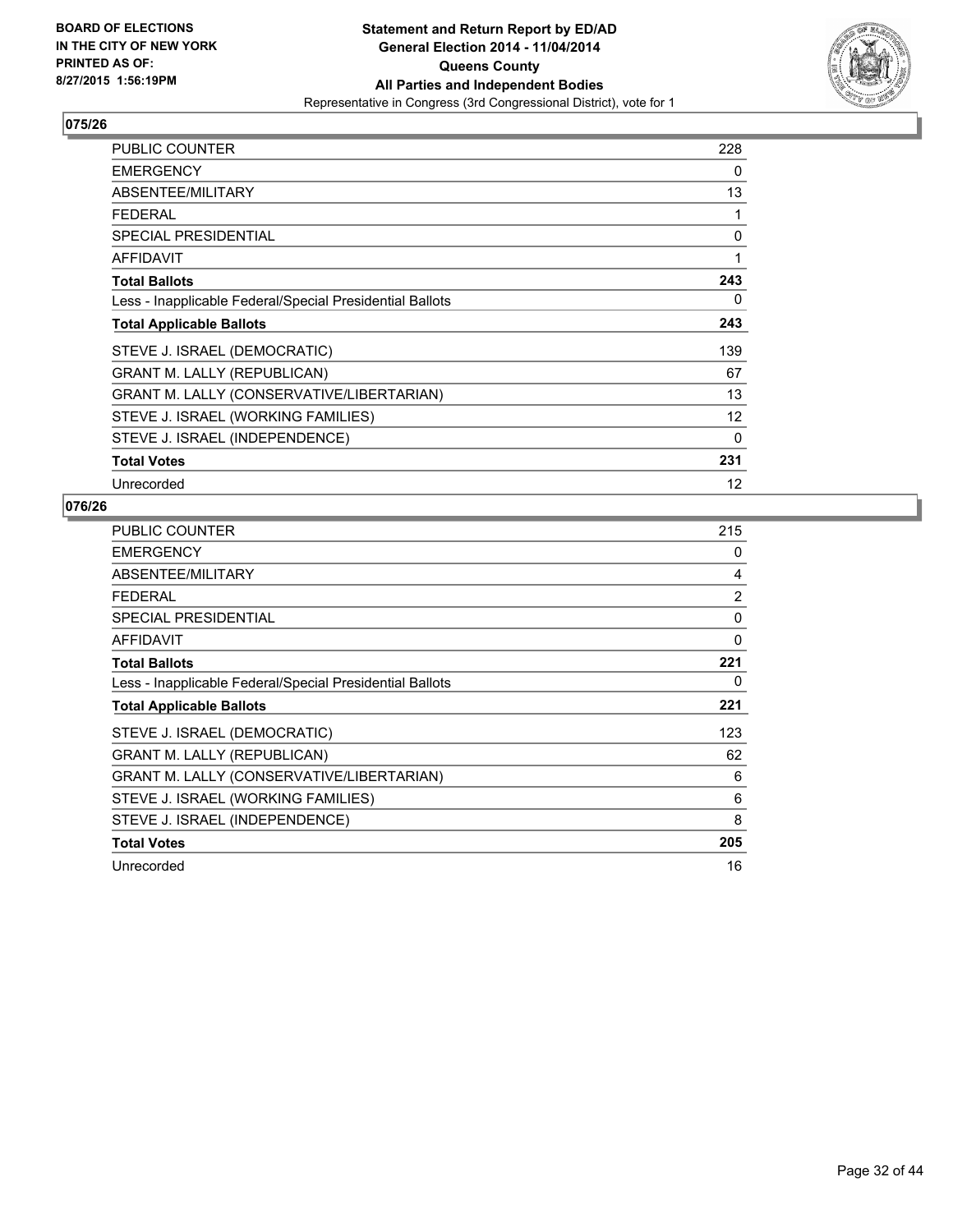**BOARD OF ELECTIONS IN THE CITY OF NEW YORK PRINTED AS OF: 8/27/2015 1:56:19PM**

**Statement and Return Report by ED/AD General Election 2014 - 11/04/2014 Queens County All Parties and Independent Bodies**
Representative in Congress (3rd Congressional District), vote for 1

## 075/26

| | |
|---|---|
| PUBLIC COUNTER | 228 |
| EMERGENCY | 0 |
| ABSENTEE/MILITARY | 13 |
| FEDERAL | 1 |
| SPECIAL PRESIDENTIAL | 0 |
| AFFIDAVIT | 1 |
| **Total Ballots** | **243** |
| Less - Inapplicable Federal/Special Presidential Ballots | 0 |
| **Total Applicable Ballots** | **243** |
| STEVE J. ISRAEL (DEMOCRATIC) | 139 |
| GRANT M. LALLY (REPUBLICAN) | 67 |
| GRANT M. LALLY (CONSERVATIVE/LIBERTARIAN) | 13 |
| STEVE J. ISRAEL (WORKING FAMILIES) | 12 |
| STEVE J. ISRAEL (INDEPENDENCE) | 0 |
| **Total Votes** | **231** |
| Unrecorded | 12 |

## 076/26

| | |
|---|---|
| PUBLIC COUNTER | 215 |
| EMERGENCY | 0 |
| ABSENTEE/MILITARY | 4 |
| FEDERAL | 2 |
| SPECIAL PRESIDENTIAL | 0 |
| AFFIDAVIT | 0 |
| **Total Ballots** | **221** |
| Less - Inapplicable Federal/Special Presidential Ballots | 0 |
| **Total Applicable Ballots** | **221** |
| STEVE J. ISRAEL (DEMOCRATIC) | 123 |
| GRANT M. LALLY (REPUBLICAN) | 62 |
| GRANT M. LALLY (CONSERVATIVE/LIBERTARIAN) | 6 |
| STEVE J. ISRAEL (WORKING FAMILIES) | 6 |
| STEVE J. ISRAEL (INDEPENDENCE) | 8 |
| **Total Votes** | **205** |
| Unrecorded | 16 |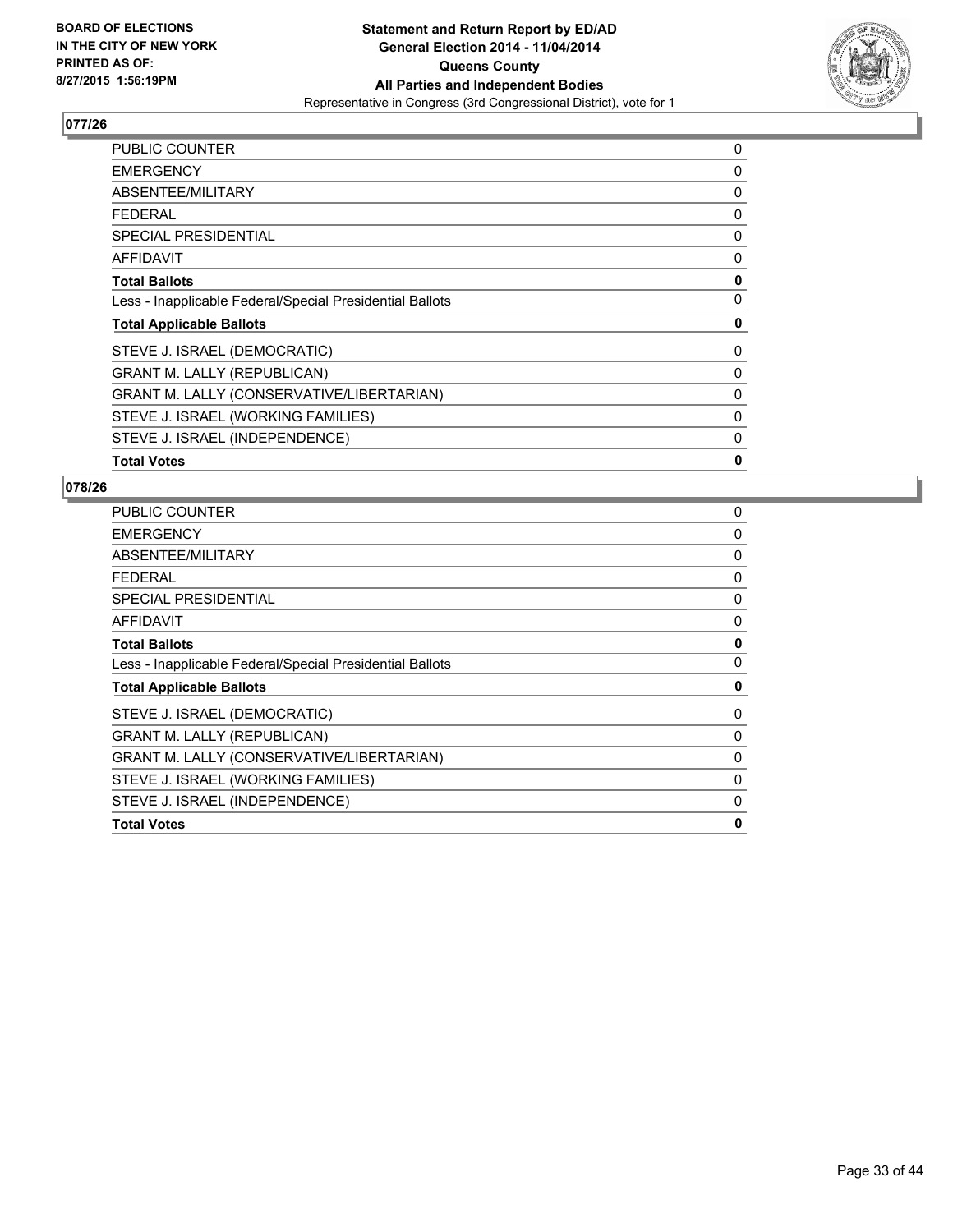BOARD OF ELECTIONS
IN THE CITY OF NEW YORK
PRINTED AS OF:
8/27/2015 1:56:19PM

**Statement and Return Report by ED/AD**
**General Election 2014 - 11/04/2014**
**Queens County**
**All Parties and Independent Bodies**
Representative in Congress (3rd Congressional District), vote for 1

### 077/26

| | |
|---|---|
| PUBLIC COUNTER | 0 |
| EMERGENCY | 0 |
| ABSENTEE/MILITARY | 0 |
| FEDERAL | 0 |
| SPECIAL PRESIDENTIAL | 0 |
| AFFIDAVIT | 0 |
| **Total Ballots** | **0** |
| Less - Inapplicable Federal/Special Presidential Ballots | 0 |
| **Total Applicable Ballots** | **0** |
| STEVE J. ISRAEL (DEMOCRATIC) | 0 |
| GRANT M. LALLY (REPUBLICAN) | 0 |
| GRANT M. LALLY (CONSERVATIVE/LIBERTARIAN) | 0 |
| STEVE J. ISRAEL (WORKING FAMILIES) | 0 |
| STEVE J. ISRAEL (INDEPENDENCE) | 0 |
| **Total Votes** | **0** |

### 078/26

| | |
|---|---|
| PUBLIC COUNTER | 0 |
| EMERGENCY | 0 |
| ABSENTEE/MILITARY | 0 |
| FEDERAL | 0 |
| SPECIAL PRESIDENTIAL | 0 |
| AFFIDAVIT | 0 |
| **Total Ballots** | **0** |
| Less - Inapplicable Federal/Special Presidential Ballots | 0 |
| **Total Applicable Ballots** | **0** |
| STEVE J. ISRAEL (DEMOCRATIC) | 0 |
| GRANT M. LALLY (REPUBLICAN) | 0 |
| GRANT M. LALLY (CONSERVATIVE/LIBERTARIAN) | 0 |
| STEVE J. ISRAEL (WORKING FAMILIES) | 0 |
| STEVE J. ISRAEL (INDEPENDENCE) | 0 |
| **Total Votes** | **0** |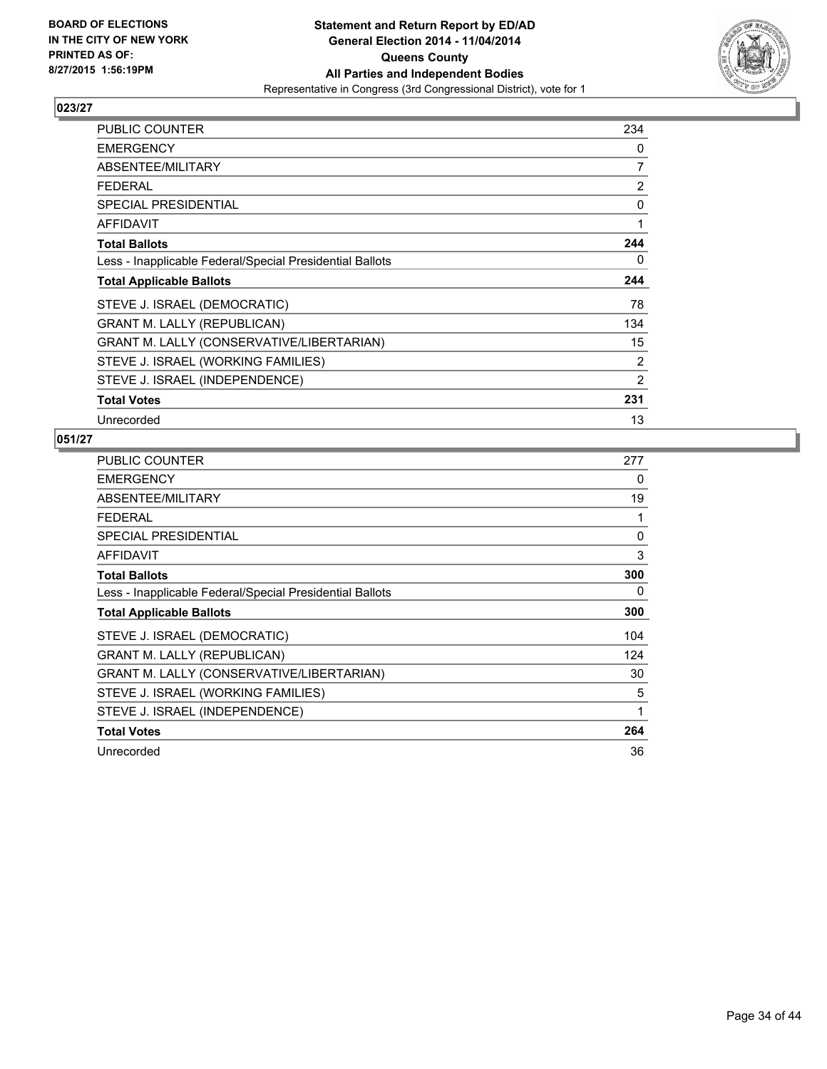BOARD OF ELECTIONS
IN THE CITY OF NEW YORK
PRINTED AS OF:
8/27/2015 1:56:19PM

**Statement and Return Report by ED/AD**
**General Election 2014 - 11/04/2014**
**Queens County**
**All Parties and Independent Bodies**
Representative in Congress (3rd Congressional District), vote for 1

## 023/27

| | |
|---|---|
| PUBLIC COUNTER | 234 |
| EMERGENCY | 0 |
| ABSENTEE/MILITARY | 7 |
| FEDERAL | 2 |
| SPECIAL PRESIDENTIAL | 0 |
| AFFIDAVIT | 1 |
| **Total Ballots** | **244** |
| Less - Inapplicable Federal/Special Presidential Ballots | 0 |
| **Total Applicable Ballots** | **244** |
| STEVE J. ISRAEL (DEMOCRATIC) | 78 |
| GRANT M. LALLY (REPUBLICAN) | 134 |
| GRANT M. LALLY (CONSERVATIVE/LIBERTARIAN) | 15 |
| STEVE J. ISRAEL (WORKING FAMILIES) | 2 |
| STEVE J. ISRAEL (INDEPENDENCE) | 2 |
| **Total Votes** | **231** |
| Unrecorded | 13 |

## 051/27

| | |
|---|---|
| PUBLIC COUNTER | 277 |
| EMERGENCY | 0 |
| ABSENTEE/MILITARY | 19 |
| FEDERAL | 1 |
| SPECIAL PRESIDENTIAL | 0 |
| AFFIDAVIT | 3 |
| **Total Ballots** | **300** |
| Less - Inapplicable Federal/Special Presidential Ballots | 0 |
| **Total Applicable Ballots** | **300** |
| STEVE J. ISRAEL (DEMOCRATIC) | 104 |
| GRANT M. LALLY (REPUBLICAN) | 124 |
| GRANT M. LALLY (CONSERVATIVE/LIBERTARIAN) | 30 |
| STEVE J. ISRAEL (WORKING FAMILIES) | 5 |
| STEVE J. ISRAEL (INDEPENDENCE) | 1 |
| **Total Votes** | **264** |
| Unrecorded | 36 |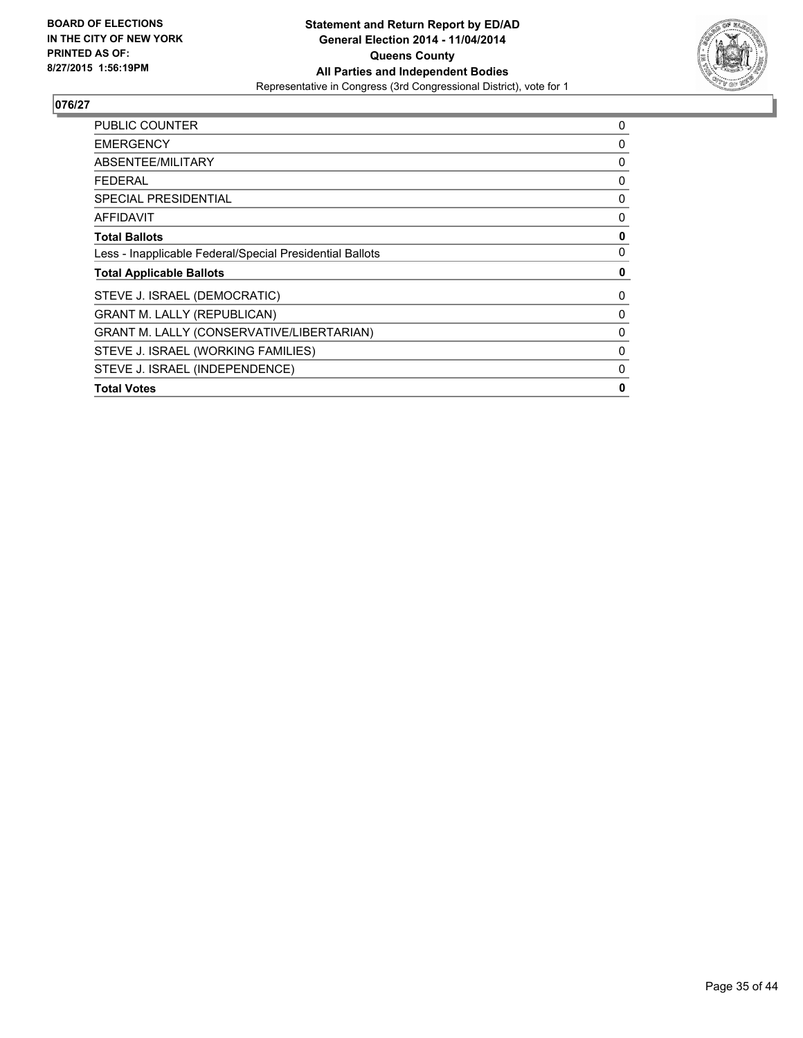**BOARD OF ELECTIONS IN THE CITY OF NEW YORK PRINTED AS OF: 8/27/2015 1:56:19PM**

**Statement and Return Report by ED/AD**
**General Election 2014 - 11/04/2014**
**Queens County**
**All Parties and Independent Bodies**
Representative in Congress (3rd Congressional District), vote for 1

**076/27**

| | |
|---|---|
| PUBLIC COUNTER | 0 |
| EMERGENCY | 0 |
| ABSENTEE/MILITARY | 0 |
| FEDERAL | 0 |
| SPECIAL PRESIDENTIAL | 0 |
| AFFIDAVIT | 0 |
| **Total Ballots** | **0** |
| Less - Inapplicable Federal/Special Presidential Ballots | 0 |
| **Total Applicable Ballots** | **0** |
| STEVE J. ISRAEL (DEMOCRATIC) | 0 |
| GRANT M. LALLY (REPUBLICAN) | 0 |
| GRANT M. LALLY (CONSERVATIVE/LIBERTARIAN) | 0 |
| STEVE J. ISRAEL (WORKING FAMILIES) | 0 |
| STEVE J. ISRAEL (INDEPENDENCE) | 0 |
| **Total Votes** | **0** |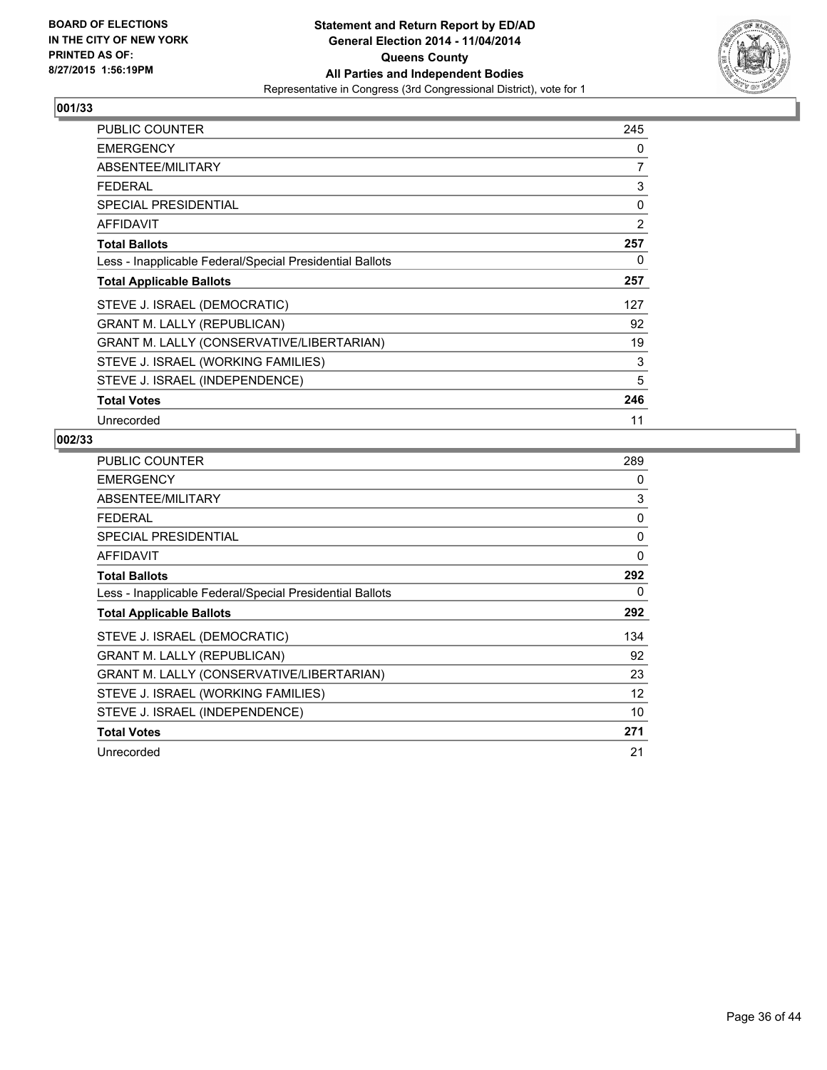**BOARD OF ELECTIONS IN THE CITY OF NEW YORK PRINTED AS OF: 8/27/2015 1:56:19PM**

**Statement and Return Report by ED/AD General Election 2014 - 11/04/2014 Queens County All Parties and Independent Bodies**

Representative in Congress (3rd Congressional District), vote for 1

## 001/33

| | |
|---|---|
| PUBLIC COUNTER | 245 |
| EMERGENCY | 0 |
| ABSENTEE/MILITARY | 7 |
| FEDERAL | 3 |
| SPECIAL PRESIDENTIAL | 0 |
| AFFIDAVIT | 2 |
| **Total Ballots** | **257** |
| Less - Inapplicable Federal/Special Presidential Ballots | 0 |
| **Total Applicable Ballots** | **257** |
| STEVE J. ISRAEL (DEMOCRATIC) | 127 |
| GRANT M. LALLY (REPUBLICAN) | 92 |
| GRANT M. LALLY (CONSERVATIVE/LIBERTARIAN) | 19 |
| STEVE J. ISRAEL (WORKING FAMILIES) | 3 |
| STEVE J. ISRAEL (INDEPENDENCE) | 5 |
| **Total Votes** | **246** |
| Unrecorded | 11 |

## 002/33

| | |
|---|---|
| PUBLIC COUNTER | 289 |
| EMERGENCY | 0 |
| ABSENTEE/MILITARY | 3 |
| FEDERAL | 0 |
| SPECIAL PRESIDENTIAL | 0 |
| AFFIDAVIT | 0 |
| **Total Ballots** | **292** |
| Less - Inapplicable Federal/Special Presidential Ballots | 0 |
| **Total Applicable Ballots** | **292** |
| STEVE J. ISRAEL (DEMOCRATIC) | 134 |
| GRANT M. LALLY (REPUBLICAN) | 92 |
| GRANT M. LALLY (CONSERVATIVE/LIBERTARIAN) | 23 |
| STEVE J. ISRAEL (WORKING FAMILIES) | 12 |
| STEVE J. ISRAEL (INDEPENDENCE) | 10 |
| **Total Votes** | **271** |
| Unrecorded | 21 |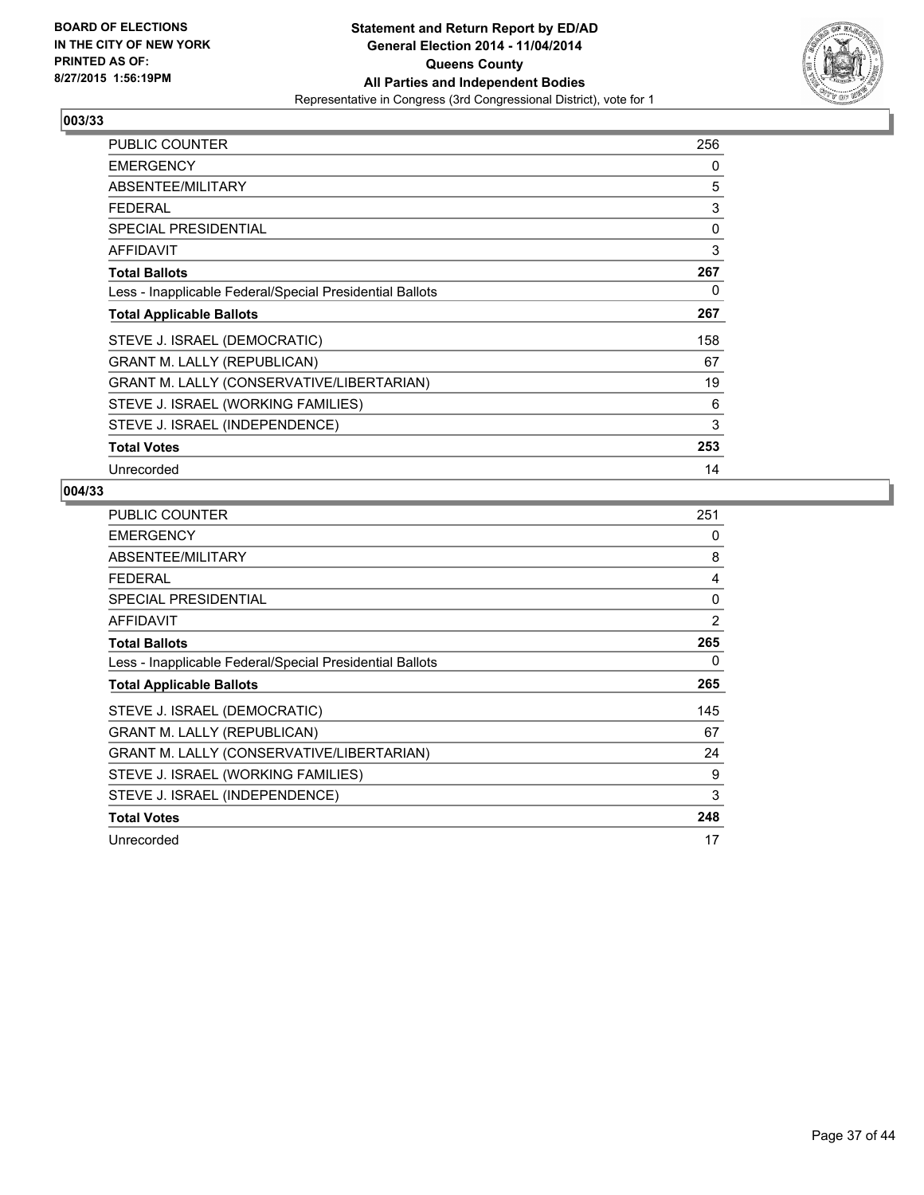BOARD OF ELECTIONS
IN THE CITY OF NEW YORK
PRINTED AS OF:
8/27/2015 1:56:19PM

**Statement and Return Report by ED/AD**
**General Election 2014 - 11/04/2014**
**Queens County**
**All Parties and Independent Bodies**
Representative in Congress (3rd Congressional District), vote for 1

## 003/33

| | |
|---|---|
| PUBLIC COUNTER | 256 |
| EMERGENCY | 0 |
| ABSENTEE/MILITARY | 5 |
| FEDERAL | 3 |
| SPECIAL PRESIDENTIAL | 0 |
| AFFIDAVIT | 3 |
| **Total Ballots** | **267** |
| Less - Inapplicable Federal/Special Presidential Ballots | 0 |
| **Total Applicable Ballots** | **267** |
| STEVE J. ISRAEL (DEMOCRATIC) | 158 |
| GRANT M. LALLY (REPUBLICAN) | 67 |
| GRANT M. LALLY (CONSERVATIVE/LIBERTARIAN) | 19 |
| STEVE J. ISRAEL (WORKING FAMILIES) | 6 |
| STEVE J. ISRAEL (INDEPENDENCE) | 3 |
| **Total Votes** | **253** |
| Unrecorded | 14 |

## 004/33

| | |
|---|---|
| PUBLIC COUNTER | 251 |
| EMERGENCY | 0 |
| ABSENTEE/MILITARY | 8 |
| FEDERAL | 4 |
| SPECIAL PRESIDENTIAL | 0 |
| AFFIDAVIT | 2 |
| **Total Ballots** | **265** |
| Less - Inapplicable Federal/Special Presidential Ballots | 0 |
| **Total Applicable Ballots** | **265** |
| STEVE J. ISRAEL (DEMOCRATIC) | 145 |
| GRANT M. LALLY (REPUBLICAN) | 67 |
| GRANT M. LALLY (CONSERVATIVE/LIBERTARIAN) | 24 |
| STEVE J. ISRAEL (WORKING FAMILIES) | 9 |
| STEVE J. ISRAEL (INDEPENDENCE) | 3 |
| **Total Votes** | **248** |
| Unrecorded | 17 |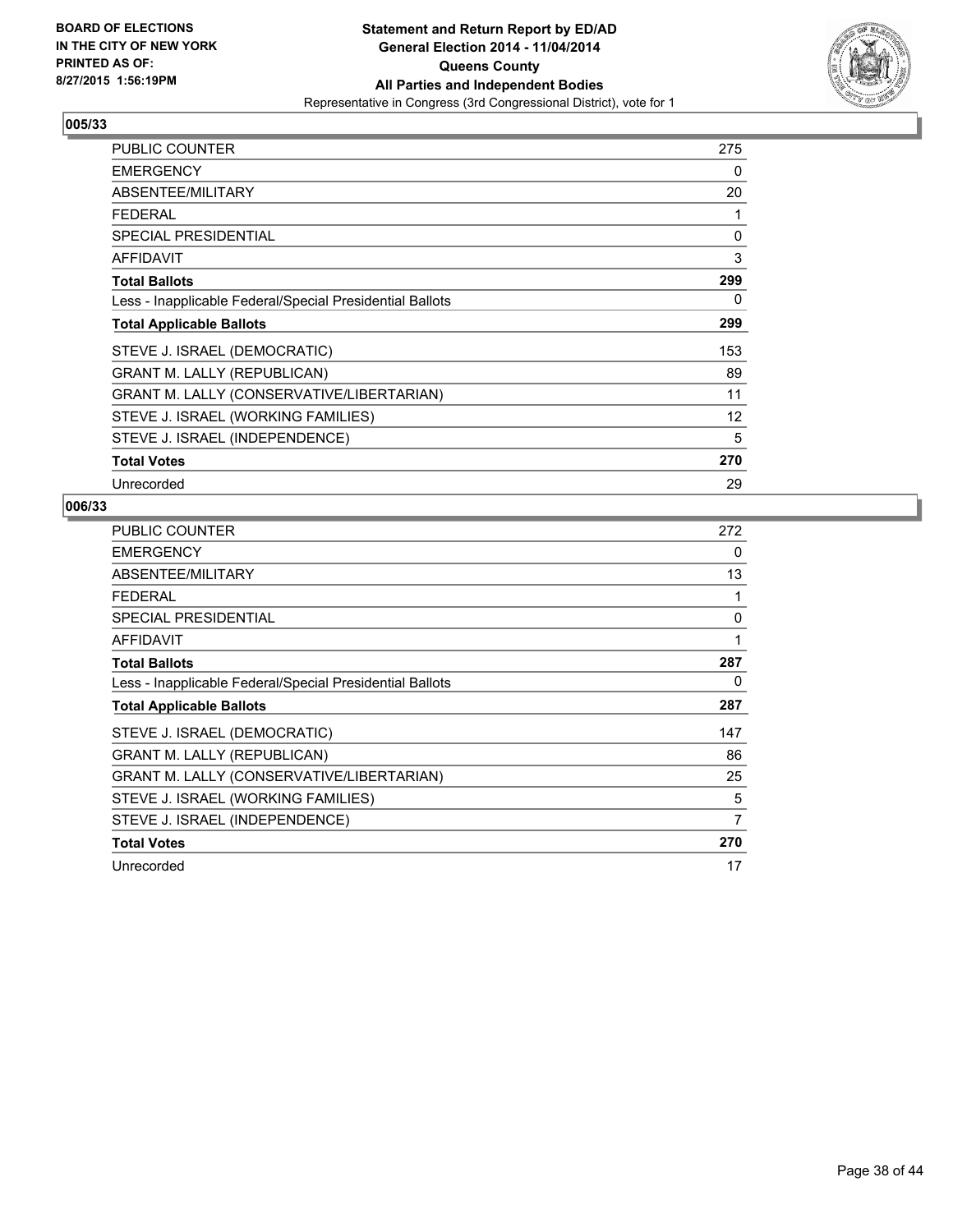**BOARD OF ELECTIONS IN THE CITY OF NEW YORK PRINTED AS OF: 8/27/2015 1:56:19PM**

**Statement and Return Report by ED/AD General Election 2014 - 11/04/2014 Queens County All Parties and Independent Bodies**
Representative in Congress (3rd Congressional District), vote for 1

### 005/33

| | |
|---|---|
| PUBLIC COUNTER | 275 |
| EMERGENCY | 0 |
| ABSENTEE/MILITARY | 20 |
| FEDERAL | 1 |
| SPECIAL PRESIDENTIAL | 0 |
| AFFIDAVIT | 3 |
| **Total Ballots** | **299** |
| Less - Inapplicable Federal/Special Presidential Ballots | 0 |
| **Total Applicable Ballots** | **299** |
| STEVE J. ISRAEL (DEMOCRATIC) | 153 |
| GRANT M. LALLY (REPUBLICAN) | 89 |
| GRANT M. LALLY (CONSERVATIVE/LIBERTARIAN) | 11 |
| STEVE J. ISRAEL (WORKING FAMILIES) | 12 |
| STEVE J. ISRAEL (INDEPENDENCE) | 5 |
| **Total Votes** | **270** |
| Unrecorded | 29 |

### 006/33

| | |
|---|---|
| PUBLIC COUNTER | 272 |
| EMERGENCY | 0 |
| ABSENTEE/MILITARY | 13 |
| FEDERAL | 1 |
| SPECIAL PRESIDENTIAL | 0 |
| AFFIDAVIT | 1 |
| **Total Ballots** | **287** |
| Less - Inapplicable Federal/Special Presidential Ballots | 0 |
| **Total Applicable Ballots** | **287** |
| STEVE J. ISRAEL (DEMOCRATIC) | 147 |
| GRANT M. LALLY (REPUBLICAN) | 86 |
| GRANT M. LALLY (CONSERVATIVE/LIBERTARIAN) | 25 |
| STEVE J. ISRAEL (WORKING FAMILIES) | 5 |
| STEVE J. ISRAEL (INDEPENDENCE) | 7 |
| **Total Votes** | **270** |
| Unrecorded | 17 |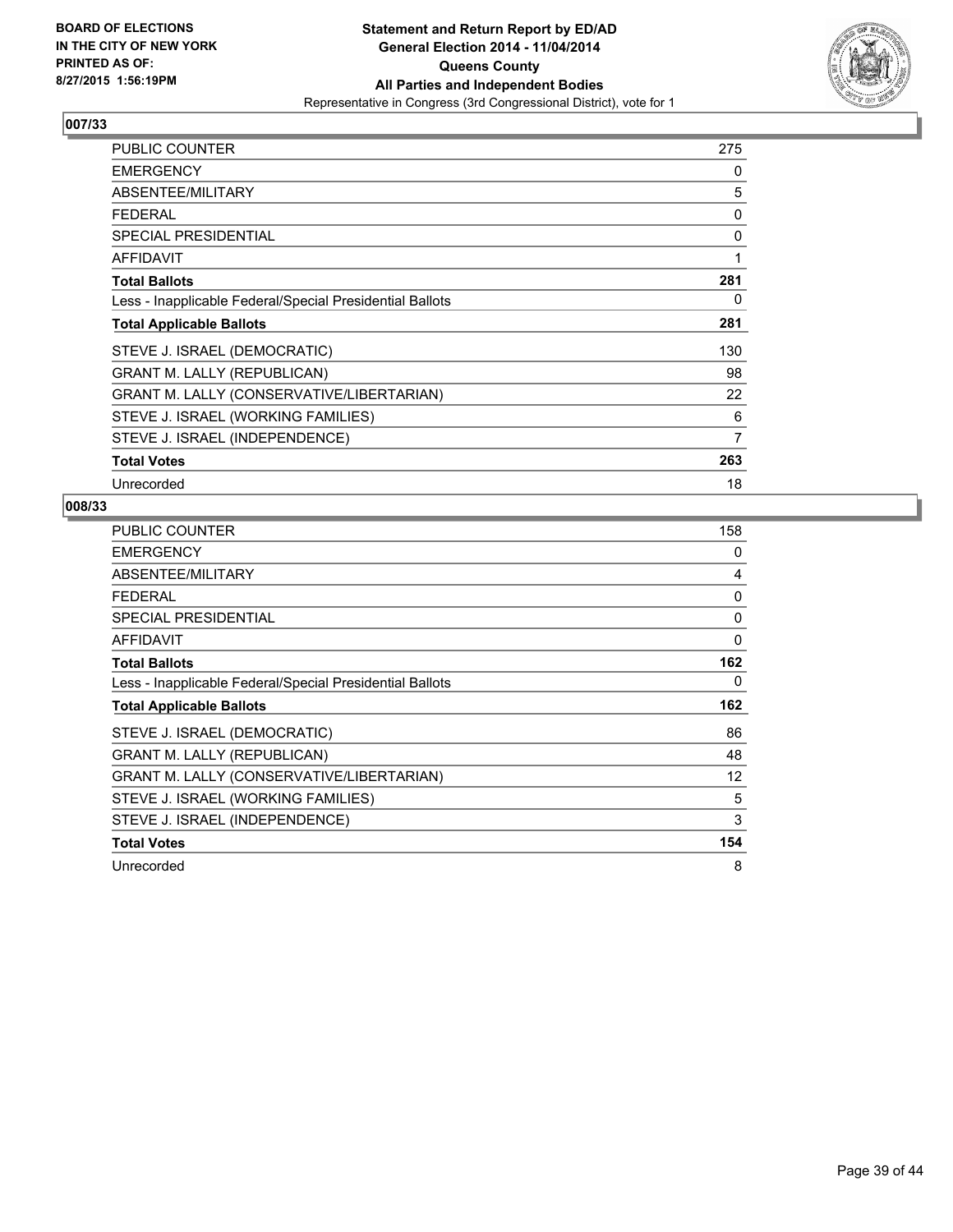**BOARD OF ELECTIONS IN THE CITY OF NEW YORK PRINTED AS OF: 8/27/2015 1:56:19PM**

**Statement and Return Report by ED/AD General Election 2014 - 11/04/2014 Queens County All Parties and Independent Bodies**
Representative in Congress (3rd Congressional District), vote for 1

### 007/33

| | |
|---|---|
| PUBLIC COUNTER | 275 |
| EMERGENCY | 0 |
| ABSENTEE/MILITARY | 5 |
| FEDERAL | 0 |
| SPECIAL PRESIDENTIAL | 0 |
| AFFIDAVIT | 1 |
| **Total Ballots** | **281** |
| Less - Inapplicable Federal/Special Presidential Ballots | 0 |
| **Total Applicable Ballots** | **281** |
| STEVE J. ISRAEL (DEMOCRATIC) | 130 |
| GRANT M. LALLY (REPUBLICAN) | 98 |
| GRANT M. LALLY (CONSERVATIVE/LIBERTARIAN) | 22 |
| STEVE J. ISRAEL (WORKING FAMILIES) | 6 |
| STEVE J. ISRAEL (INDEPENDENCE) | 7 |
| **Total Votes** | **263** |
| Unrecorded | 18 |

### 008/33

| | |
|---|---|
| PUBLIC COUNTER | 158 |
| EMERGENCY | 0 |
| ABSENTEE/MILITARY | 4 |
| FEDERAL | 0 |
| SPECIAL PRESIDENTIAL | 0 |
| AFFIDAVIT | 0 |
| **Total Ballots** | **162** |
| Less - Inapplicable Federal/Special Presidential Ballots | 0 |
| **Total Applicable Ballots** | **162** |
| STEVE J. ISRAEL (DEMOCRATIC) | 86 |
| GRANT M. LALLY (REPUBLICAN) | 48 |
| GRANT M. LALLY (CONSERVATIVE/LIBERTARIAN) | 12 |
| STEVE J. ISRAEL (WORKING FAMILIES) | 5 |
| STEVE J. ISRAEL (INDEPENDENCE) | 3 |
| **Total Votes** | **154** |
| Unrecorded | 8 |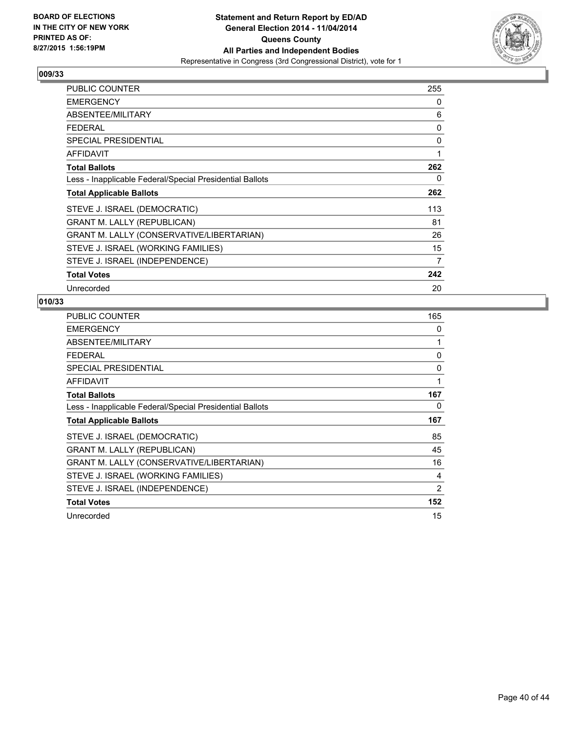**BOARD OF ELECTIONS IN THE CITY OF NEW YORK PRINTED AS OF: 8/27/2015 1:56:19PM**

**Statement and Return Report by ED/AD General Election 2014 - 11/04/2014 Queens County All Parties and Independent Bodies**

Representative in Congress (3rd Congressional District), vote for 1

### 009/33

| | |
|---|---|
| PUBLIC COUNTER | 255 |
| EMERGENCY | 0 |
| ABSENTEE/MILITARY | 6 |
| FEDERAL | 0 |
| SPECIAL PRESIDENTIAL | 0 |
| AFFIDAVIT | 1 |
| **Total Ballots** | **262** |
| Less - Inapplicable Federal/Special Presidential Ballots | 0 |
| **Total Applicable Ballots** | **262** |
| STEVE J. ISRAEL (DEMOCRATIC) | 113 |
| GRANT M. LALLY (REPUBLICAN) | 81 |
| GRANT M. LALLY (CONSERVATIVE/LIBERTARIAN) | 26 |
| STEVE J. ISRAEL (WORKING FAMILIES) | 15 |
| STEVE J. ISRAEL (INDEPENDENCE) | 7 |
| **Total Votes** | **242** |
| Unrecorded | 20 |

### 010/33

| | |
|---|---|
| PUBLIC COUNTER | 165 |
| EMERGENCY | 0 |
| ABSENTEE/MILITARY | 1 |
| FEDERAL | 0 |
| SPECIAL PRESIDENTIAL | 0 |
| AFFIDAVIT | 1 |
| **Total Ballots** | **167** |
| Less - Inapplicable Federal/Special Presidential Ballots | 0 |
| **Total Applicable Ballots** | **167** |
| STEVE J. ISRAEL (DEMOCRATIC) | 85 |
| GRANT M. LALLY (REPUBLICAN) | 45 |
| GRANT M. LALLY (CONSERVATIVE/LIBERTARIAN) | 16 |
| STEVE J. ISRAEL (WORKING FAMILIES) | 4 |
| STEVE J. ISRAEL (INDEPENDENCE) | 2 |
| **Total Votes** | **152** |
| Unrecorded | 15 |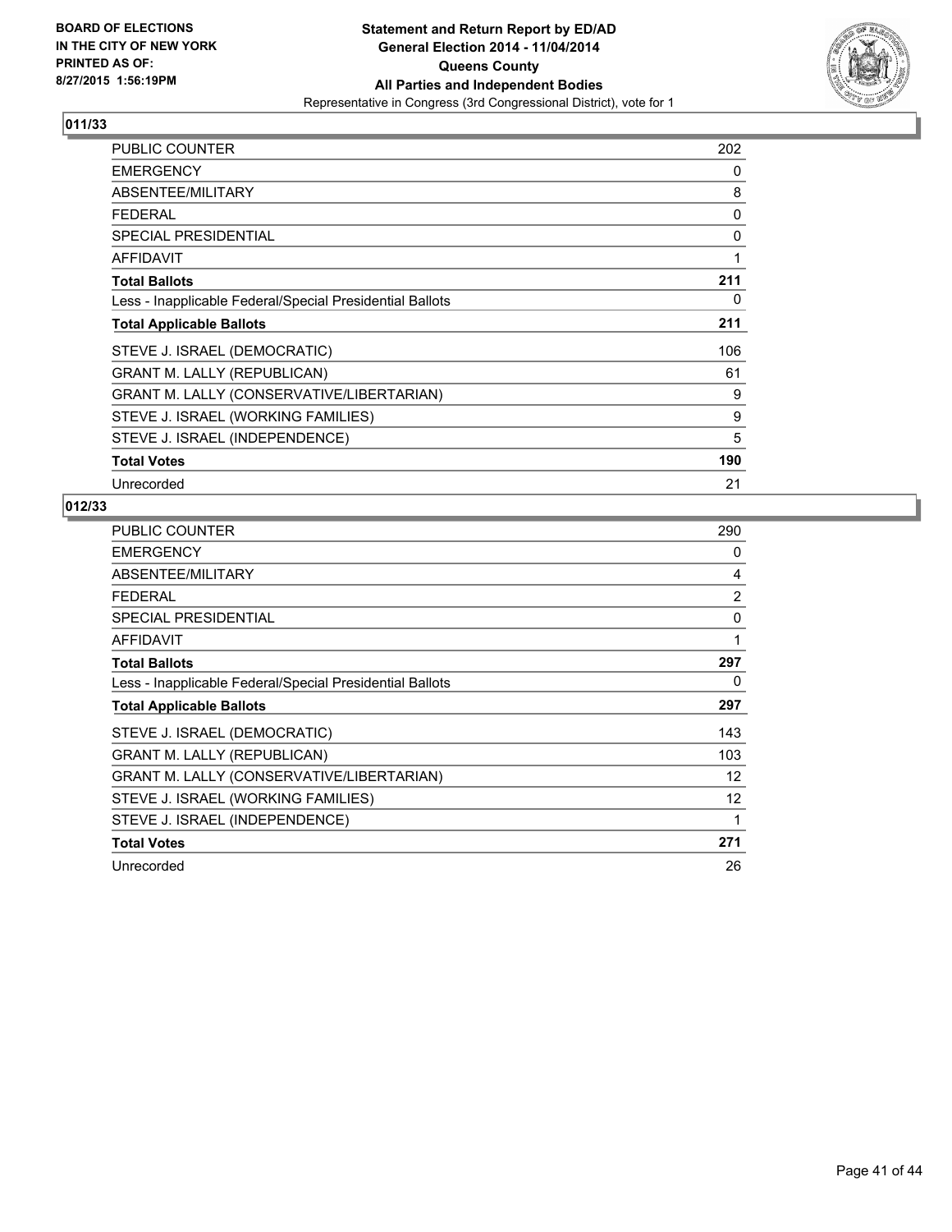**BOARD OF ELECTIONS IN THE CITY OF NEW YORK PRINTED AS OF: 8/27/2015 1:56:19PM**

**Statement and Return Report by ED/AD General Election 2014 - 11/04/2014 Queens County All Parties and Independent Bodies**
Representative in Congress (3rd Congressional District), vote for 1

## 011/33

| | |
|---|---|
| PUBLIC COUNTER | 202 |
| EMERGENCY | 0 |
| ABSENTEE/MILITARY | 8 |
| FEDERAL | 0 |
| SPECIAL PRESIDENTIAL | 0 |
| AFFIDAVIT | 1 |
| **Total Ballots** | **211** |
| Less - Inapplicable Federal/Special Presidential Ballots | 0 |
| **Total Applicable Ballots** | **211** |
| STEVE J. ISRAEL (DEMOCRATIC) | 106 |
| GRANT M. LALLY (REPUBLICAN) | 61 |
| GRANT M. LALLY (CONSERVATIVE/LIBERTARIAN) | 9 |
| STEVE J. ISRAEL (WORKING FAMILIES) | 9 |
| STEVE J. ISRAEL (INDEPENDENCE) | 5 |
| **Total Votes** | **190** |
| Unrecorded | 21 |

## 012/33

| | |
|---|---|
| PUBLIC COUNTER | 290 |
| EMERGENCY | 0 |
| ABSENTEE/MILITARY | 4 |
| FEDERAL | 2 |
| SPECIAL PRESIDENTIAL | 0 |
| AFFIDAVIT | 1 |
| **Total Ballots** | **297** |
| Less - Inapplicable Federal/Special Presidential Ballots | 0 |
| **Total Applicable Ballots** | **297** |
| STEVE J. ISRAEL (DEMOCRATIC) | 143 |
| GRANT M. LALLY (REPUBLICAN) | 103 |
| GRANT M. LALLY (CONSERVATIVE/LIBERTARIAN) | 12 |
| STEVE J. ISRAEL (WORKING FAMILIES) | 12 |
| STEVE J. ISRAEL (INDEPENDENCE) | 1 |
| **Total Votes** | **271** |
| Unrecorded | 26 |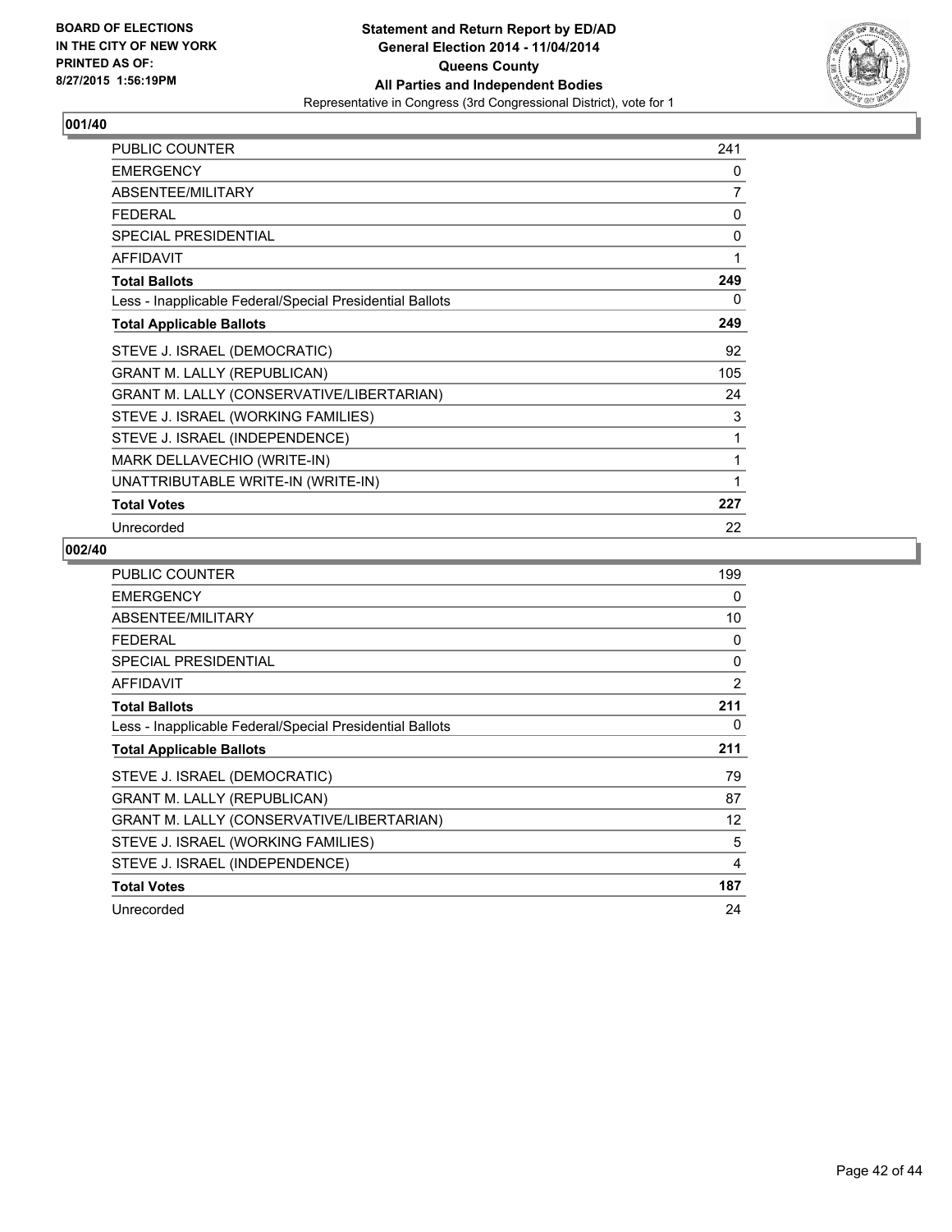**BOARD OF ELECTIONS IN THE CITY OF NEW YORK PRINTED AS OF: 8/27/2015 1:56:19PM**

**Statement and Return Report by ED/AD General Election 2014 - 11/04/2014 Queens County All Parties and Independent Bodies**

Representative in Congress (3rd Congressional District), vote for 1

## 001/40

| | |
|---|---|
| PUBLIC COUNTER | 241 |
| EMERGENCY | 0 |
| ABSENTEE/MILITARY | 7 |
| FEDERAL | 0 |
| SPECIAL PRESIDENTIAL | 0 |
| AFFIDAVIT | 1 |
| **Total Ballots** | **249** |
| Less - Inapplicable Federal/Special Presidential Ballots | 0 |
| **Total Applicable Ballots** | **249** |
| STEVE J. ISRAEL (DEMOCRATIC) | 92 |
| GRANT M. LALLY (REPUBLICAN) | 105 |
| GRANT M. LALLY (CONSERVATIVE/LIBERTARIAN) | 24 |
| STEVE J. ISRAEL (WORKING FAMILIES) | 3 |
| STEVE J. ISRAEL (INDEPENDENCE) | 1 |
| MARK DELLAVECHIO (WRITE-IN) | 1 |
| UNATTRIBUTABLE WRITE-IN (WRITE-IN) | 1 |
| **Total Votes** | **227** |
| Unrecorded | 22 |

## 002/40

| | |
|---|---|
| PUBLIC COUNTER | 199 |
| EMERGENCY | 0 |
| ABSENTEE/MILITARY | 10 |
| FEDERAL | 0 |
| SPECIAL PRESIDENTIAL | 0 |
| AFFIDAVIT | 2 |
| **Total Ballots** | **211** |
| Less - Inapplicable Federal/Special Presidential Ballots | 0 |
| **Total Applicable Ballots** | **211** |
| STEVE J. ISRAEL (DEMOCRATIC) | 79 |
| GRANT M. LALLY (REPUBLICAN) | 87 |
| GRANT M. LALLY (CONSERVATIVE/LIBERTARIAN) | 12 |
| STEVE J. ISRAEL (WORKING FAMILIES) | 5 |
| STEVE J. ISRAEL (INDEPENDENCE) | 4 |
| **Total Votes** | **187** |
| Unrecorded | 24 |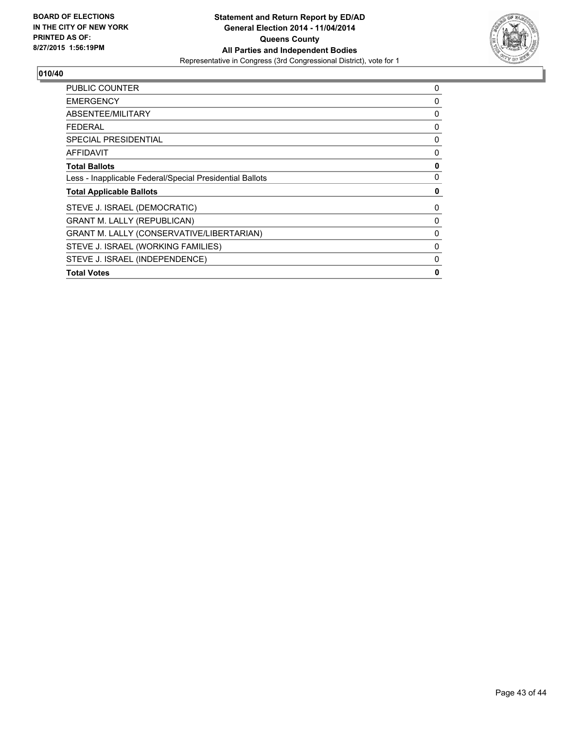**BOARD OF ELECTIONS IN THE CITY OF NEW YORK PRINTED AS OF: 8/27/2015 1:56:19PM**

**Statement and Return Report by ED/AD General Election 2014 - 11/04/2014 Queens County All Parties and Independent Bodies**
Representative in Congress (3rd Congressional District), vote for 1

## 010/40

| | |
|---|---|
| PUBLIC COUNTER | 0 |
| EMERGENCY | 0 |
| ABSENTEE/MILITARY | 0 |
| FEDERAL | 0 |
| SPECIAL PRESIDENTIAL | 0 |
| AFFIDAVIT | 0 |
| **Total Ballots** | **0** |
| Less - Inapplicable Federal/Special Presidential Ballots | 0 |
| **Total Applicable Ballots** | **0** |
| STEVE J. ISRAEL (DEMOCRATIC) | 0 |
| GRANT M. LALLY (REPUBLICAN) | 0 |
| GRANT M. LALLY (CONSERVATIVE/LIBERTARIAN) | 0 |
| STEVE J. ISRAEL (WORKING FAMILIES) | 0 |
| STEVE J. ISRAEL (INDEPENDENCE) | 0 |
| **Total Votes** | **0** |